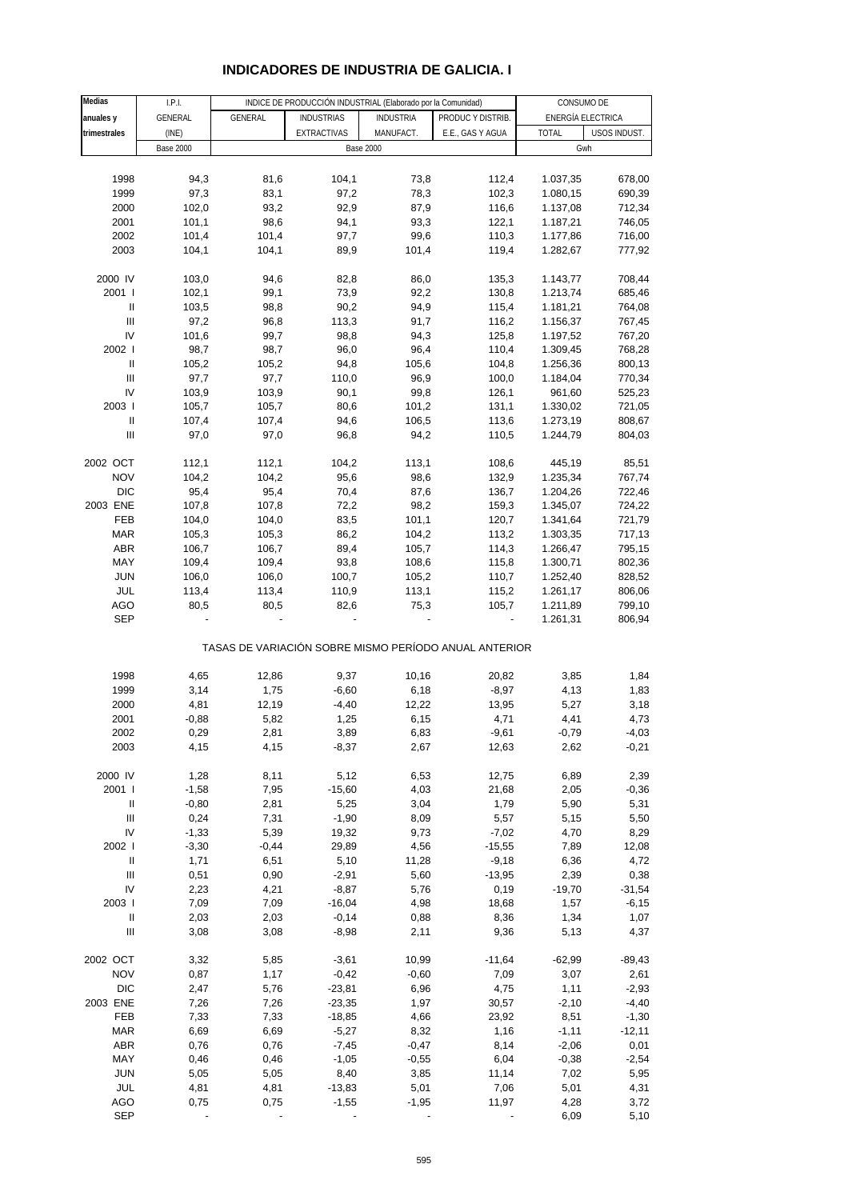# INDICADORES DE INDUSTRIA DE GALICIA. I

| Medias anuales y trimestrales | I.P.I. GENERAL (INE) | INDICE DE PRODUCCIÓN INDUSTRIAL (Elaborado por la Comunidad) | | | | CONSUMO DE ENERGÍA ELECTRICA | |
|---|---|---|---|---|---|---|---|
| | | GENERAL | INDUSTRIAS EXTRACTIVAS | INDUSTRIA MANUFACT. | PRODUC Y DISTRIB. E.E., GAS Y AGUA | TOTAL | USOS INDUST. |
| | Base 2000 | Base 2000 | | | | Gwh | |
| 1998 | 94,3 | 81,6 | 104,1 | 73,8 | 112,4 | 1.037,35 | 678,00 |
| 1999 | 97,3 | 83,1 | 97,2 | 78,3 | 102,3 | 1.080,15 | 690,39 |
| 2000 | 102,0 | 93,2 | 92,9 | 87,9 | 116,6 | 1.137,08 | 712,34 |
| 2001 | 101,1 | 98,6 | 94,1 | 93,3 | 122,1 | 1.187,21 | 746,05 |
| 2002 | 101,4 | 101,4 | 97,7 | 99,6 | 110,3 | 1.177,86 | 716,00 |
| 2003 | 104,1 | 104,1 | 89,9 | 101,4 | 119,4 | 1.282,67 | 777,92 |
| 2000 IV | 103,0 | 94,6 | 82,8 | 86,0 | 135,3 | 1.143,77 | 708,44 |
| 2001 I | 102,1 | 99,1 | 73,9 | 92,2 | 130,8 | 1.213,74 | 685,46 |
| II | 103,5 | 98,8 | 90,2 | 94,9 | 115,4 | 1.181,21 | 764,08 |
| III | 97,2 | 96,8 | 113,3 | 91,7 | 116,2 | 1.156,37 | 767,45 |
| IV | 101,6 | 99,7 | 98,8 | 94,3 | 125,8 | 1.197,52 | 767,20 |
| 2002 I | 98,7 | 98,7 | 96,0 | 96,4 | 110,4 | 1.309,45 | 768,28 |
| II | 105,2 | 105,2 | 94,8 | 105,6 | 104,8 | 1.256,36 | 800,13 |
| III | 97,7 | 97,7 | 110,0 | 96,9 | 100,0 | 1.184,04 | 770,34 |
| IV | 103,9 | 103,9 | 90,1 | 99,8 | 126,1 | 961,60 | 525,23 |
| 2003 I | 105,7 | 105,7 | 80,6 | 101,2 | 131,1 | 1.330,02 | 721,05 |
| II | 107,4 | 107,4 | 94,6 | 106,5 | 113,6 | 1.273,19 | 808,67 |
| III | 97,0 | 97,0 | 96,8 | 94,2 | 110,5 | 1.244,79 | 804,03 |
| 2002 OCT | 112,1 | 112,1 | 104,2 | 113,1 | 108,6 | 445,19 | 85,51 |
| NOV | 104,2 | 104,2 | 95,6 | 98,6 | 132,9 | 1.235,34 | 767,74 |
| DIC | 95,4 | 95,4 | 70,4 | 87,6 | 136,7 | 1.204,26 | 722,46 |
| 2003 ENE | 107,8 | 107,8 | 72,2 | 98,2 | 159,3 | 1.345,07 | 724,22 |
| FEB | 104,0 | 104,0 | 83,5 | 101,1 | 120,7 | 1.341,64 | 721,79 |
| MAR | 105,3 | 105,3 | 86,2 | 104,2 | 113,2 | 1.303,35 | 717,13 |
| ABR | 106,7 | 106,7 | 89,4 | 105,7 | 114,3 | 1.266,47 | 795,15 |
| MAY | 109,4 | 109,4 | 93,8 | 108,6 | 115,8 | 1.300,71 | 802,36 |
| JUN | 106,0 | 106,0 | 100,7 | 105,2 | 110,7 | 1.252,40 | 828,52 |
| JUL | 113,4 | 113,4 | 110,9 | 113,1 | 115,2 | 1.261,17 | 806,06 |
| AGO | 80,5 | 80,5 | 82,6 | 75,3 | 105,7 | 1.211,89 | 799,10 |
| SEP | - | - | - | - | - | 1.261,31 | 806,94 |
| | | TASAS DE VARIACIÓN SOBRE MISMO PERÍODO ANUAL ANTERIOR | | | | | |
| 1998 | 4,65 | 12,86 | 9,37 | 10,16 | 20,82 | 3,85 | 1,84 |
| 1999 | 3,14 | 1,75 | -6,60 | 6,18 | -8,97 | 4,13 | 1,83 |
| 2000 | 4,81 | 12,19 | -4,40 | 12,22 | 13,95 | 5,27 | 3,18 |
| 2001 | -0,88 | 5,82 | 1,25 | 6,15 | 4,71 | 4,41 | 4,73 |
| 2002 | 0,29 | 2,81 | 3,89 | 6,83 | -9,61 | -0,79 | -4,03 |
| 2003 | 4,15 | 4,15 | -8,37 | 2,67 | 12,63 | 2,62 | -0,21 |
| 2000 IV | 1,28 | 8,11 | 5,12 | 6,53 | 12,75 | 6,89 | 2,39 |
| 2001 I | -1,58 | 7,95 | -15,60 | 4,03 | 21,68 | 2,05 | -0,36 |
| II | -0,80 | 2,81 | 5,25 | 3,04 | 1,79 | 5,90 | 5,31 |
| III | 0,24 | 7,31 | -1,90 | 8,09 | 5,57 | 5,15 | 5,50 |
| IV | -1,33 | 5,39 | 19,32 | 9,73 | -7,02 | 4,70 | 8,29 |
| 2002 I | -3,30 | -0,44 | 29,89 | 4,56 | -15,55 | 7,89 | 12,08 |
| II | 1,71 | 6,51 | 5,10 | 11,28 | -9,18 | 6,36 | 4,72 |
| III | 0,51 | 0,90 | -2,91 | 5,60 | -13,95 | 2,39 | 0,38 |
| IV | 2,23 | 4,21 | -8,87 | 5,76 | 0,19 | -19,70 | -31,54 |
| 2003 I | 7,09 | 7,09 | -16,04 | 4,98 | 18,68 | 1,57 | -6,15 |
| II | 2,03 | 2,03 | -0,14 | 0,88 | 8,36 | 1,34 | 1,07 |
| III | 3,08 | 3,08 | -8,98 | 2,11 | 9,36 | 5,13 | 4,37 |
| 2002 OCT | 3,32 | 5,85 | -3,61 | 10,99 | -11,64 | -62,99 | -89,43 |
| NOV | 0,87 | 1,17 | -0,42 | -0,60 | 7,09 | 3,07 | 2,61 |
| DIC | 2,47 | 5,76 | -23,81 | 6,96 | 4,75 | 1,11 | -2,93 |
| 2003 ENE | 7,26 | 7,26 | -23,35 | 1,97 | 30,57 | -2,10 | -4,40 |
| FEB | 7,33 | 7,33 | -18,85 | 4,66 | 23,92 | 8,51 | -1,30 |
| MAR | 6,69 | 6,69 | -5,27 | 8,32 | 1,16 | -1,11 | -12,11 |
| ABR | 0,76 | 0,76 | -7,45 | -0,47 | 8,14 | -2,06 | 0,01 |
| MAY | 0,46 | 0,46 | -1,05 | -0,55 | 6,04 | -0,38 | -2,54 |
| JUN | 5,05 | 5,05 | 8,40 | 3,85 | 11,14 | 7,02 | 5,95 |
| JUL | 4,81 | 4,81 | -13,83 | 5,01 | 7,06 | 5,01 | 4,31 |
| AGO | 0,75 | 0,75 | -1,55 | -1,95 | 11,97 | 4,28 | 3,72 |
| SEP | - | - | - | - | - | 6,09 | 5,10 |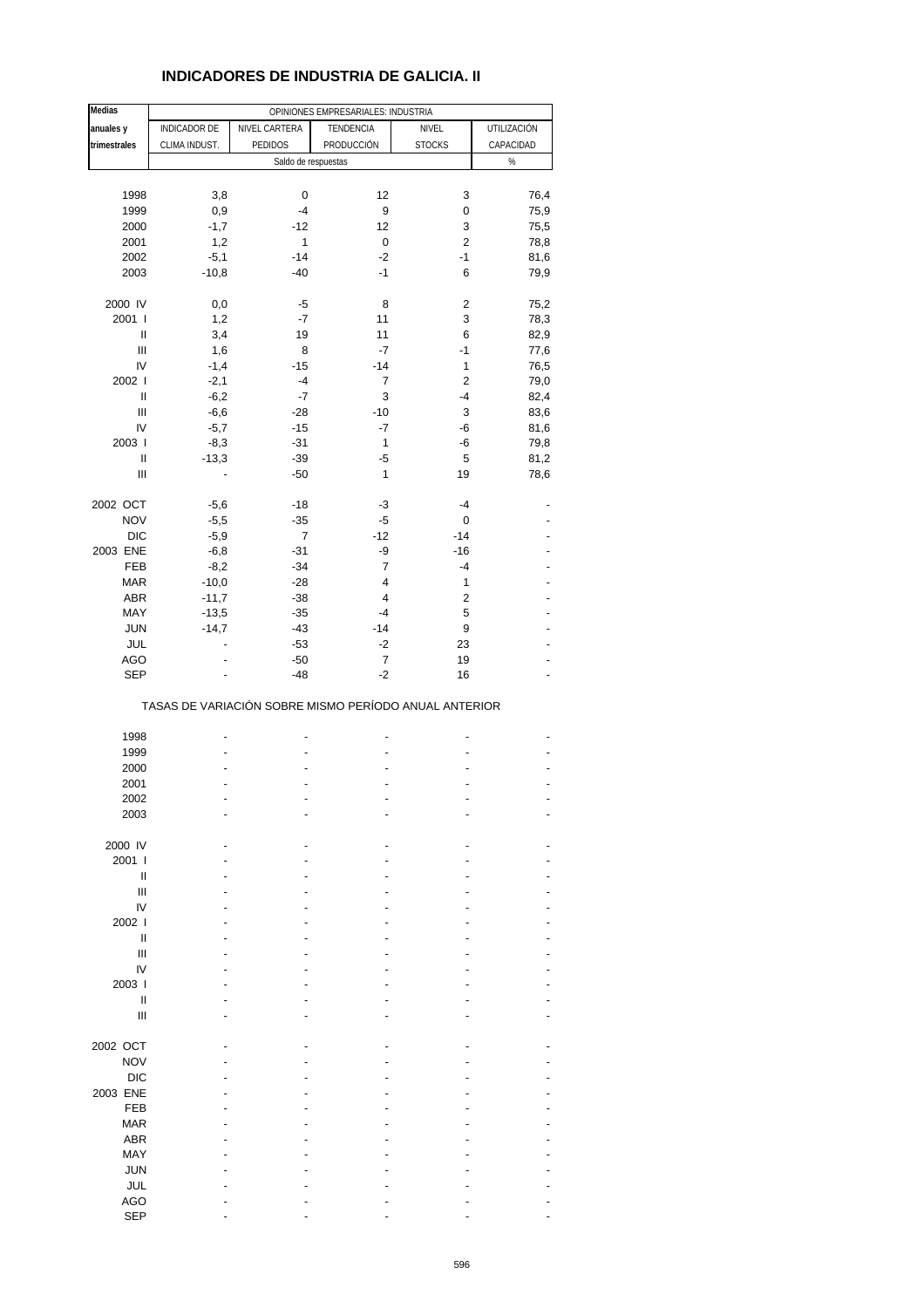# INDICADORES DE INDUSTRIA DE GALICIA. II

| Medias anuales y trimestrales | OPINIONES EMPRESARIALES: INDUSTRIA | | | | |
|---|---|---|---|---|---|
| | INDICADOR DE CLIMA INDUST. | NIVEL CARTERA PEDIDOS | TENDENCIA PRODUCCIÓN | NIVEL STOCKS | UTILIZACIÓN CAPACIDAD |
| | Saldo de respuestas | | | | % |
| 1998 | 3,8 | 0 | 12 | 3 | 76,4 |
| 1999 | 0,9 | -4 | 9 | 0 | 75,9 |
| 2000 | -1,7 | -12 | 12 | 3 | 75,5 |
| 2001 | 1,2 | 1 | 0 | 2 | 78,8 |
| 2002 | -5,1 | -14 | -2 | -1 | 81,6 |
| 2003 | -10,8 | -40 | -1 | 6 | 79,9 |
| 2000 IV | 0,0 | -5 | 8 | 2 | 75,2 |
| 2001 I | 1,2 | -7 | 11 | 3 | 78,3 |
| II | 3,4 | 19 | 11 | 6 | 82,9 |
| III | 1,6 | 8 | -7 | -1 | 77,6 |
| IV | -1,4 | -15 | -14 | 1 | 76,5 |
| 2002 I | -2,1 | -4 | 7 | 2 | 79,0 |
| II | -6,2 | -7 | 3 | -4 | 82,4 |
| III | -6,6 | -28 | -10 | 3 | 83,6 |
| IV | -5,7 | -15 | -7 | -6 | 81,6 |
| 2003 I | -8,3 | -31 | 1 | -6 | 79,8 |
| II | -13,3 | -39 | -5 | 5 | 81,2 |
| III | - | -50 | 1 | 19 | 78,6 |
| 2002 OCT | -5,6 | -18 | -3 | -4 | - |
| NOV | -5,5 | -35 | -5 | 0 | - |
| DIC | -5,9 | 7 | -12 | -14 | - |
| 2003 ENE | -6,8 | -31 | -9 | -16 | - |
| FEB | -8,2 | -34 | 7 | -4 | - |
| MAR | -10,0 | -28 | 4 | 1 | - |
| ABR | -11,7 | -38 | 4 | 2 | - |
| MAY | -13,5 | -35 | -4 | 5 | - |
| JUN | -14,7 | -43 | -14 | 9 | - |
| JUL | - | -53 | -2 | 23 | - |
| AGO | - | -50 | 7 | 19 | - |
| SEP | - | -48 | -2 | 16 | - |

TASAS DE VARIACIÓN SOBRE MISMO PERÍODO ANUAL ANTERIOR

| | INDICADOR DE CLIMA INDUST. | NIVEL CARTERA PEDIDOS | TENDENCIA PRODUCCIÓN | NIVEL STOCKS | UTILIZACIÓN CAPACIDAD |
|---|---|---|---|---|---|
| 1998 | - | - | - | - | - |
| 1999 | - | - | - | - | - |
| 2000 | - | - | - | - | - |
| 2001 | - | - | - | - | - |
| 2002 | - | - | - | - | - |
| 2003 | - | - | - | - | - |
| 2000 IV | - | - | - | - | - |
| 2001 I | - | - | - | - | - |
| II | - | - | - | - | - |
| III | - | - | - | - | - |
| IV | - | - | - | - | - |
| 2002 I | - | - | - | - | - |
| II | - | - | - | - | - |
| III | - | - | - | - | - |
| IV | - | - | - | - | - |
| 2003 I | - | - | - | - | - |
| II | - | - | - | - | - |
| III | - | - | - | - | - |
| 2002 OCT | - | - | - | - | - |
| NOV | - | - | - | - | - |
| DIC | - | - | - | - | - |
| 2003 ENE | - | - | - | - | - |
| FEB | - | - | - | - | - |
| MAR | - | - | - | - | - |
| ABR | - | - | - | - | - |
| MAY | - | - | - | - | - |
| JUN | - | - | - | - | - |
| JUL | - | - | - | - | - |
| AGO | - | - | - | - | - |
| SEP | - | - | - | - | - |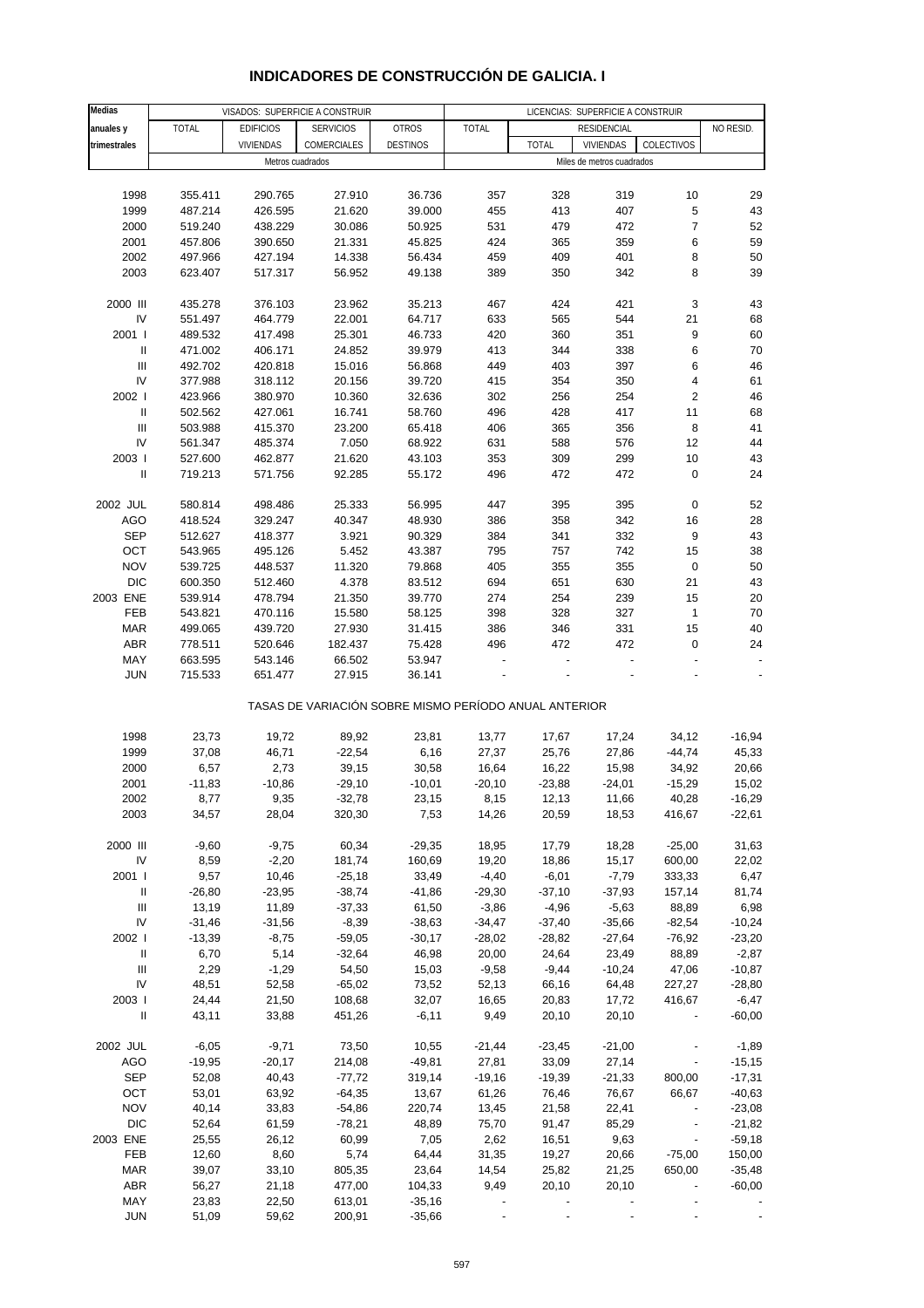# INDICADORES DE CONSTRUCCIÓN DE GALICIA. I

| Medias anuales y trimestrales | VISADOS: SUPERFICIE A CONSTRUIR | | | | LICENCIAS: SUPERFICIE A CONSTRUIR | | | | |
|---|---|---|---|---|---|---|---|---|---|
| | TOTAL | EDIFICIOS VIVIENDAS | SERVICIOS COMERCIALES | OTROS DESTINOS | TOTAL | RESIDENCIAL | | | NO RESID. |
| | | | | | | TOTAL | VIVIENDAS | COLECTIVOS | |
| | Metros cuadrados | | | | Miles de metros cuadrados | | | | |
| 1998 | 355.411 | 290.765 | 27.910 | 36.736 | 357 | 328 | 319 | 10 | 29 |
| 1999 | 487.214 | 426.595 | 21.620 | 39.000 | 455 | 413 | 407 | 5 | 43 |
| 2000 | 519.240 | 438.229 | 30.086 | 50.925 | 531 | 479 | 472 | 7 | 52 |
| 2001 | 457.806 | 390.650 | 21.331 | 45.825 | 424 | 365 | 359 | 6 | 59 |
| 2002 | 497.966 | 427.194 | 14.338 | 56.434 | 459 | 409 | 401 | 8 | 50 |
| 2003 | 623.407 | 517.317 | 56.952 | 49.138 | 389 | 350 | 342 | 8 | 39 |
| 2000 III | 435.278 | 376.103 | 23.962 | 35.213 | 467 | 424 | 421 | 3 | 43 |
| IV | 551.497 | 464.779 | 22.001 | 64.717 | 633 | 565 | 544 | 21 | 68 |
| 2001 I | 489.532 | 417.498 | 25.301 | 46.733 | 420 | 360 | 351 | 9 | 60 |
| II | 471.002 | 406.171 | 24.852 | 39.979 | 413 | 344 | 338 | 6 | 70 |
| III | 492.702 | 420.818 | 15.016 | 56.868 | 449 | 403 | 397 | 6 | 46 |
| IV | 377.988 | 318.112 | 20.156 | 39.720 | 415 | 354 | 350 | 4 | 61 |
| 2002 I | 423.966 | 380.970 | 10.360 | 32.636 | 302 | 256 | 254 | 2 | 46 |
| II | 502.562 | 427.061 | 16.741 | 58.760 | 496 | 428 | 417 | 11 | 68 |
| III | 503.988 | 415.370 | 23.200 | 65.418 | 406 | 365 | 356 | 8 | 41 |
| IV | 561.347 | 485.374 | 7.050 | 68.922 | 631 | 588 | 576 | 12 | 44 |
| 2003 I | 527.600 | 462.877 | 21.620 | 43.103 | 353 | 309 | 299 | 10 | 43 |
| II | 719.213 | 571.756 | 92.285 | 55.172 | 496 | 472 | 472 | 0 | 24 |
| 2002 JUL | 580.814 | 498.486 | 25.333 | 56.995 | 447 | 395 | 395 | 0 | 52 |
| AGO | 418.524 | 329.247 | 40.347 | 48.930 | 386 | 358 | 342 | 16 | 28 |
| SEP | 512.627 | 418.377 | 3.921 | 90.329 | 384 | 341 | 332 | 9 | 43 |
| OCT | 543.965 | 495.126 | 5.452 | 43.387 | 795 | 757 | 742 | 15 | 38 |
| NOV | 539.725 | 448.537 | 11.320 | 79.868 | 405 | 355 | 355 | 0 | 50 |
| DIC | 600.350 | 512.460 | 4.378 | 83.512 | 694 | 651 | 630 | 21 | 43 |
| 2003 ENE | 539.914 | 478.794 | 21.350 | 39.770 | 274 | 254 | 239 | 15 | 20 |
| FEB | 543.821 | 470.116 | 15.580 | 58.125 | 398 | 328 | 327 | 1 | 70 |
| MAR | 499.065 | 439.720 | 27.930 | 31.415 | 386 | 346 | 331 | 15 | 40 |
| ABR | 778.511 | 520.646 | 182.437 | 75.428 | 496 | 472 | 472 | 0 | 24 |
| MAY | 663.595 | 543.146 | 66.502 | 53.947 | - | - | - | - | - |
| JUN | 715.533 | 651.477 | 27.915 | 36.141 | - | - | - | - | - |
| TASAS DE VARIACIÓN SOBRE MISMO PERÍODO ANUAL ANTERIOR | | | | | | | | | |
| 1998 | 23,73 | 19,72 | 89,92 | 23,81 | 13,77 | 17,67 | 17,24 | 34,12 | -16,94 |
| 1999 | 37,08 | 46,71 | -22,54 | 6,16 | 27,37 | 25,76 | 27,86 | -44,74 | 45,33 |
| 2000 | 6,57 | 2,73 | 39,15 | 30,58 | 16,64 | 16,22 | 15,98 | 34,92 | 20,66 |
| 2001 | -11,83 | -10,86 | -29,10 | -10,01 | -20,10 | -23,88 | -24,01 | -15,29 | 15,02 |
| 2002 | 8,77 | 9,35 | -32,78 | 23,15 | 8,15 | 12,13 | 11,66 | 40,28 | -16,29 |
| 2003 | 34,57 | 28,04 | 320,30 | 7,53 | 14,26 | 20,59 | 18,53 | 416,67 | -22,61 |
| 2000 III | -9,60 | -9,75 | 60,34 | -29,35 | 18,95 | 17,79 | 18,28 | -25,00 | 31,63 |
| IV | 8,59 | -2,20 | 181,74 | 160,69 | 19,20 | 18,86 | 15,17 | 600,00 | 22,02 |
| 2001 I | 9,57 | 10,46 | -25,18 | 33,49 | -4,40 | -6,01 | -7,79 | 333,33 | 6,47 |
| II | -26,80 | -23,95 | -38,74 | -41,86 | -29,30 | -37,10 | -37,93 | 157,14 | 81,74 |
| III | 13,19 | 11,89 | -37,33 | 61,50 | -3,86 | -4,96 | -5,63 | 88,89 | 6,98 |
| IV | -31,46 | -31,56 | -8,39 | -38,63 | -34,47 | -37,40 | -35,66 | -82,54 | -10,24 |
| 2002 I | -13,39 | -8,75 | -59,05 | -30,17 | -28,02 | -28,82 | -27,64 | -76,92 | -23,20 |
| II | 6,70 | 5,14 | -32,64 | 46,98 | 20,00 | 24,64 | 23,49 | 88,89 | -2,87 |
| III | 2,29 | -1,29 | 54,50 | 15,03 | -9,58 | -9,44 | -10,24 | 47,06 | -10,87 |
| IV | 48,51 | 52,58 | -65,02 | 73,52 | 52,13 | 66,16 | 64,48 | 227,27 | -28,80 |
| 2003 I | 24,44 | 21,50 | 108,68 | 32,07 | 16,65 | 20,83 | 17,72 | 416,67 | -6,47 |
| II | 43,11 | 33,88 | 451,26 | -6,11 | 9,49 | 20,10 | 20,10 | - | -60,00 |
| 2002 JUL | -6,05 | -9,71 | 73,50 | 10,55 | -21,44 | -23,45 | -21,00 | - | -1,89 |
| AGO | -19,95 | -20,17 | 214,08 | -49,81 | 27,81 | 33,09 | 27,14 | - | -15,15 |
| SEP | 52,08 | 40,43 | -77,72 | 319,14 | -19,16 | -19,39 | -21,33 | 800,00 | -17,31 |
| OCT | 53,01 | 63,92 | -64,35 | 13,67 | 61,26 | 76,46 | 76,67 | 66,67 | -40,63 |
| NOV | 40,14 | 33,83 | -54,86 | 220,74 | 13,45 | 21,58 | 22,41 | - | -23,08 |
| DIC | 52,64 | 61,59 | -78,21 | 48,89 | 75,70 | 91,47 | 85,29 | - | -21,82 |
| 2003 ENE | 25,55 | 26,12 | 60,99 | 7,05 | 2,62 | 16,51 | 9,63 | - | -59,18 |
| FEB | 12,60 | 8,60 | 5,74 | 64,44 | 31,35 | 19,27 | 20,66 | -75,00 | 150,00 |
| MAR | 39,07 | 33,10 | 805,35 | 23,64 | 14,54 | 25,82 | 21,25 | 650,00 | -35,48 |
| ABR | 56,27 | 21,18 | 477,00 | 104,33 | 9,49 | 20,10 | 20,10 | - | -60,00 |
| MAY | 23,83 | 22,50 | 613,01 | -35,16 | - | - | - | - | - |
| JUN | 51,09 | 59,62 | 200,91 | -35,66 | - | - | - | - | - |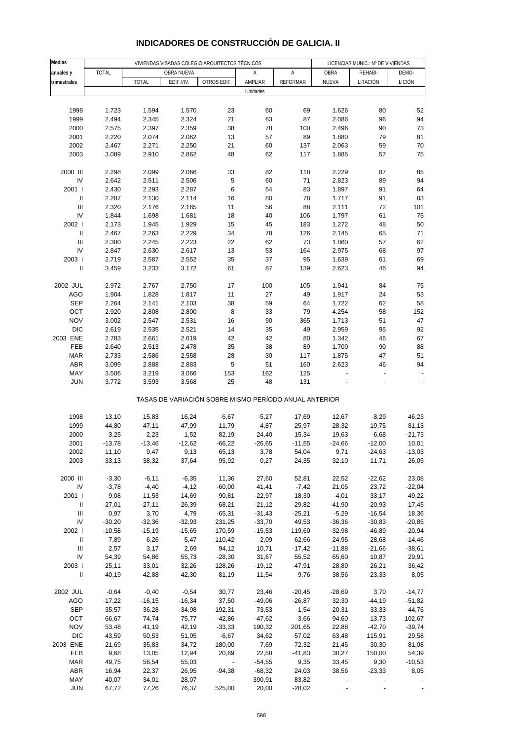# INDICADORES DE CONSTRUCCIÓN DE GALICIA. II

| Medias anuales y trimestrales | VIVIENDAS VISADAS COLEGIO ARQUITECTOS TÉCNICOS | | | | | | LICENCIAS MUNIC.: Nº DE VIVIENDAS | | |
|---|---|---|---|---|---|---|---|---|---|
| | TOTAL | OBRA NUEVA | | | A AMPLIAR | A REFORMAR | OBRA NUEVA | REHABI-LITACIÓN | DEMO-LICIÓN |
| | | TOTAL | EDIF.VIV. | OTROS EDIF. | | | | | |
| | Unidades | | | | | | | | |
| 1998 | 1.723 | 1.594 | 1.570 | 23 | 60 | 69 | 1.626 | 80 | 52 |
| 1999 | 2.494 | 2.345 | 2.324 | 21 | 63 | 87 | 2.086 | 96 | 94 |
| 2000 | 2.575 | 2.397 | 2.359 | 38 | 78 | 100 | 2.496 | 90 | 73 |
| 2001 | 2.220 | 2.074 | 2.062 | 13 | 57 | 89 | 1.880 | 79 | 81 |
| 2002 | 2.467 | 2.271 | 2.250 | 21 | 60 | 137 | 2.063 | 59 | 70 |
| 2003 | 3.089 | 2.910 | 2.862 | 48 | 62 | 117 | 1.885 | 57 | 75 |
| 2000 III | 2.298 | 2.099 | 2.066 | 33 | 82 | 118 | 2.229 | 87 | 85 |
| IV | 2.642 | 2.511 | 2.506 | 5 | 60 | 71 | 2.823 | 89 | 94 |
| 2001 I | 2.430 | 2.293 | 2.287 | 6 | 54 | 83 | 1.897 | 91 | 64 |
| II | 2.287 | 2.130 | 2.114 | 16 | 80 | 78 | 1.717 | 91 | 83 |
| III | 2.320 | 2.176 | 2.165 | 11 | 56 | 88 | 2.111 | 72 | 101 |
| IV | 1.844 | 1.698 | 1.681 | 18 | 40 | 106 | 1.797 | 61 | 75 |
| 2002 I | 2.173 | 1.945 | 1.929 | 15 | 45 | 183 | 1.272 | 48 | 50 |
| II | 2.467 | 2.263 | 2.229 | 34 | 78 | 126 | 2.145 | 65 | 71 |
| III | 2.380 | 2.245 | 2.223 | 22 | 62 | 73 | 1.860 | 57 | 62 |
| IV | 2.847 | 2.630 | 2.617 | 13 | 53 | 164 | 2.975 | 68 | 97 |
| 2003 I | 2.719 | 2.587 | 2.552 | 35 | 37 | 95 | 1.639 | 61 | 69 |
| II | 3.459 | 3.233 | 3.172 | 61 | 87 | 139 | 2.623 | 46 | 94 |
| 2002 JUL | 2.972 | 2.767 | 2.750 | 17 | 100 | 105 | 1.941 | 84 | 75 |
| AGO | 1.904 | 1.828 | 1.817 | 11 | 27 | 49 | 1.917 | 24 | 53 |
| SEP | 2.264 | 2.141 | 2.103 | 38 | 59 | 64 | 1.722 | 62 | 58 |
| OCT | 2.920 | 2.808 | 2.800 | 8 | 33 | 79 | 4.254 | 58 | 152 |
| NOV | 3.002 | 2.547 | 2.531 | 16 | 90 | 365 | 1.713 | 51 | 47 |
| DIC | 2.619 | 2.535 | 2.521 | 14 | 35 | 49 | 2.959 | 95 | 92 |
| 2003 ENE | 2.783 | 2.661 | 2.619 | 42 | 42 | 80 | 1.342 | 46 | 67 |
| FEB | 2.640 | 2.513 | 2.478 | 35 | 38 | 89 | 1.700 | 90 | 88 |
| MAR | 2.733 | 2.586 | 2.558 | 28 | 30 | 117 | 1.875 | 47 | 51 |
| ABR | 3.099 | 2.888 | 2.883 | 5 | 51 | 160 | 2.623 | 46 | 94 |
| MAY | 3.506 | 3.219 | 3.066 | 153 | 162 | 125 | - | - | - |
| JUN | 3.772 | 3.593 | 3.568 | 25 | 48 | 131 | - | - | - |
| | TASAS DE VARIACIÓN SOBRE MISMO PERÍODO ANUAL ANTERIOR | | | | | | | | |
| 1998 | 13,10 | 15,83 | 16,24 | -6,67 | -5,27 | -17,69 | 12,67 | -8,29 | 46,23 |
| 1999 | 44,80 | 47,11 | 47,99 | -11,79 | 4,87 | 25,97 | 28,32 | 19,75 | 81,13 |
| 2000 | 3,25 | 2,23 | 1,52 | 82,19 | 24,40 | 15,34 | 19,63 | -6,68 | -21,73 |
| 2001 | -13,78 | -13,46 | -12,62 | -66,22 | -26,65 | -11,55 | -24,66 | -12,00 | 10,01 |
| 2002 | 11,10 | 9,47 | 9,13 | 65,13 | 3,78 | 54,04 | 9,71 | -24,63 | -13,03 |
| 2003 | 33,13 | 38,32 | 37,64 | 95,92 | 0,27 | -24,35 | 32,10 | 11,71 | 26,05 |
| 2000 III | -3,30 | -6,11 | -6,35 | 11,36 | 27,60 | 52,81 | 22,52 | -22,62 | 23,08 |
| IV | -3,78 | -4,40 | -4,12 | -60,00 | 41,41 | -7,42 | 21,05 | 23,72 | -22,04 |
| 2001 I | 9,08 | 11,53 | 14,69 | -90,81 | -22,97 | -18,30 | -4,01 | 33,17 | 49,22 |
| II | -27,01 | -27,11 | -26,39 | -68,21 | -21,12 | -29,82 | -41,90 | -20,93 | 17,45 |
| III | 0,97 | 3,70 | 4,79 | -65,31 | -31,43 | -25,21 | -5,29 | -16,54 | 18,36 |
| IV | -30,20 | -32,36 | -32,93 | 231,25 | -33,70 | 49,53 | -36,36 | -30,83 | -20,85 |
| 2002 I | -10,58 | -15,19 | -15,65 | 170,59 | -15,53 | 119,60 | -32,98 | -46,89 | -20,94 |
| II | 7,89 | 6,26 | 5,47 | 110,42 | -2,09 | 62,66 | 24,95 | -28,68 | -14,46 |
| III | 2,57 | 3,17 | 2,69 | 94,12 | 10,71 | -17,42 | -11,88 | -21,66 | -38,61 |
| IV | 54,39 | 54,86 | 55,73 | -28,30 | 31,67 | 55,52 | 65,60 | 10,87 | 29,91 |
| 2003 I | 25,11 | 33,01 | 32,26 | 128,26 | -19,12 | -47,91 | 28,89 | 26,21 | 36,42 |
| II | 40,19 | 42,88 | 42,30 | 81,19 | 11,54 | 9,76 | 38,56 | -23,33 | 8,05 |
| 2002 JUL | -0,64 | -0,40 | -0,54 | 30,77 | 23,46 | -20,45 | -28,69 | 3,70 | -14,77 |
| AGO | -17,22 | -16,15 | -16,34 | 37,50 | -49,06 | -26,87 | 32,30 | -44,19 | -51,82 |
| SEP | 35,57 | 36,28 | 34,98 | 192,31 | 73,53 | -1,54 | -20,31 | -33,33 | -44,76 |
| OCT | 66,67 | 74,74 | 75,77 | -42,86 | -47,62 | -3,66 | 94,60 | 13,73 | 102,67 |
| NOV | 53,48 | 41,19 | 42,19 | -33,33 | 190,32 | 201,65 | 22,88 | -42,70 | -39,74 |
| DIC | 43,59 | 50,53 | 51,05 | -6,67 | 34,62 | -57,02 | 63,48 | 115,91 | 29,58 |
| 2003 ENE | 21,69 | 35,83 | 34,72 | 180,00 | 7,69 | -72,32 | 21,45 | -30,30 | 81,08 |
| FEB | 9,68 | 13,05 | 12,94 | 20,69 | 22,58 | -41,83 | 30,27 | 150,00 | 54,39 |
| MAR | 49,75 | 56,54 | 55,03 | - | -54,55 | 9,35 | 33,45 | 9,30 | -10,53 |
| ABR | 16,94 | 22,37 | 26,95 | -94,38 | -68,32 | 24,03 | 38,56 | -23,33 | 8,05 |
| MAY | 40,07 | 34,01 | 28,07 | - | 390,91 | 83,82 | - | - | - |
| JUN | 67,72 | 77,26 | 76,37 | 525,00 | 20,00 | -28,02 | - | - | - |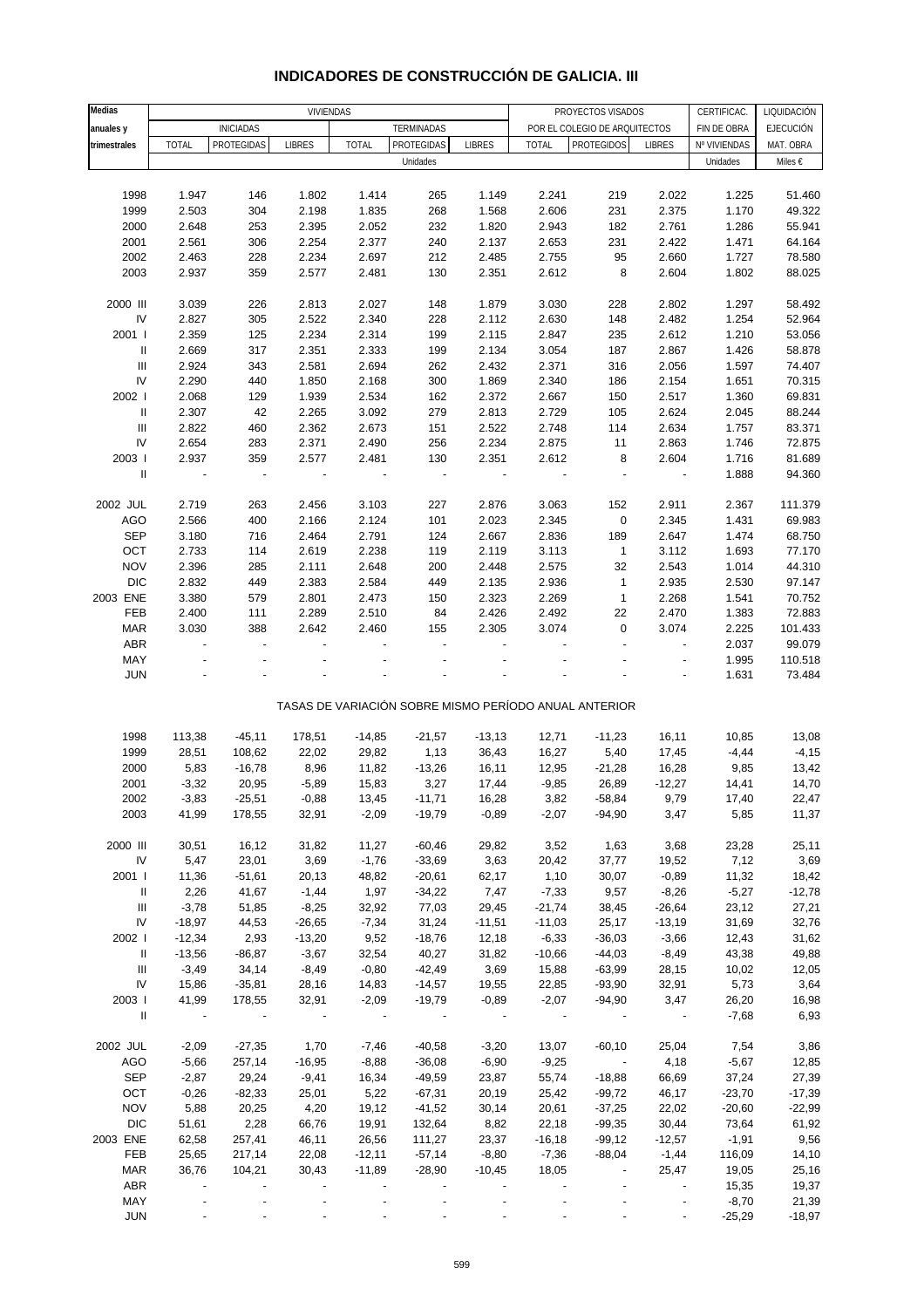# INDICADORES DE CONSTRUCCIÓN DE GALICIA. III

| Medias anuales y trimestrales | VIVIENDAS | | | | | | PROYECTOS VISADOS POR EL COLEGIO DE ARQUITECTOS | | | CERTIFICAC. FIN DE OBRA | LIQUIDACIÓN EJECUCIÓN MAT. OBRA |
|---|---|---|---|---|---|---|---|---|---|---|---|
| | INICIADAS | | | TERMINADAS | | | | | | | |
| | TOTAL | PROTEGIDAS | LIBRES | TOTAL | PROTEGIDAS | LIBRES | TOTAL | PROTEGIDOS | LIBRES | Nº VIVIENDAS | |
| | Unidades | | | | | | | | | Unidades | Miles € |
| 1998 | 1.947 | 146 | 1.802 | 1.414 | 265 | 1.149 | 2.241 | 219 | 2.022 | 1.225 | 51.460 |
| 1999 | 2.503 | 304 | 2.198 | 1.835 | 268 | 1.568 | 2.606 | 231 | 2.375 | 1.170 | 49.322 |
| 2000 | 2.648 | 253 | 2.395 | 2.052 | 232 | 1.820 | 2.943 | 182 | 2.761 | 1.286 | 55.941 |
| 2001 | 2.561 | 306 | 2.254 | 2.377 | 240 | 2.137 | 2.653 | 231 | 2.422 | 1.471 | 64.164 |
| 2002 | 2.463 | 228 | 2.234 | 2.697 | 212 | 2.485 | 2.755 | 95 | 2.660 | 1.727 | 78.580 |
| 2003 | 2.937 | 359 | 2.577 | 2.481 | 130 | 2.351 | 2.612 | 8 | 2.604 | 1.802 | 88.025 |
| 2000 III | 3.039 | 226 | 2.813 | 2.027 | 148 | 1.879 | 3.030 | 228 | 2.802 | 1.297 | 58.492 |
| IV | 2.827 | 305 | 2.522 | 2.340 | 228 | 2.112 | 2.630 | 148 | 2.482 | 1.254 | 52.964 |
| 2001 I | 2.359 | 125 | 2.234 | 2.314 | 199 | 2.115 | 2.847 | 235 | 2.612 | 1.210 | 53.056 |
| II | 2.669 | 317 | 2.351 | 2.333 | 199 | 2.134 | 3.054 | 187 | 2.867 | 1.426 | 58.878 |
| III | 2.924 | 343 | 2.581 | 2.694 | 262 | 2.432 | 2.371 | 316 | 2.056 | 1.597 | 74.407 |
| IV | 2.290 | 440 | 1.850 | 2.168 | 300 | 1.869 | 2.340 | 186 | 2.154 | 1.651 | 70.315 |
| 2002 I | 2.068 | 129 | 1.939 | 2.534 | 162 | 2.372 | 2.667 | 150 | 2.517 | 1.360 | 69.831 |
| II | 2.307 | 42 | 2.265 | 3.092 | 279 | 2.813 | 2.729 | 105 | 2.624 | 2.045 | 88.244 |
| III | 2.822 | 460 | 2.362 | 2.673 | 151 | 2.522 | 2.748 | 114 | 2.634 | 1.757 | 83.371 |
| IV | 2.654 | 283 | 2.371 | 2.490 | 256 | 2.234 | 2.875 | 11 | 2.863 | 1.746 | 72.875 |
| 2003 I | 2.937 | 359 | 2.577 | 2.481 | 130 | 2.351 | 2.612 | 8 | 2.604 | 1.716 | 81.689 |
| II | - | - | - | - | - | - | - | - | - | 1.888 | 94.360 |
| 2002 JUL | 2.719 | 263 | 2.456 | 3.103 | 227 | 2.876 | 3.063 | 152 | 2.911 | 2.367 | 111.379 |
| AGO | 2.566 | 400 | 2.166 | 2.124 | 101 | 2.023 | 2.345 | 0 | 2.345 | 1.431 | 69.983 |
| SEP | 3.180 | 716 | 2.464 | 2.791 | 124 | 2.667 | 2.836 | 189 | 2.647 | 1.474 | 68.750 |
| OCT | 2.733 | 114 | 2.619 | 2.238 | 119 | 2.119 | 3.113 | 1 | 3.112 | 1.693 | 77.170 |
| NOV | 2.396 | 285 | 2.111 | 2.648 | 200 | 2.448 | 2.575 | 32 | 2.543 | 1.014 | 44.310 |
| DIC | 2.832 | 449 | 2.383 | 2.584 | 449 | 2.135 | 2.936 | 1 | 2.935 | 2.530 | 97.147 |
| 2003 ENE | 3.380 | 579 | 2.801 | 2.473 | 150 | 2.323 | 2.269 | 1 | 2.268 | 1.541 | 70.752 |
| FEB | 2.400 | 111 | 2.289 | 2.510 | 84 | 2.426 | 2.492 | 22 | 2.470 | 1.383 | 72.883 |
| MAR | 3.030 | 388 | 2.642 | 2.460 | 155 | 2.305 | 3.074 | 0 | 3.074 | 2.225 | 101.433 |
| ABR | - | - | - | - | - | - | - | - | - | 2.037 | 99.079 |
| MAY | - | - | - | - | - | - | - | - | - | 1.995 | 110.518 |
| JUN | - | - | - | - | - | - | - | - | - | 1.631 | 73.484 |
| | TASAS DE VARIACIÓN SOBRE MISMO PERÍODO ANUAL ANTERIOR | | | | | | | | | | |
| 1998 | 113,38 | -45,11 | 178,51 | -14,85 | -21,57 | -13,13 | 12,71 | -11,23 | 16,11 | 10,85 | 13,08 |
| 1999 | 28,51 | 108,62 | 22,02 | 29,82 | 1,13 | 36,43 | 16,27 | 5,40 | 17,45 | -4,44 | -4,15 |
| 2000 | 5,83 | -16,78 | 8,96 | 11,82 | -13,26 | 16,11 | 12,95 | -21,28 | 16,28 | 9,85 | 13,42 |
| 2001 | -3,32 | 20,95 | -5,89 | 15,83 | 3,27 | 17,44 | -9,85 | 26,89 | -12,27 | 14,41 | 14,70 |
| 2002 | -3,83 | -25,51 | -0,88 | 13,45 | -11,71 | 16,28 | 3,82 | -58,84 | 9,79 | 17,40 | 22,47 |
| 2003 | 41,99 | 178,55 | 32,91 | -2,09 | -19,79 | -0,89 | -2,07 | -94,90 | 3,47 | 5,85 | 11,37 |
| 2000 III | 30,51 | 16,12 | 31,82 | 11,27 | -60,46 | 29,82 | 3,52 | 1,63 | 3,68 | 23,28 | 25,11 |
| IV | 5,47 | 23,01 | 3,69 | -1,76 | -33,69 | 3,63 | 20,42 | 37,77 | 19,52 | 7,12 | 3,69 |
| 2001 I | 11,36 | -51,61 | 20,13 | 48,82 | -20,61 | 62,17 | 1,10 | 30,07 | -0,89 | 11,32 | 18,42 |
| II | 2,26 | 41,67 | -1,44 | 1,97 | -34,22 | 7,47 | -7,33 | 9,57 | -8,26 | -5,27 | -12,78 |
| III | -3,78 | 51,85 | -8,25 | 32,92 | 77,03 | 29,45 | -21,74 | 38,45 | -26,64 | 23,12 | 27,21 |
| IV | -18,97 | 44,53 | -26,65 | -7,34 | 31,24 | -11,51 | -11,03 | 25,17 | -13,19 | 31,69 | 32,76 |
| 2002 I | -12,34 | 2,93 | -13,20 | 9,52 | -18,76 | 12,18 | -6,33 | -36,03 | -3,66 | 12,43 | 31,62 |
| II | -13,56 | -86,87 | -3,67 | 32,54 | 40,27 | 31,82 | -10,66 | -44,03 | -8,49 | 43,38 | 49,88 |
| III | -3,49 | 34,14 | -8,49 | -0,80 | -42,49 | 3,69 | 15,88 | -63,99 | 28,15 | 10,02 | 12,05 |
| IV | 15,86 | -35,81 | 28,16 | 14,83 | -14,57 | 19,55 | 22,85 | -93,90 | 32,91 | 5,73 | 3,64 |
| 2003 I | 41,99 | 178,55 | 32,91 | -2,09 | -19,79 | -0,89 | -2,07 | -94,90 | 3,47 | 26,20 | 16,98 |
| II | - | - | - | - | - | - | - | - | - | -7,68 | 6,93 |
| 2002 JUL | -2,09 | -27,35 | 1,70 | -7,46 | -40,58 | -3,20 | 13,07 | -60,10 | 25,04 | 7,54 | 3,86 |
| AGO | -5,66 | 257,14 | -16,95 | -8,88 | -36,08 | -6,90 | -9,25 | - | 4,18 | -5,67 | 12,85 |
| SEP | -2,87 | 29,24 | -9,41 | 16,34 | -49,59 | 23,87 | 55,74 | -18,88 | 66,69 | 37,24 | 27,39 |
| OCT | -0,26 | -82,33 | 25,01 | 5,22 | -67,31 | 20,19 | 25,42 | -99,72 | 46,17 | -23,70 | -17,39 |
| NOV | 5,88 | 20,25 | 4,20 | 19,12 | -41,52 | 30,14 | 20,61 | -37,25 | 22,02 | -20,60 | -22,99 |
| DIC | 51,61 | 2,28 | 66,76 | 19,91 | 132,64 | 8,82 | 22,18 | -99,35 | 30,44 | 73,64 | 61,92 |
| 2003 ENE | 62,58 | 257,41 | 46,11 | 26,56 | 111,27 | 23,37 | -16,18 | -99,12 | -12,57 | -1,91 | 9,56 |
| FEB | 25,65 | 217,14 | 22,08 | -12,11 | -57,14 | -8,80 | -7,36 | -88,04 | -1,44 | 116,09 | 14,10 |
| MAR | 36,76 | 104,21 | 30,43 | -11,89 | -28,90 | -10,45 | 18,05 | - | 25,47 | 19,05 | 25,16 |
| ABR | - | - | - | - | - | - | - | - | - | 15,35 | 19,37 |
| MAY | - | - | - | - | - | - | - | - | - | -8,70 | 21,39 |
| JUN | - | - | - | - | - | - | - | - | - | -25,29 | -18,97 |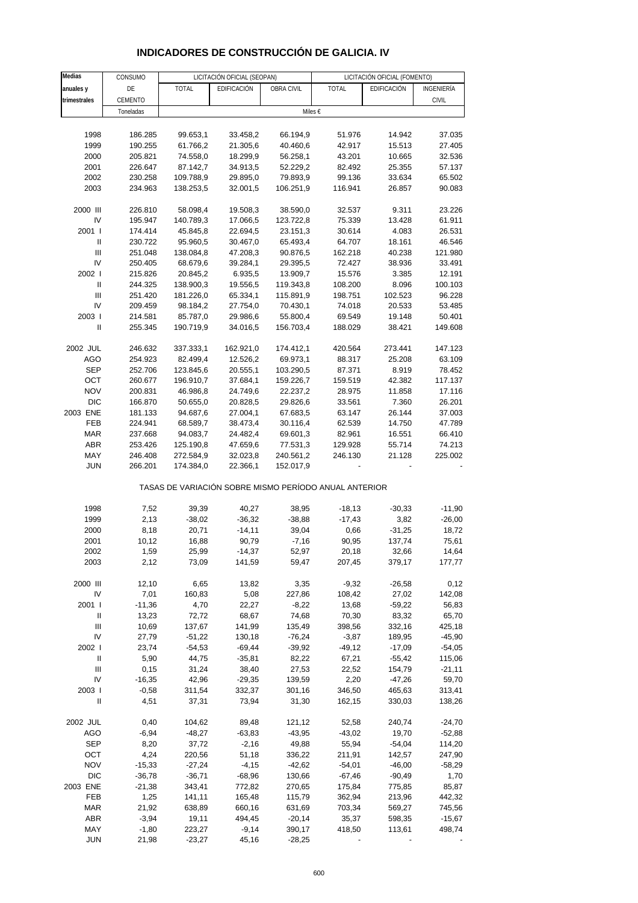# INDICADORES DE CONSTRUCCIÓN DE GALICIA. IV

| Medias anuales y trimestrales | CONSUMO DE CEMENTO | LICITACIÓN OFICIAL (SEOPAN) | | | LICITACIÓN OFICIAL (FOMENTO) | | |
|---|---|---|---|---|---|---|---|
| | | TOTAL | EDIFICACIÓN | OBRA CIVIL | TOTAL | EDIFICACIÓN | INGENIERÍA CIVIL |
| | Toneladas | Miles € | | | | | |
| 1998 | 186.285 | 99.653,1 | 33.458,2 | 66.194,9 | 51.976 | 14.942 | 37.035 |
| 1999 | 190.255 | 61.766,2 | 21.305,6 | 40.460,6 | 42.917 | 15.513 | 27.405 |
| 2000 | 205.821 | 74.558,0 | 18.299,9 | 56.258,1 | 43.201 | 10.665 | 32.536 |
| 2001 | 226.647 | 87.142,7 | 34.913,5 | 52.229,2 | 82.492 | 25.355 | 57.137 |
| 2002 | 230.258 | 109.788,9 | 29.895,0 | 79.893,9 | 99.136 | 33.634 | 65.502 |
| 2003 | 234.963 | 138.253,5 | 32.001,5 | 106.251,9 | 116.941 | 26.857 | 90.083 |
| 2000 III | 226.810 | 58.098,4 | 19.508,3 | 38.590,0 | 32.537 | 9.311 | 23.226 |
| IV | 195.947 | 140.789,3 | 17.066,5 | 123.722,8 | 75.339 | 13.428 | 61.911 |
| 2001 I | 174.414 | 45.845,8 | 22.694,5 | 23.151,3 | 30.614 | 4.083 | 26.531 |
| II | 230.722 | 95.960,5 | 30.467,0 | 65.493,4 | 64.707 | 18.161 | 46.546 |
| III | 251.048 | 138.084,8 | 47.208,3 | 90.876,5 | 162.218 | 40.238 | 121.980 |
| IV | 250.405 | 68.679,6 | 39.284,1 | 29.395,5 | 72.427 | 38.936 | 33.491 |
| 2002 I | 215.826 | 20.845,2 | 6.935,5 | 13.909,7 | 15.576 | 3.385 | 12.191 |
| II | 244.325 | 138.900,3 | 19.556,5 | 119.343,8 | 108.200 | 8.096 | 100.103 |
| III | 251.420 | 181.226,0 | 65.334,1 | 115.891,9 | 198.751 | 102.523 | 96.228 |
| IV | 209.459 | 98.184,2 | 27.754,0 | 70.430,1 | 74.018 | 20.533 | 53.485 |
| 2003 I | 214.581 | 85.787,0 | 29.986,6 | 55.800,4 | 69.549 | 19.148 | 50.401 |
| II | 255.345 | 190.719,9 | 34.016,5 | 156.703,4 | 188.029 | 38.421 | 149.608 |
| 2002 JUL | 246.632 | 337.333,1 | 162.921,0 | 174.412,1 | 420.564 | 273.441 | 147.123 |
| AGO | 254.923 | 82.499,4 | 12.526,2 | 69.973,1 | 88.317 | 25.208 | 63.109 |
| SEP | 252.706 | 123.845,6 | 20.555,1 | 103.290,5 | 87.371 | 8.919 | 78.452 |
| OCT | 260.677 | 196.910,7 | 37.684,1 | 159.226,7 | 159.519 | 42.382 | 117.137 |
| NOV | 200.831 | 46.986,8 | 24.749,6 | 22.237,2 | 28.975 | 11.858 | 17.116 |
| DIC | 166.870 | 50.655,0 | 20.828,5 | 29.826,6 | 33.561 | 7.360 | 26.201 |
| 2003 ENE | 181.133 | 94.687,6 | 27.004,1 | 67.683,5 | 63.147 | 26.144 | 37.003 |
| FEB | 224.941 | 68.589,7 | 38.473,4 | 30.116,4 | 62.539 | 14.750 | 47.789 |
| MAR | 237.668 | 94.083,7 | 24.482,4 | 69.601,3 | 82.961 | 16.551 | 66.410 |
| ABR | 253.426 | 125.190,8 | 47.659,6 | 77.531,3 | 129.928 | 55.714 | 74.213 |
| MAY | 246.408 | 272.584,9 | 32.023,8 | 240.561,2 | 246.130 | 21.128 | 225.002 |
| JUN | 266.201 | 174.384,0 | 22.366,1 | 152.017,9 | - | - | - |
| | TASAS DE VARIACIÓN SOBRE MISMO PERÍODO ANUAL ANTERIOR | | | | | | |
| 1998 | 7,52 | 39,39 | 40,27 | 38,95 | -18,13 | -30,33 | -11,90 |
| 1999 | 2,13 | -38,02 | -36,32 | -38,88 | -17,43 | 3,82 | -26,00 |
| 2000 | 8,18 | 20,71 | -14,11 | 39,04 | 0,66 | -31,25 | 18,72 |
| 2001 | 10,12 | 16,88 | 90,79 | -7,16 | 90,95 | 137,74 | 75,61 |
| 2002 | 1,59 | 25,99 | -14,37 | 52,97 | 20,18 | 32,66 | 14,64 |
| 2003 | 2,12 | 73,09 | 141,59 | 59,47 | 207,45 | 379,17 | 177,77 |
| 2000 III | 12,10 | 6,65 | 13,82 | 3,35 | -9,32 | -26,58 | 0,12 |
| IV | 7,01 | 160,83 | 5,08 | 227,86 | 108,42 | 27,02 | 142,08 |
| 2001 I | -11,36 | 4,70 | 22,27 | -8,22 | 13,68 | -59,22 | 56,83 |
| II | 13,23 | 72,72 | 68,67 | 74,68 | 70,30 | 83,32 | 65,70 |
| III | 10,69 | 137,67 | 141,99 | 135,49 | 398,56 | 332,16 | 425,18 |
| IV | 27,79 | -51,22 | 130,18 | -76,24 | -3,87 | 189,95 | -45,90 |
| 2002 I | 23,74 | -54,53 | -69,44 | -39,92 | -49,12 | -17,09 | -54,05 |
| II | 5,90 | 44,75 | -35,81 | 82,22 | 67,21 | -55,42 | 115,06 |
| III | 0,15 | 31,24 | 38,40 | 27,53 | 22,52 | 154,79 | -21,11 |
| IV | -16,35 | 42,96 | -29,35 | 139,59 | 2,20 | -47,26 | 59,70 |
| 2003 I | -0,58 | 311,54 | 332,37 | 301,16 | 346,50 | 465,63 | 313,41 |
| II | 4,51 | 37,31 | 73,94 | 31,30 | 162,15 | 330,03 | 138,26 |
| 2002 JUL | 0,40 | 104,62 | 89,48 | 121,12 | 52,58 | 240,74 | -24,70 |
| AGO | -6,94 | -48,27 | -63,83 | -43,95 | -43,02 | 19,70 | -52,88 |
| SEP | 8,20 | 37,72 | -2,16 | 49,88 | 55,94 | -54,04 | 114,20 |
| OCT | 4,24 | 220,56 | 51,18 | 336,22 | 211,91 | 142,57 | 247,90 |
| NOV | -15,33 | -27,24 | -4,15 | -42,62 | -54,01 | -46,00 | -58,29 |
| DIC | -36,78 | -36,71 | -68,96 | 130,66 | -67,46 | -90,49 | 1,70 |
| 2003 ENE | -21,38 | 343,41 | 772,82 | 270,65 | 175,84 | 775,85 | 85,87 |
| FEB | 1,25 | 141,11 | 165,48 | 115,79 | 362,94 | 213,96 | 442,32 |
| MAR | 21,92 | 638,89 | 660,16 | 631,69 | 703,34 | 569,27 | 745,56 |
| ABR | -3,94 | 19,11 | 494,45 | -20,14 | 35,37 | 598,35 | -15,67 |
| MAY | -1,80 | 223,27 | -9,14 | 390,17 | 418,50 | 113,61 | 498,74 |
| JUN | 21,98 | -23,27 | 45,16 | -28,25 | - | - | - |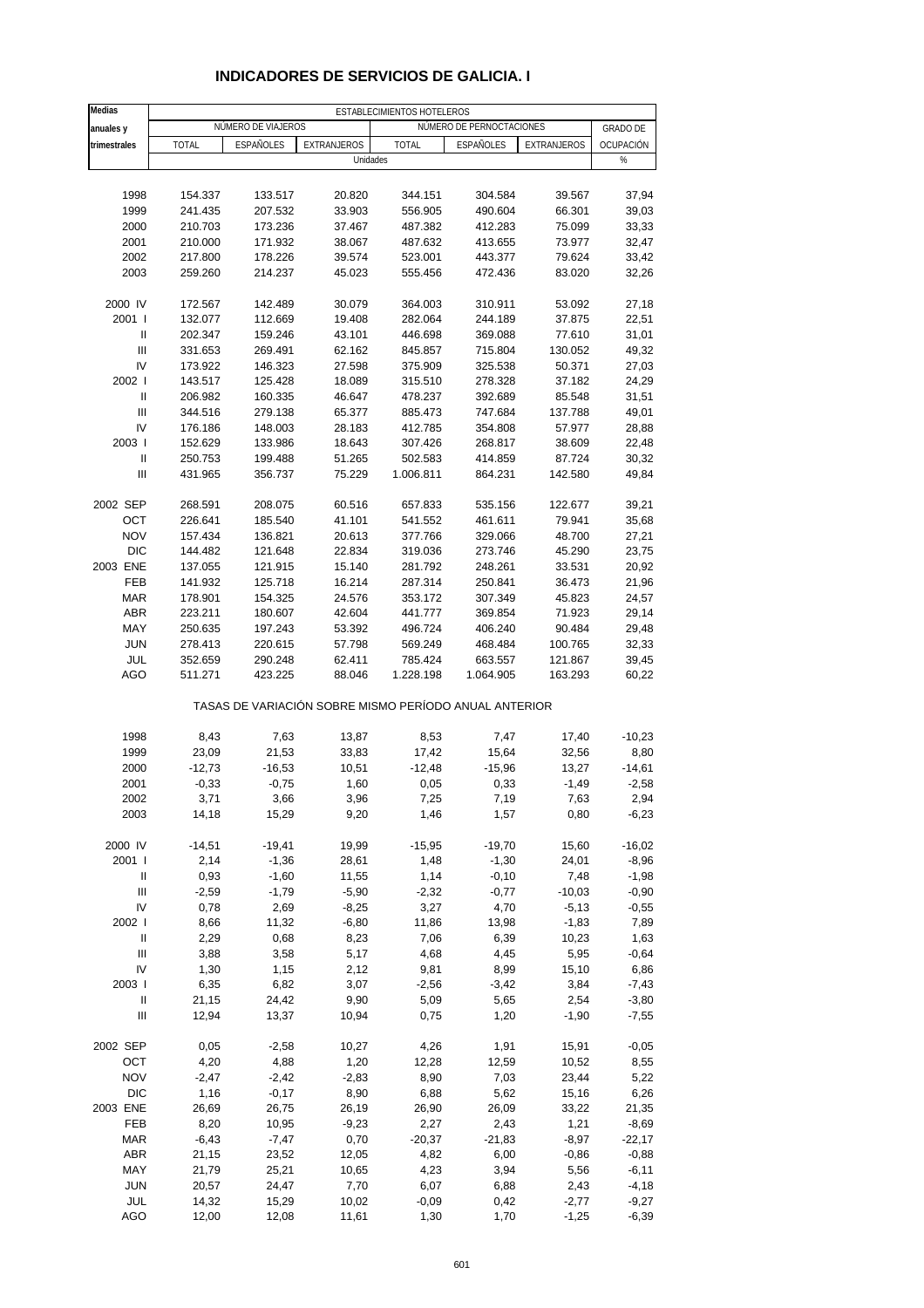## INDICADORES DE SERVICIOS DE GALICIA. I

| Medias anuales y trimestrales | ESTABLECIMIENTOS HOTELEROS | | | | | | |
|---|---|---|---|---|---|---|---|
| | NÚMERO DE VIAJEROS | | | NÚMERO DE PERNOCTACIONES | | | GRADO DE OCUPACIÓN |
| | TOTAL | ESPAÑOLES | EXTRANJEROS | TOTAL | ESPAÑOLES | EXTRANJEROS | |
| | Unidades | | | | | | % |
| 1998 | 154.337 | 133.517 | 20.820 | 344.151 | 304.584 | 39.567 | 37,94 |
| 1999 | 241.435 | 207.532 | 33.903 | 556.905 | 490.604 | 66.301 | 39,03 |
| 2000 | 210.703 | 173.236 | 37.467 | 487.382 | 412.283 | 75.099 | 33,33 |
| 2001 | 210.000 | 171.932 | 38.067 | 487.632 | 413.655 | 73.977 | 32,47 |
| 2002 | 217.800 | 178.226 | 39.574 | 523.001 | 443.377 | 79.624 | 33,42 |
| 2003 | 259.260 | 214.237 | 45.023 | 555.456 | 472.436 | 83.020 | 32,26 |
| 2000 IV | 172.567 | 142.489 | 30.079 | 364.003 | 310.911 | 53.092 | 27,18 |
| 2001 I | 132.077 | 112.669 | 19.408 | 282.064 | 244.189 | 37.875 | 22,51 |
| II | 202.347 | 159.246 | 43.101 | 446.698 | 369.088 | 77.610 | 31,01 |
| III | 331.653 | 269.491 | 62.162 | 845.857 | 715.804 | 130.052 | 49,32 |
| IV | 173.922 | 146.323 | 27.598 | 375.909 | 325.538 | 50.371 | 27,03 |
| 2002 I | 143.517 | 125.428 | 18.089 | 315.510 | 278.328 | 37.182 | 24,29 |
| II | 206.982 | 160.335 | 46.647 | 478.237 | 392.689 | 85.548 | 31,51 |
| III | 344.516 | 279.138 | 65.377 | 885.473 | 747.684 | 137.788 | 49,01 |
| IV | 176.186 | 148.003 | 28.183 | 412.785 | 354.808 | 57.977 | 28,88 |
| 2003 I | 152.629 | 133.986 | 18.643 | 307.426 | 268.817 | 38.609 | 22,48 |
| II | 250.753 | 199.488 | 51.265 | 502.583 | 414.859 | 87.724 | 30,32 |
| III | 431.965 | 356.737 | 75.229 | 1.006.811 | 864.231 | 142.580 | 49,84 |
| 2002 SEP | 268.591 | 208.075 | 60.516 | 657.833 | 535.156 | 122.677 | 39,21 |
| OCT | 226.641 | 185.540 | 41.101 | 541.552 | 461.611 | 79.941 | 35,68 |
| NOV | 157.434 | 136.821 | 20.613 | 377.766 | 329.066 | 48.700 | 27,21 |
| DIC | 144.482 | 121.648 | 22.834 | 319.036 | 273.746 | 45.290 | 23,75 |
| 2003 ENE | 137.055 | 121.915 | 15.140 | 281.792 | 248.261 | 33.531 | 20,92 |
| FEB | 141.932 | 125.718 | 16.214 | 287.314 | 250.841 | 36.473 | 21,96 |
| MAR | 178.901 | 154.325 | 24.576 | 353.172 | 307.349 | 45.823 | 24,57 |
| ABR | 223.211 | 180.607 | 42.604 | 441.777 | 369.854 | 71.923 | 29,14 |
| MAY | 250.635 | 197.243 | 53.392 | 496.724 | 406.240 | 90.484 | 29,48 |
| JUN | 278.413 | 220.615 | 57.798 | 569.249 | 468.484 | 100.765 | 32,33 |
| JUL | 352.659 | 290.248 | 62.411 | 785.424 | 663.557 | 121.867 | 39,45 |
| AGO | 511.271 | 423.225 | 88.046 | 1.228.198 | 1.064.905 | 163.293 | 60,22 |
| | TASAS DE VARIACIÓN SOBRE MISMO PERÍODO ANUAL ANTERIOR | | | | | | |
| 1998 | 8,43 | 7,63 | 13,87 | 8,53 | 7,47 | 17,40 | -10,23 |
| 1999 | 23,09 | 21,53 | 33,83 | 17,42 | 15,64 | 32,56 | 8,80 |
| 2000 | -12,73 | -16,53 | 10,51 | -12,48 | -15,96 | 13,27 | -14,61 |
| 2001 | -0,33 | -0,75 | 1,60 | 0,05 | 0,33 | -1,49 | -2,58 |
| 2002 | 3,71 | 3,66 | 3,96 | 7,25 | 7,19 | 7,63 | 2,94 |
| 2003 | 14,18 | 15,29 | 9,20 | 1,46 | 1,57 | 0,80 | -6,23 |
| 2000 IV | -14,51 | -19,41 | 19,99 | -15,95 | -19,70 | 15,60 | -16,02 |
| 2001 I | 2,14 | -1,36 | 28,61 | 1,48 | -1,30 | 24,01 | -8,96 |
| II | 0,93 | -1,60 | 11,55 | 1,14 | -0,10 | 7,48 | -1,98 |
| III | -2,59 | -1,79 | -5,90 | -2,32 | -0,77 | -10,03 | -0,90 |
| IV | 0,78 | 2,69 | -8,25 | 3,27 | 4,70 | -5,13 | -0,55 |
| 2002 I | 8,66 | 11,32 | -6,80 | 11,86 | 13,98 | -1,83 | 7,89 |
| II | 2,29 | 0,68 | 8,23 | 7,06 | 6,39 | 10,23 | 1,63 |
| III | 3,88 | 3,58 | 5,17 | 4,68 | 4,45 | 5,95 | -0,64 |
| IV | 1,30 | 1,15 | 2,12 | 9,81 | 8,99 | 15,10 | 6,86 |
| 2003 I | 6,35 | 6,82 | 3,07 | -2,56 | -3,42 | 3,84 | -7,43 |
| II | 21,15 | 24,42 | 9,90 | 5,09 | 5,65 | 2,54 | -3,80 |
| III | 12,94 | 13,37 | 10,94 | 0,75 | 1,20 | -1,90 | -7,55 |
| 2002 SEP | 0,05 | -2,58 | 10,27 | 4,26 | 1,91 | 15,91 | -0,05 |
| OCT | 4,20 | 4,88 | 1,20 | 12,28 | 12,59 | 10,52 | 8,55 |
| NOV | -2,47 | -2,42 | -2,83 | 8,90 | 7,03 | 23,44 | 5,22 |
| DIC | 1,16 | -0,17 | 8,90 | 6,88 | 5,62 | 15,16 | 6,26 |
| 2003 ENE | 26,69 | 26,75 | 26,19 | 26,90 | 26,09 | 33,22 | 21,35 |
| FEB | 8,20 | 10,95 | -9,23 | 2,27 | 2,43 | 1,21 | -8,69 |
| MAR | -6,43 | -7,47 | 0,70 | -20,37 | -21,83 | -8,97 | -22,17 |
| ABR | 21,15 | 23,52 | 12,05 | 4,82 | 6,00 | -0,86 | -0,88 |
| MAY | 21,79 | 25,21 | 10,65 | 4,23 | 3,94 | 5,56 | -6,11 |
| JUN | 20,57 | 24,47 | 7,70 | 6,07 | 6,88 | 2,43 | -4,18 |
| JUL | 14,32 | 15,29 | 10,02 | -0,09 | 0,42 | -2,77 | -9,27 |
| AGO | 12,00 | 12,08 | 11,61 | 1,30 | 1,70 | -1,25 | -6,39 |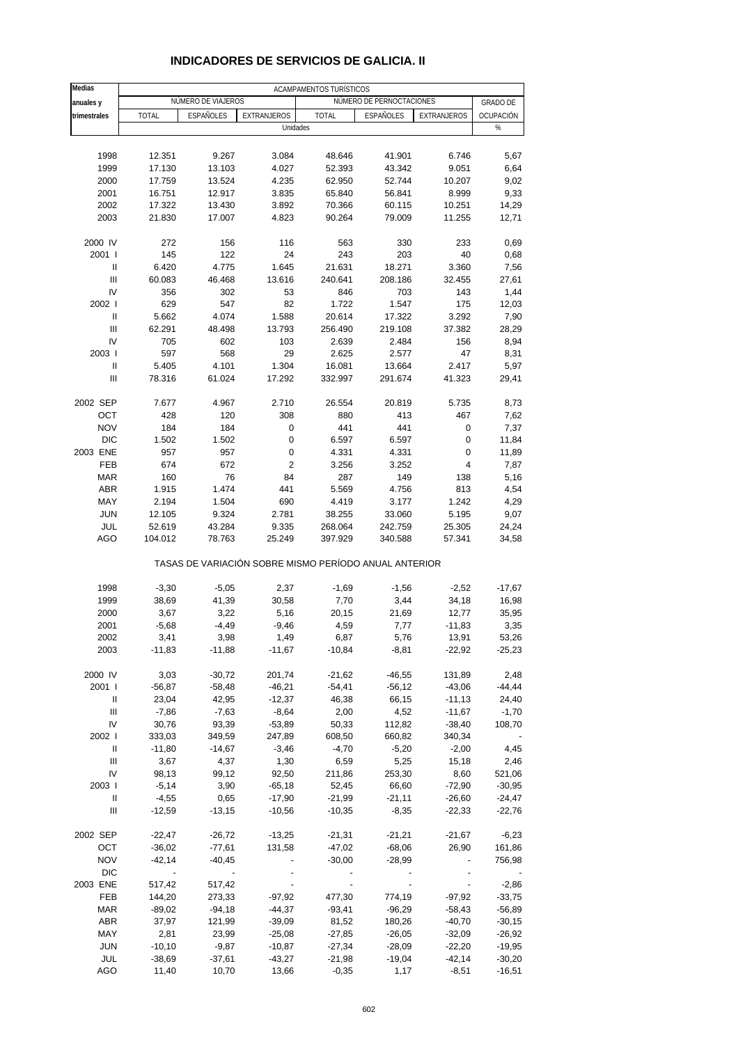# INDICADORES DE SERVICIOS DE GALICIA. II

| Medias anuales y trimestrales | ACAMPAMENTOS TURÍSTICOS | | | | | | |
|---|---|---|---|---|---|---|---|
| | NÚMERO DE VIAJEROS | | | NÚMERO DE PERNOCTACIONES | | | GRADO DE OCUPACIÓN |
| | TOTAL | ESPAÑOLES | EXTRANJEROS | TOTAL | ESPAÑOLES | EXTRANJEROS | |
| | Unidades | | | | | | % |
| 1998 | 12.351 | 9.267 | 3.084 | 48.646 | 41.901 | 6.746 | 5,67 |
| 1999 | 17.130 | 13.103 | 4.027 | 52.393 | 43.342 | 9.051 | 6,64 |
| 2000 | 17.759 | 13.524 | 4.235 | 62.950 | 52.744 | 10.207 | 9,02 |
| 2001 | 16.751 | 12.917 | 3.835 | 65.840 | 56.841 | 8.999 | 9,33 |
| 2002 | 17.322 | 13.430 | 3.892 | 70.366 | 60.115 | 10.251 | 14,29 |
| 2003 | 21.830 | 17.007 | 4.823 | 90.264 | 79.009 | 11.255 | 12,71 |
| 2000 IV | 272 | 156 | 116 | 563 | 330 | 233 | 0,69 |
| 2001 I | 145 | 122 | 24 | 243 | 203 | 40 | 0,68 |
| II | 6.420 | 4.775 | 1.645 | 21.631 | 18.271 | 3.360 | 7,56 |
| III | 60.083 | 46.468 | 13.616 | 240.641 | 208.186 | 32.455 | 27,61 |
| IV | 356 | 302 | 53 | 846 | 703 | 143 | 1,44 |
| 2002 I | 629 | 547 | 82 | 1.722 | 1.547 | 175 | 12,03 |
| II | 5.662 | 4.074 | 1.588 | 20.614 | 17.322 | 3.292 | 7,90 |
| III | 62.291 | 48.498 | 13.793 | 256.490 | 219.108 | 37.382 | 28,29 |
| IV | 705 | 602 | 103 | 2.639 | 2.484 | 156 | 8,94 |
| 2003 I | 597 | 568 | 29 | 2.625 | 2.577 | 47 | 8,31 |
| II | 5.405 | 4.101 | 1.304 | 16.081 | 13.664 | 2.417 | 5,97 |
| III | 78.316 | 61.024 | 17.292 | 332.997 | 291.674 | 41.323 | 29,41 |
| 2002 SEP | 7.677 | 4.967 | 2.710 | 26.554 | 20.819 | 5.735 | 8,73 |
| OCT | 428 | 120 | 308 | 880 | 413 | 467 | 7,62 |
| NOV | 184 | 184 | 0 | 441 | 441 | 0 | 7,37 |
| DIC | 1.502 | 1.502 | 0 | 6.597 | 6.597 | 0 | 11,84 |
| 2003 ENE | 957 | 957 | 0 | 4.331 | 4.331 | 0 | 11,89 |
| FEB | 674 | 672 | 2 | 3.256 | 3.252 | 4 | 7,87 |
| MAR | 160 | 76 | 84 | 287 | 149 | 138 | 5,16 |
| ABR | 1.915 | 1.474 | 441 | 5.569 | 4.756 | 813 | 4,54 |
| MAY | 2.194 | 1.504 | 690 | 4.419 | 3.177 | 1.242 | 4,29 |
| JUN | 12.105 | 9.324 | 2.781 | 38.255 | 33.060 | 5.195 | 9,07 |
| JUL | 52.619 | 43.284 | 9.335 | 268.064 | 242.759 | 25.305 | 24,24 |
| AGO | 104.012 | 78.763 | 25.249 | 397.929 | 340.588 | 57.341 | 34,58 |
| | TASAS DE VARIACIÓN SOBRE MISMO PERÍODO ANUAL ANTERIOR | | | | | | |
| 1998 | -3,30 | -5,05 | 2,37 | -1,69 | -1,56 | -2,52 | -17,67 |
| 1999 | 38,69 | 41,39 | 30,58 | 7,70 | 3,44 | 34,18 | 16,98 |
| 2000 | 3,67 | 3,22 | 5,16 | 20,15 | 21,69 | 12,77 | 35,95 |
| 2001 | -5,68 | -4,49 | -9,46 | 4,59 | 7,77 | -11,83 | 3,35 |
| 2002 | 3,41 | 3,98 | 1,49 | 6,87 | 5,76 | 13,91 | 53,26 |
| 2003 | -11,83 | -11,88 | -11,67 | -10,84 | -8,81 | -22,92 | -25,23 |
| 2000 IV | 3,03 | -30,72 | 201,74 | -21,62 | -46,55 | 131,89 | 2,48 |
| 2001 I | -56,87 | -58,48 | -46,21 | -54,41 | -56,12 | -43,06 | -44,44 |
| II | 23,04 | 42,95 | -12,37 | 46,38 | 66,15 | -11,13 | 24,40 |
| III | -7,86 | -7,63 | -8,64 | 2,00 | 4,52 | -11,67 | -1,70 |
| IV | 30,76 | 93,39 | -53,89 | 50,33 | 112,82 | -38,40 | 108,70 |
| 2002 I | 333,03 | 349,59 | 247,89 | 608,50 | 660,82 | 340,34 | - |
| II | -11,80 | -14,67 | -3,46 | -4,70 | -5,20 | -2,00 | 4,45 |
| III | 3,67 | 4,37 | 1,30 | 6,59 | 5,25 | 15,18 | 2,46 |
| IV | 98,13 | 99,12 | 92,50 | 211,86 | 253,30 | 8,60 | 521,06 |
| 2003 I | -5,14 | 3,90 | -65,18 | 52,45 | 66,60 | -72,90 | -30,95 |
| II | -4,55 | 0,65 | -17,90 | -21,99 | -21,11 | -26,60 | -24,47 |
| III | -12,59 | -13,15 | -10,56 | -10,35 | -8,35 | -22,33 | -22,76 |
| 2002 SEP | -22,47 | -26,72 | -13,25 | -21,31 | -21,21 | -21,67 | -6,23 |
| OCT | -36,02 | -77,61 | 131,58 | -47,02 | -68,06 | 26,90 | 161,86 |
| NOV | -42,14 | -40,45 | - | -30,00 | -28,99 | - | 756,98 |
| DIC | - | - | - | - | - | - | - |
| 2003 ENE | 517,42 | 517,42 | - | - | - | - | -2,86 |
| FEB | 144,20 | 273,33 | -97,92 | 477,30 | 774,19 | -97,92 | -33,75 |
| MAR | -89,02 | -94,18 | -44,37 | -93,41 | -96,29 | -58,43 | -56,89 |
| ABR | 37,97 | 121,99 | -39,09 | 81,52 | 180,26 | -40,70 | -30,15 |
| MAY | 2,81 | 23,99 | -25,08 | -27,85 | -26,05 | -32,09 | -26,92 |
| JUN | -10,10 | -9,87 | -10,87 | -27,34 | -28,09 | -22,20 | -19,95 |
| JUL | -38,69 | -37,61 | -43,27 | -21,98 | -19,04 | -42,14 | -30,20 |
| AGO | 11,40 | 10,70 | 13,66 | -0,35 | 1,17 | -8,51 | -16,51 |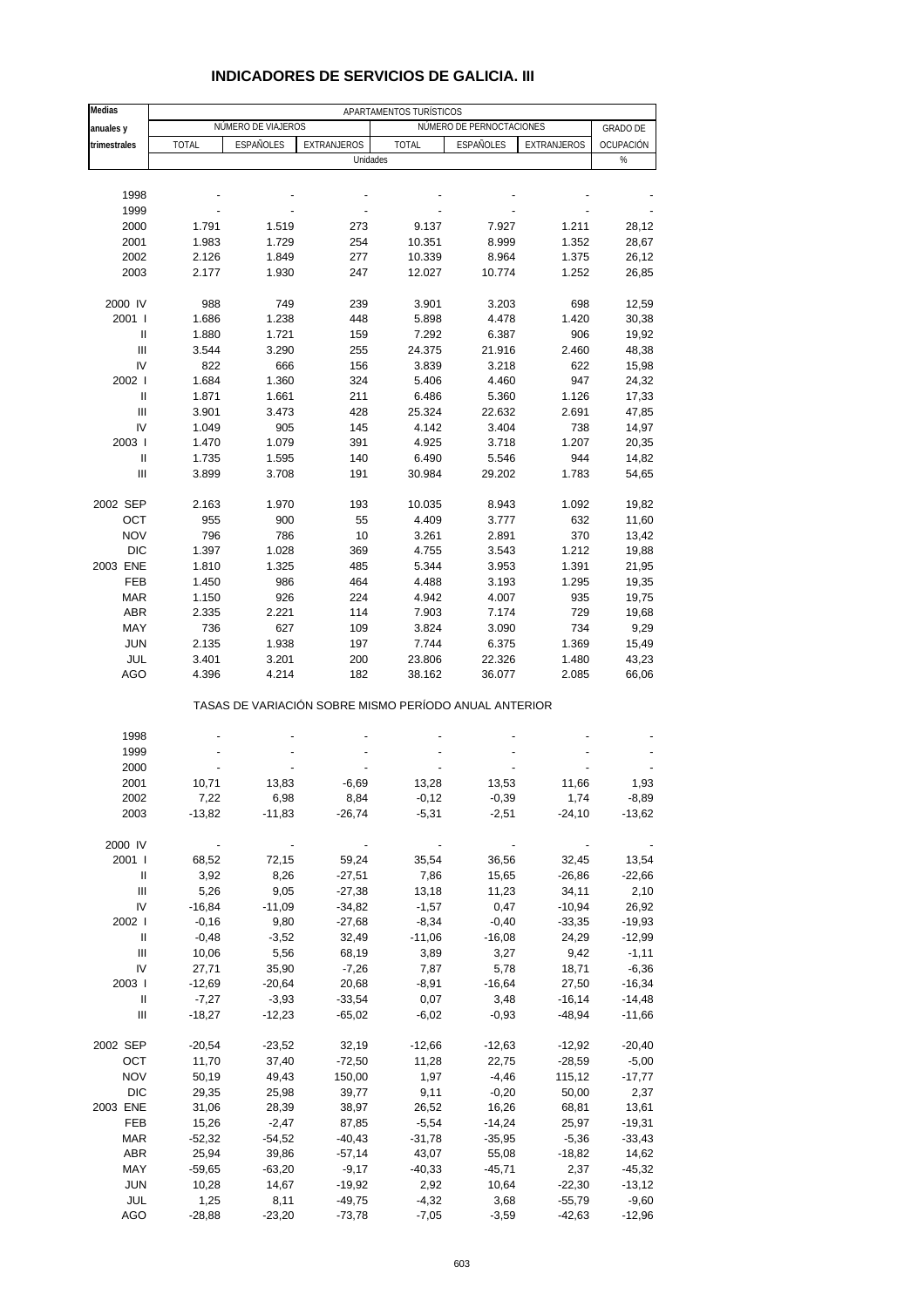# INDICADORES DE SERVICIOS DE GALICIA. III

| Medias anuales y trimestrales | APARTAMENTOS TURÍSTICOS | | | | | | |
|---|---|---|---|---|---|---|---|
| | NÚMERO DE VIAJEROS | | | NÚMERO DE PERNOCTACIONES | | | GRADO DE OCUPACIÓN |
| | TOTAL | ESPAÑOLES | EXTRANJEROS | TOTAL | ESPAÑOLES | EXTRANJEROS | |
| | Unidades | | | | | | % |
| 1998 | - | - | - | - | - | - | - |
| 1999 | - | - | - | - | - | - | - |
| 2000 | 1.791 | 1.519 | 273 | 9.137 | 7.927 | 1.211 | 28,12 |
| 2001 | 1.983 | 1.729 | 254 | 10.351 | 8.999 | 1.352 | 28,67 |
| 2002 | 2.126 | 1.849 | 277 | 10.339 | 8.964 | 1.375 | 26,12 |
| 2003 | 2.177 | 1.930 | 247 | 12.027 | 10.774 | 1.252 | 26,85 |
| 2000 IV | 988 | 749 | 239 | 3.901 | 3.203 | 698 | 12,59 |
| 2001 I | 1.686 | 1.238 | 448 | 5.898 | 4.478 | 1.420 | 30,38 |
| II | 1.880 | 1.721 | 159 | 7.292 | 6.387 | 906 | 19,92 |
| III | 3.544 | 3.290 | 255 | 24.375 | 21.916 | 2.460 | 48,38 |
| IV | 822 | 666 | 156 | 3.839 | 3.218 | 622 | 15,98 |
| 2002 I | 1.684 | 1.360 | 324 | 5.406 | 4.460 | 947 | 24,32 |
| II | 1.871 | 1.661 | 211 | 6.486 | 5.360 | 1.126 | 17,33 |
| III | 3.901 | 3.473 | 428 | 25.324 | 22.632 | 2.691 | 47,85 |
| IV | 1.049 | 905 | 145 | 4.142 | 3.404 | 738 | 14,97 |
| 2003 I | 1.470 | 1.079 | 391 | 4.925 | 3.718 | 1.207 | 20,35 |
| II | 1.735 | 1.595 | 140 | 6.490 | 5.546 | 944 | 14,82 |
| III | 3.899 | 3.708 | 191 | 30.984 | 29.202 | 1.783 | 54,65 |
| 2002 SEP | 2.163 | 1.970 | 193 | 10.035 | 8.943 | 1.092 | 19,82 |
| OCT | 955 | 900 | 55 | 4.409 | 3.777 | 632 | 11,60 |
| NOV | 796 | 786 | 10 | 3.261 | 2.891 | 370 | 13,42 |
| DIC | 1.397 | 1.028 | 369 | 4.755 | 3.543 | 1.212 | 19,88 |
| 2003 ENE | 1.810 | 1.325 | 485 | 5.344 | 3.953 | 1.391 | 21,95 |
| FEB | 1.450 | 986 | 464 | 4.488 | 3.193 | 1.295 | 19,35 |
| MAR | 1.150 | 926 | 224 | 4.942 | 4.007 | 935 | 19,75 |
| ABR | 2.335 | 2.221 | 114 | 7.903 | 7.174 | 729 | 19,68 |
| MAY | 736 | 627 | 109 | 3.824 | 3.090 | 734 | 9,29 |
| JUN | 2.135 | 1.938 | 197 | 7.744 | 6.375 | 1.369 | 15,49 |
| JUL | 3.401 | 3.201 | 200 | 23.806 | 22.326 | 1.480 | 43,23 |
| AGO | 4.396 | 4.214 | 182 | 38.162 | 36.077 | 2.085 | 66,06 |
| | TASAS DE VARIACIÓN SOBRE MISMO PERÍODO ANUAL ANTERIOR | | | | | | |
| 1998 | - | - | - | - | - | - | - |
| 1999 | - | - | - | - | - | - | - |
| 2000 | - | - | - | - | - | - | - |
| 2001 | 10,71 | 13,83 | -6,69 | 13,28 | 13,53 | 11,66 | 1,93 |
| 2002 | 7,22 | 6,98 | 8,84 | -0,12 | -0,39 | 1,74 | -8,89 |
| 2003 | -13,82 | -11,83 | -26,74 | -5,31 | -2,51 | -24,10 | -13,62 |
| 2000 IV | - | - | - | - | - | - | - |
| 2001 I | 68,52 | 72,15 | 59,24 | 35,54 | 36,56 | 32,45 | 13,54 |
| II | 3,92 | 8,26 | -27,51 | 7,86 | 15,65 | -26,86 | -22,66 |
| III | 5,26 | 9,05 | -27,38 | 13,18 | 11,23 | 34,11 | 2,10 |
| IV | -16,84 | -11,09 | -34,82 | -1,57 | 0,47 | -10,94 | 26,92 |
| 2002 I | -0,16 | 9,80 | -27,68 | -8,34 | -0,40 | -33,35 | -19,93 |
| II | -0,48 | -3,52 | 32,49 | -11,06 | -16,08 | 24,29 | -12,99 |
| III | 10,06 | 5,56 | 68,19 | 3,89 | 3,27 | 9,42 | -1,11 |
| IV | 27,71 | 35,90 | -7,26 | 7,87 | 5,78 | 18,71 | -6,36 |
| 2003 I | -12,69 | -20,64 | 20,68 | -8,91 | -16,64 | 27,50 | -16,34 |
| II | -7,27 | -3,93 | -33,54 | 0,07 | 3,48 | -16,14 | -14,48 |
| III | -18,27 | -12,23 | -65,02 | -6,02 | -0,93 | -48,94 | -11,66 |
| 2002 SEP | -20,54 | -23,52 | 32,19 | -12,66 | -12,63 | -12,92 | -20,40 |
| OCT | 11,70 | 37,40 | -72,50 | 11,28 | 22,75 | -28,59 | -5,00 |
| NOV | 50,19 | 49,43 | 150,00 | 1,97 | -4,46 | 115,12 | -17,77 |
| DIC | 29,35 | 25,98 | 39,77 | 9,11 | -0,20 | 50,00 | 2,37 |
| 2003 ENE | 31,06 | 28,39 | 38,97 | 26,52 | 16,26 | 68,81 | 13,61 |
| FEB | 15,26 | -2,47 | 87,85 | -5,54 | -14,24 | 25,97 | -19,31 |
| MAR | -52,32 | -54,52 | -40,43 | -31,78 | -35,95 | -5,36 | -33,43 |
| ABR | 25,94 | 39,86 | -57,14 | 43,07 | 55,08 | -18,82 | 14,62 |
| MAY | -59,65 | -63,20 | -9,17 | -40,33 | -45,71 | 2,37 | -45,32 |
| JUN | 10,28 | 14,67 | -19,92 | 2,92 | 10,64 | -22,30 | -13,12 |
| JUL | 1,25 | 8,11 | -49,75 | -4,32 | 3,68 | -55,79 | -9,60 |
| AGO | -28,88 | -23,20 | -73,78 | -7,05 | -3,59 | -42,63 | -12,96 |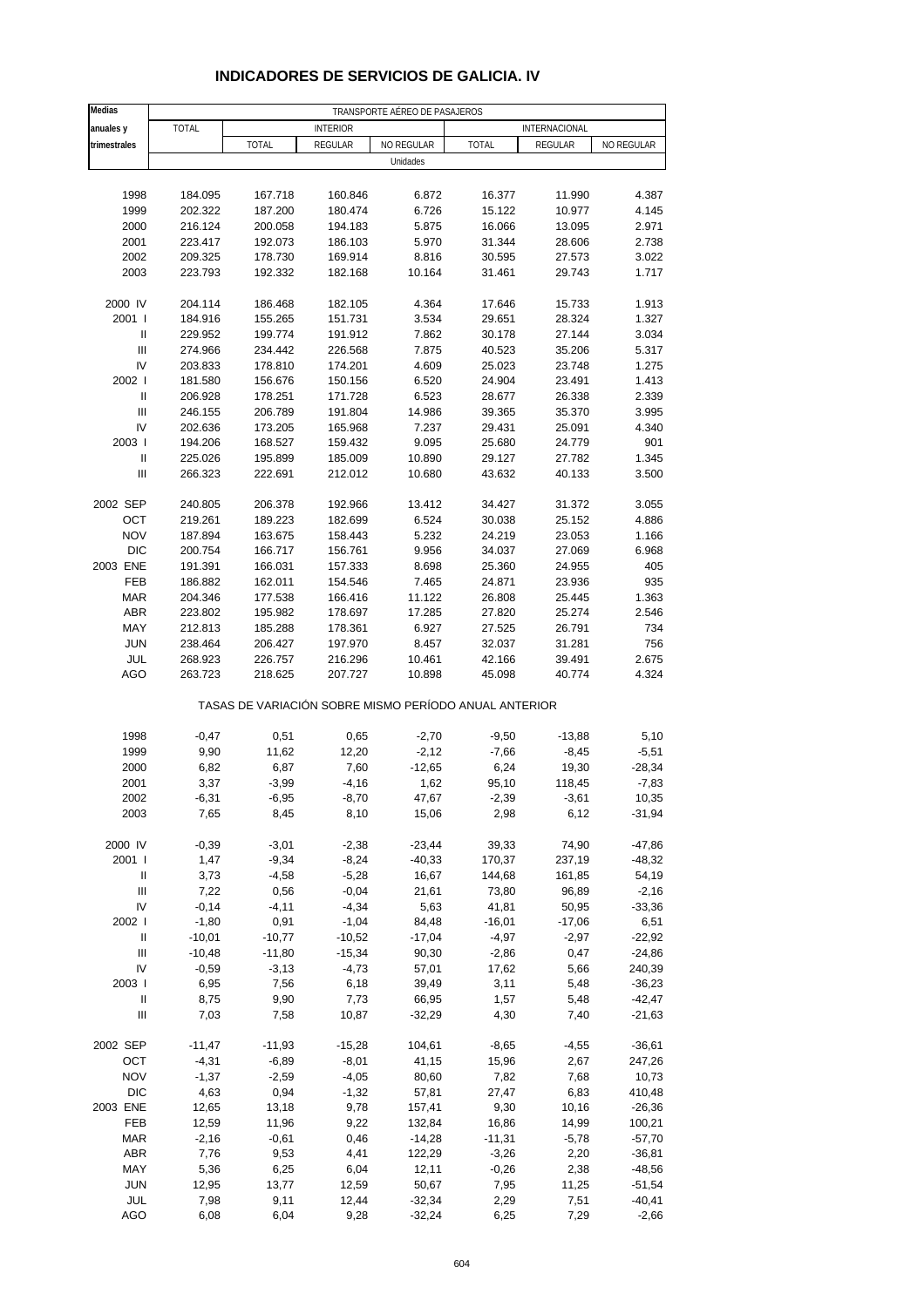# INDICADORES DE SERVICIOS DE GALICIA. IV

| Medias anuales y trimestrales | TRANSPORTE AÉREO DE PASAJEROS | | | | | | |
|---|---|---|---|---|---|---|---|
| | TOTAL | INTERIOR | | | INTERNACIONAL | | |
| | | TOTAL | REGULAR | NO REGULAR | TOTAL | REGULAR | NO REGULAR |
| | Unidades | | | | | | |
| 1998 | 184.095 | 167.718 | 160.846 | 6.872 | 16.377 | 11.990 | 4.387 |
| 1999 | 202.322 | 187.200 | 180.474 | 6.726 | 15.122 | 10.977 | 4.145 |
| 2000 | 216.124 | 200.058 | 194.183 | 5.875 | 16.066 | 13.095 | 2.971 |
| 2001 | 223.417 | 192.073 | 186.103 | 5.970 | 31.344 | 28.606 | 2.738 |
| 2002 | 209.325 | 178.730 | 169.914 | 8.816 | 30.595 | 27.573 | 3.022 |
| 2003 | 223.793 | 192.332 | 182.168 | 10.164 | 31.461 | 29.743 | 1.717 |
| 2000 IV | 204.114 | 186.468 | 182.105 | 4.364 | 17.646 | 15.733 | 1.913 |
| 2001 I | 184.916 | 155.265 | 151.731 | 3.534 | 29.651 | 28.324 | 1.327 |
| II | 229.952 | 199.774 | 191.912 | 7.862 | 30.178 | 27.144 | 3.034 |
| III | 274.966 | 234.442 | 226.568 | 7.875 | 40.523 | 35.206 | 5.317 |
| IV | 203.833 | 178.810 | 174.201 | 4.609 | 25.023 | 23.748 | 1.275 |
| 2002 I | 181.580 | 156.676 | 150.156 | 6.520 | 24.904 | 23.491 | 1.413 |
| II | 206.928 | 178.251 | 171.728 | 6.523 | 28.677 | 26.338 | 2.339 |
| III | 246.155 | 206.789 | 191.804 | 14.986 | 39.365 | 35.370 | 3.995 |
| IV | 202.636 | 173.205 | 165.968 | 7.237 | 29.431 | 25.091 | 4.340 |
| 2003 I | 194.206 | 168.527 | 159.432 | 9.095 | 25.680 | 24.779 | 901 |
| II | 225.026 | 195.899 | 185.009 | 10.890 | 29.127 | 27.782 | 1.345 |
| III | 266.323 | 222.691 | 212.012 | 10.680 | 43.632 | 40.133 | 3.500 |
| 2002 SEP | 240.805 | 206.378 | 192.966 | 13.412 | 34.427 | 31.372 | 3.055 |
| OCT | 219.261 | 189.223 | 182.699 | 6.524 | 30.038 | 25.152 | 4.886 |
| NOV | 187.894 | 163.675 | 158.443 | 5.232 | 24.219 | 23.053 | 1.166 |
| DIC | 200.754 | 166.717 | 156.761 | 9.956 | 34.037 | 27.069 | 6.968 |
| 2003 ENE | 191.391 | 166.031 | 157.333 | 8.698 | 25.360 | 24.955 | 405 |
| FEB | 186.882 | 162.011 | 154.546 | 7.465 | 24.871 | 23.936 | 935 |
| MAR | 204.346 | 177.538 | 166.416 | 11.122 | 26.808 | 25.445 | 1.363 |
| ABR | 223.802 | 195.982 | 178.697 | 17.285 | 27.820 | 25.274 | 2.546 |
| MAY | 212.813 | 185.288 | 178.361 | 6.927 | 27.525 | 26.791 | 734 |
| JUN | 238.464 | 206.427 | 197.970 | 8.457 | 32.037 | 31.281 | 756 |
| JUL | 268.923 | 226.757 | 216.296 | 10.461 | 42.166 | 39.491 | 2.675 |
| AGO | 263.723 | 218.625 | 207.727 | 10.898 | 45.098 | 40.774 | 4.324 |
| | TASAS DE VARIACIÓN SOBRE MISMO PERÍODO ANUAL ANTERIOR | | | | | | |
| 1998 | -0,47 | 0,51 | 0,65 | -2,70 | -9,50 | -13,88 | 5,10 |
| 1999 | 9,90 | 11,62 | 12,20 | -2,12 | -7,66 | -8,45 | -5,51 |
| 2000 | 6,82 | 6,87 | 7,60 | -12,65 | 6,24 | 19,30 | -28,34 |
| 2001 | 3,37 | -3,99 | -4,16 | 1,62 | 95,10 | 118,45 | -7,83 |
| 2002 | -6,31 | -6,95 | -8,70 | 47,67 | -2,39 | -3,61 | 10,35 |
| 2003 | 7,65 | 8,45 | 8,10 | 15,06 | 2,98 | 6,12 | -31,94 |
| 2000 IV | -0,39 | -3,01 | -2,38 | -23,44 | 39,33 | 74,90 | -47,86 |
| 2001 I | 1,47 | -9,34 | -8,24 | -40,33 | 170,37 | 237,19 | -48,32 |
| II | 3,73 | -4,58 | -5,28 | 16,67 | 144,68 | 161,85 | 54,19 |
| III | 7,22 | 0,56 | -0,04 | 21,61 | 73,80 | 96,89 | -2,16 |
| IV | -0,14 | -4,11 | -4,34 | 5,63 | 41,81 | 50,95 | -33,36 |
| 2002 I | -1,80 | 0,91 | -1,04 | 84,48 | -16,01 | -17,06 | 6,51 |
| II | -10,01 | -10,77 | -10,52 | -17,04 | -4,97 | -2,97 | -22,92 |
| III | -10,48 | -11,80 | -15,34 | 90,30 | -2,86 | 0,47 | -24,86 |
| IV | -0,59 | -3,13 | -4,73 | 57,01 | 17,62 | 5,66 | 240,39 |
| 2003 I | 6,95 | 7,56 | 6,18 | 39,49 | 3,11 | 5,48 | -36,23 |
| II | 8,75 | 9,90 | 7,73 | 66,95 | 1,57 | 5,48 | -42,47 |
| III | 7,03 | 7,58 | 10,87 | -32,29 | 4,30 | 7,40 | -21,63 |
| 2002 SEP | -11,47 | -11,93 | -15,28 | 104,61 | -8,65 | -4,55 | -36,61 |
| OCT | -4,31 | -6,89 | -8,01 | 41,15 | 15,96 | 2,67 | 247,26 |
| NOV | -1,37 | -2,59 | -4,05 | 80,60 | 7,82 | 7,68 | 10,73 |
| DIC | 4,63 | 0,94 | -1,32 | 57,81 | 27,47 | 6,83 | 410,48 |
| 2003 ENE | 12,65 | 13,18 | 9,78 | 157,41 | 9,30 | 10,16 | -26,36 |
| FEB | 12,59 | 11,96 | 9,22 | 132,84 | 16,86 | 14,99 | 100,21 |
| MAR | -2,16 | -0,61 | 0,46 | -14,28 | -11,31 | -5,78 | -57,70 |
| ABR | 7,76 | 9,53 | 4,41 | 122,29 | -3,26 | 2,20 | -36,81 |
| MAY | 5,36 | 6,25 | 6,04 | 12,11 | -0,26 | 2,38 | -48,56 |
| JUN | 12,95 | 13,77 | 12,59 | 50,67 | 7,95 | 11,25 | -51,54 |
| JUL | 7,98 | 9,11 | 12,44 | -32,34 | 2,29 | 7,51 | -40,41 |
| AGO | 6,08 | 6,04 | 9,28 | -32,24 | 6,25 | 7,29 | -2,66 |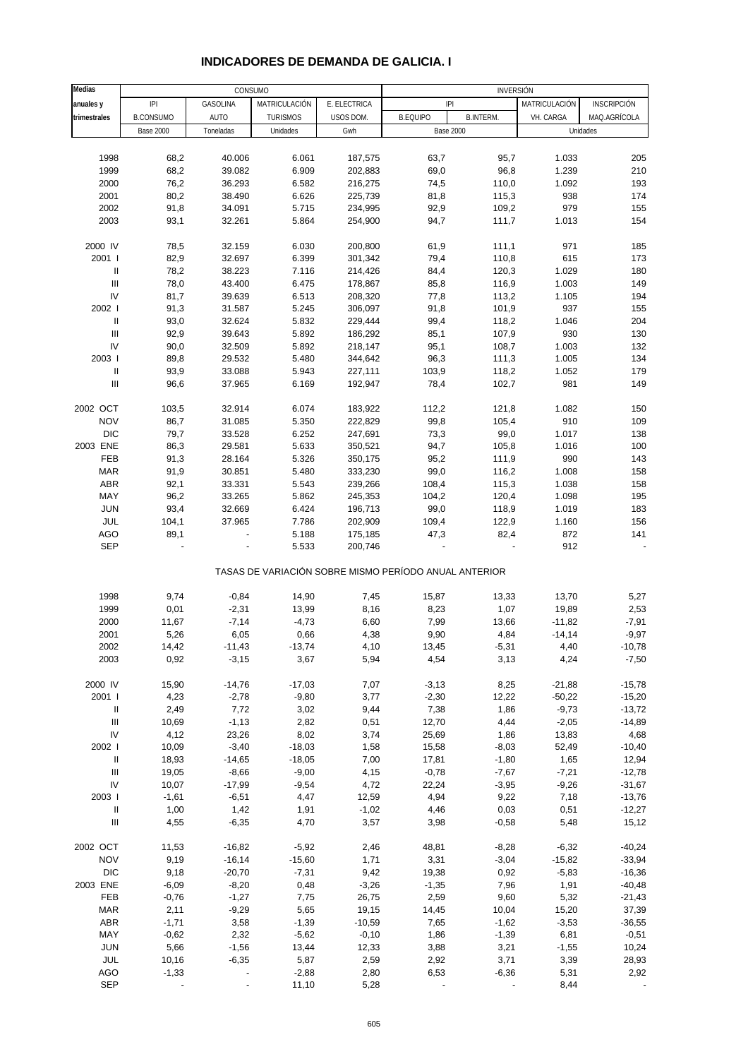# INDICADORES DE DEMANDA DE GALICIA. I

| Medias | CONSUMO | | | | INVERSIÓN | | | |
|---|---|---|---|---|---|---|---|---|
| anuales y | IPI | GASOLINA | MATRICULACIÓN | E. ELECTRICA | IPI | | MATRICULACIÓN | INSCRIPCIÓN |
| trimestrales | B.CONSUMO | AUTO | TURISMOS | USOS DOM. | B.EQUIPO | B.INTERM. | VH. CARGA | MAQ.AGRÍCOLA |
| | Base 2000 | Toneladas | Unidades | Gwh | Base 2000 | | Unidades | |
| 1998 | 68,2 | 40.006 | 6.061 | 187,575 | 63,7 | 95,7 | 1.033 | 205 |
| 1999 | 68,2 | 39.082 | 6.909 | 202,883 | 69,0 | 96,8 | 1.239 | 210 |
| 2000 | 76,2 | 36.293 | 6.582 | 216,275 | 74,5 | 110,0 | 1.092 | 193 |
| 2001 | 80,2 | 38.490 | 6.626 | 225,739 | 81,8 | 115,3 | 938 | 174 |
| 2002 | 91,8 | 34.091 | 5.715 | 234,995 | 92,9 | 109,2 | 979 | 155 |
| 2003 | 93,1 | 32.261 | 5.864 | 254,900 | 94,7 | 111,7 | 1.013 | 154 |
| 2000 IV | 78,5 | 32.159 | 6.030 | 200,800 | 61,9 | 111,1 | 971 | 185 |
| 2001 I | 82,9 | 32.697 | 6.399 | 301,342 | 79,4 | 110,8 | 615 | 173 |
| II | 78,2 | 38.223 | 7.116 | 214,426 | 84,4 | 120,3 | 1.029 | 180 |
| III | 78,0 | 43.400 | 6.475 | 178,867 | 85,8 | 116,9 | 1.003 | 149 |
| IV | 81,7 | 39.639 | 6.513 | 208,320 | 77,8 | 113,2 | 1.105 | 194 |
| 2002 I | 91,3 | 31.587 | 5.245 | 306,097 | 91,8 | 101,9 | 937 | 155 |
| II | 93,0 | 32.624 | 5.832 | 229,444 | 99,4 | 118,2 | 1.046 | 204 |
| III | 92,9 | 39.643 | 5.892 | 186,292 | 85,1 | 107,9 | 930 | 130 |
| IV | 90,0 | 32.509 | 5.892 | 218,147 | 95,1 | 108,7 | 1.003 | 132 |
| 2003 I | 89,8 | 29.532 | 5.480 | 344,642 | 96,3 | 111,3 | 1.005 | 134 |
| II | 93,9 | 33.088 | 5.943 | 227,111 | 103,9 | 118,2 | 1.052 | 179 |
| III | 96,6 | 37.965 | 6.169 | 192,947 | 78,4 | 102,7 | 981 | 149 |
| 2002 OCT | 103,5 | 32.914 | 6.074 | 183,922 | 112,2 | 121,8 | 1.082 | 150 |
| NOV | 86,7 | 31.085 | 5.350 | 222,829 | 99,8 | 105,4 | 910 | 109 |
| DIC | 79,7 | 33.528 | 6.252 | 247,691 | 73,3 | 99,0 | 1.017 | 138 |
| 2003 ENE | 86,3 | 29.581 | 5.633 | 350,521 | 94,7 | 105,8 | 1.016 | 100 |
| FEB | 91,3 | 28.164 | 5.326 | 350,175 | 95,2 | 111,9 | 990 | 143 |
| MAR | 91,9 | 30.851 | 5.480 | 333,230 | 99,0 | 116,2 | 1.008 | 158 |
| ABR | 92,1 | 33.331 | 5.543 | 239,266 | 108,4 | 115,3 | 1.038 | 158 |
| MAY | 96,2 | 33.265 | 5.862 | 245,353 | 104,2 | 120,4 | 1.098 | 195 |
| JUN | 93,4 | 32.669 | 6.424 | 196,713 | 99,0 | 118,9 | 1.019 | 183 |
| JUL | 104,1 | 37.965 | 7.786 | 202,909 | 109,4 | 122,9 | 1.160 | 156 |
| AGO | 89,1 | - | 5.188 | 175,185 | 47,3 | 82,4 | 872 | 141 |
| SEP | - | - | 5.533 | 200,746 | - | - | 912 | - |
| TASAS DE VARIACIÓN SOBRE MISMO PERÍODO ANUAL ANTERIOR | | | | | | | | |
| 1998 | 9,74 | -0,84 | 14,90 | 7,45 | 15,87 | 13,33 | 13,70 | 5,27 |
| 1999 | 0,01 | -2,31 | 13,99 | 8,16 | 8,23 | 1,07 | 19,89 | 2,53 |
| 2000 | 11,67 | -7,14 | -4,73 | 6,60 | 7,99 | 13,66 | -11,82 | -7,91 |
| 2001 | 5,26 | 6,05 | 0,66 | 4,38 | 9,90 | 4,84 | -14,14 | -9,97 |
| 2002 | 14,42 | -11,43 | -13,74 | 4,10 | 13,45 | -5,31 | 4,40 | -10,78 |
| 2003 | 0,92 | -3,15 | 3,67 | 5,94 | 4,54 | 3,13 | 4,24 | -7,50 |
| 2000 IV | 15,90 | -14,76 | -17,03 | 7,07 | -3,13 | 8,25 | -21,88 | -15,78 |
| 2001 I | 4,23 | -2,78 | -9,80 | 3,77 | -2,30 | 12,22 | -50,22 | -15,20 |
| II | 2,49 | 7,72 | 3,02 | 9,44 | 7,38 | 1,86 | -9,73 | -13,72 |
| III | 10,69 | -1,13 | 2,82 | 0,51 | 12,70 | 4,44 | -2,05 | -14,89 |
| IV | 4,12 | 23,26 | 8,02 | 3,74 | 25,69 | 1,86 | 13,83 | 4,68 |
| 2002 I | 10,09 | -3,40 | -18,03 | 1,58 | 15,58 | -8,03 | 52,49 | -10,40 |
| II | 18,93 | -14,65 | -18,05 | 7,00 | 17,81 | -1,80 | 1,65 | 12,94 |
| III | 19,05 | -8,66 | -9,00 | 4,15 | -0,78 | -7,67 | -7,21 | -12,78 |
| IV | 10,07 | -17,99 | -9,54 | 4,72 | 22,24 | -3,95 | -9,26 | -31,67 |
| 2003 I | -1,61 | -6,51 | 4,47 | 12,59 | 4,94 | 9,22 | 7,18 | -13,76 |
| II | 1,00 | 1,42 | 1,91 | -1,02 | 4,46 | 0,03 | 0,51 | -12,27 |
| III | 4,55 | -6,35 | 4,70 | 3,57 | 3,98 | -0,58 | 5,48 | 15,12 |
| 2002 OCT | 11,53 | -16,82 | -5,92 | 2,46 | 48,81 | -8,28 | -6,32 | -40,24 |
| NOV | 9,19 | -16,14 | -15,60 | 1,71 | 3,31 | -3,04 | -15,82 | -33,94 |
| DIC | 9,18 | -20,70 | -7,31 | 9,42 | 19,38 | 0,92 | -5,83 | -16,36 |
| 2003 ENE | -6,09 | -8,20 | 0,48 | -3,26 | -1,35 | 7,96 | 1,91 | -40,48 |
| FEB | -0,76 | -1,27 | 7,75 | 26,75 | 2,59 | 9,60 | 5,32 | -21,43 |
| MAR | 2,11 | -9,29 | 5,65 | 19,15 | 14,45 | 10,04 | 15,20 | 37,39 |
| ABR | -1,71 | 3,58 | -1,39 | -10,59 | 7,65 | -1,62 | -3,53 | -36,55 |
| MAY | -0,62 | 2,32 | -5,62 | -0,10 | 1,86 | -1,39 | 6,81 | -0,51 |
| JUN | 5,66 | -1,56 | 13,44 | 12,33 | 3,88 | 3,21 | -1,55 | 10,24 |
| JUL | 10,16 | -6,35 | 5,87 | 2,59 | 2,92 | 3,71 | 3,39 | 28,93 |
| AGO | -1,33 | - | -2,88 | 2,80 | 6,53 | -6,36 | 5,31 | 2,92 |
| SEP | - | - | 11,10 | 5,28 | - | - | 8,44 | - |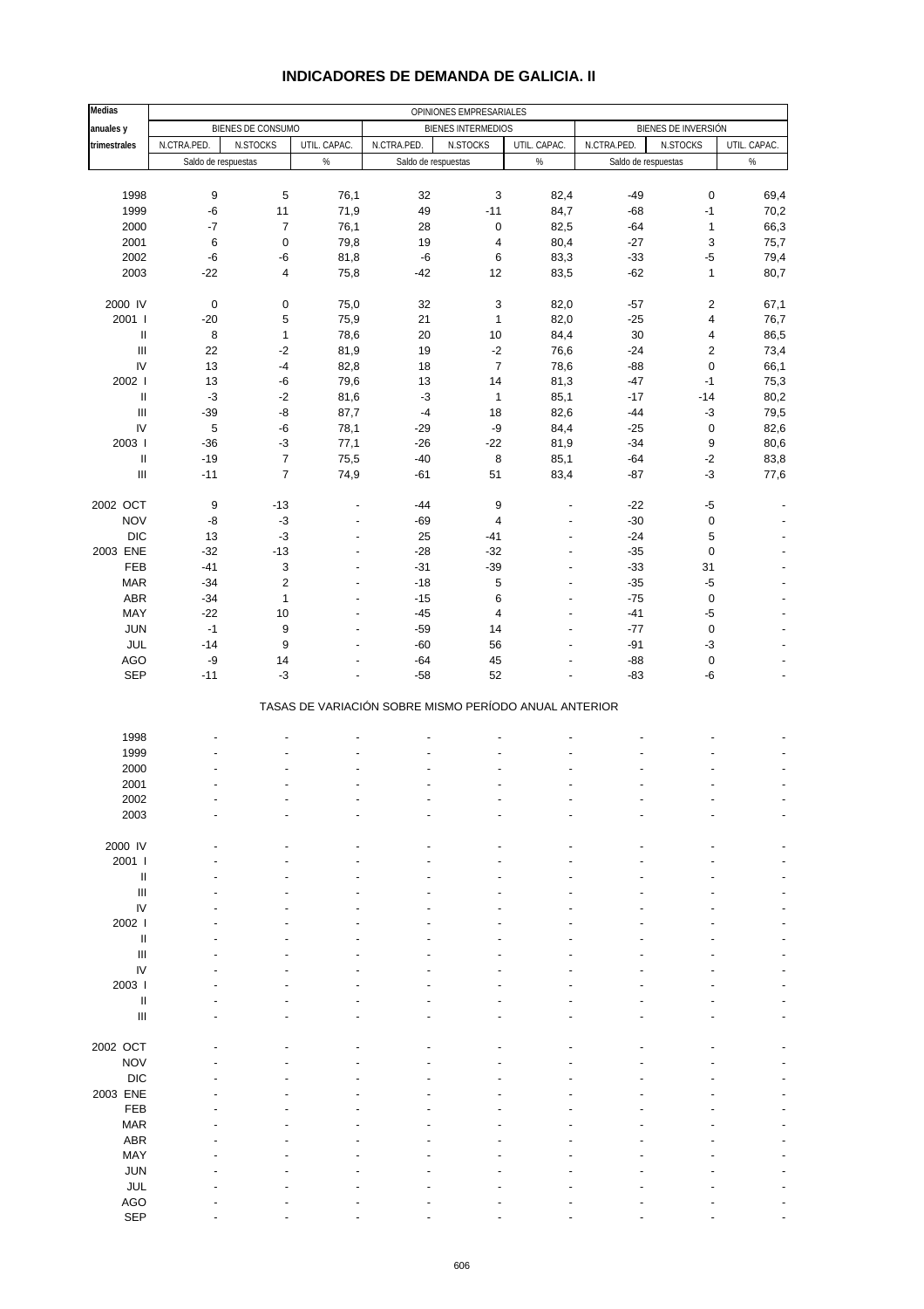# INDICADORES DE DEMANDA DE GALICIA. II

| Medias anuales y trimestrales | OPINIONES EMPRESARIALES | | | | | | | | |
|---|---|---|---|---|---|---|---|---|---|
| | BIENES DE CONSUMO | | | BIENES INTERMEDIOS | | | BIENES DE INVERSIÓN | | |
| | N.CTRA.PED. | N.STOCKS | UTIL. CAPAC. | N.CTRA.PED. | N.STOCKS | UTIL. CAPAC. | N.CTRA.PED. | N.STOCKS | UTIL. CAPAC. |
| | Saldo de respuestas | | % | Saldo de respuestas | | % | Saldo de respuestas | | % |
| 1998 | 9 | 5 | 76,1 | 32 | 3 | 82,4 | -49 | 0 | 69,4 |
| 1999 | -6 | 11 | 71,9 | 49 | -11 | 84,7 | -68 | -1 | 70,2 |
| 2000 | -7 | 7 | 76,1 | 28 | 0 | 82,5 | -64 | 1 | 66,3 |
| 2001 | 6 | 0 | 79,8 | 19 | 4 | 80,4 | -27 | 3 | 75,7 |
| 2002 | -6 | -6 | 81,8 | -6 | 6 | 83,3 | -33 | -5 | 79,4 |
| 2003 | -22 | 4 | 75,8 | -42 | 12 | 83,5 | -62 | 1 | 80,7 |
| 2000 IV | 0 | 0 | 75,0 | 32 | 3 | 82,0 | -57 | 2 | 67,1 |
| 2001 I | -20 | 5 | 75,9 | 21 | 1 | 82,0 | -25 | 4 | 76,7 |
| II | 8 | 1 | 78,6 | 20 | 10 | 84,4 | 30 | 4 | 86,5 |
| III | 22 | -2 | 81,9 | 19 | -2 | 76,6 | -24 | 2 | 73,4 |
| IV | 13 | -4 | 82,8 | 18 | 7 | 78,6 | -88 | 0 | 66,1 |
| 2002 I | 13 | -6 | 79,6 | 13 | 14 | 81,3 | -47 | -1 | 75,3 |
| II | -3 | -2 | 81,6 | -3 | 1 | 85,1 | -17 | -14 | 80,2 |
| III | -39 | -8 | 87,7 | -4 | 18 | 82,6 | -44 | -3 | 79,5 |
| IV | 5 | -6 | 78,1 | -29 | -9 | 84,4 | -25 | 0 | 82,6 |
| 2003 I | -36 | -3 | 77,1 | -26 | -22 | 81,9 | -34 | 9 | 80,6 |
| II | -19 | 7 | 75,5 | -40 | 8 | 85,1 | -64 | -2 | 83,8 |
| III | -11 | 7 | 74,9 | -61 | 51 | 83,4 | -87 | -3 | 77,6 |
| 2002 OCT | 9 | -13 | - | -44 | 9 | - | -22 | -5 | - |
| NOV | -8 | -3 | - | -69 | 4 | - | -30 | 0 | - |
| DIC | 13 | -3 | - | 25 | -41 | - | -24 | 5 | - |
| 2003 ENE | -32 | -13 | - | -28 | -32 | - | -35 | 0 | - |
| FEB | -41 | 3 | - | -31 | -39 | - | -33 | 31 | - |
| MAR | -34 | 2 | - | -18 | 5 | - | -35 | -5 | - |
| ABR | -34 | 1 | - | -15 | 6 | - | -75 | 0 | - |
| MAY | -22 | 10 | - | -45 | 4 | - | -41 | -5 | - |
| JUN | -1 | 9 | - | -59 | 14 | - | -77 | 0 | - |
| JUL | -14 | 9 | - | -60 | 56 | - | -91 | -3 | - |
| AGO | -9 | 14 | - | -64 | 45 | - | -88 | 0 | - |
| SEP | -11 | -3 | - | -58 | 52 | - | -83 | -6 | - |

TASAS DE VARIACIÓN SOBRE MISMO PERÍODO ANUAL ANTERIOR

| | | | | | | | | | |
|---|---|---|---|---|---|---|---|---|---|
| 1998 | - | - | - | - | - | - | - | - | - |
| 1999 | - | - | - | - | - | - | - | - | - |
| 2000 | - | - | - | - | - | - | - | - | - |
| 2001 | - | - | - | - | - | - | - | - | - |
| 2002 | - | - | - | - | - | - | - | - | - |
| 2003 | - | - | - | - | - | - | - | - | - |
| 2000 IV | - | - | - | - | - | - | - | - | - |
| 2001 I | - | - | - | - | - | - | - | - | - |
| II | - | - | - | - | - | - | - | - | - |
| III | - | - | - | - | - | - | - | - | - |
| IV | - | - | - | - | - | - | - | - | - |
| 2002 I | - | - | - | - | - | - | - | - | - |
| II | - | - | - | - | - | - | - | - | - |
| III | - | - | - | - | - | - | - | - | - |
| IV | - | - | - | - | - | - | - | - | - |
| 2003 I | - | - | - | - | - | - | - | - | - |
| II | - | - | - | - | - | - | - | - | - |
| III | - | - | - | - | - | - | - | - | - |
| 2002 OCT | - | - | - | - | - | - | - | - | - |
| NOV | - | - | - | - | - | - | - | - | - |
| DIC | - | - | - | - | - | - | - | - | - |
| 2003 ENE | - | - | - | - | - | - | - | - | - |
| FEB | - | - | - | - | - | - | - | - | - |
| MAR | - | - | - | - | - | - | - | - | - |
| ABR | - | - | - | - | - | - | - | - | - |
| MAY | - | - | - | - | - | - | - | - | - |
| JUN | - | - | - | - | - | - | - | - | - |
| JUL | - | - | - | - | - | - | - | - | - |
| AGO | - | - | - | - | - | - | - | - | - |
| SEP | - | - | - | - | - | - | - | - | - |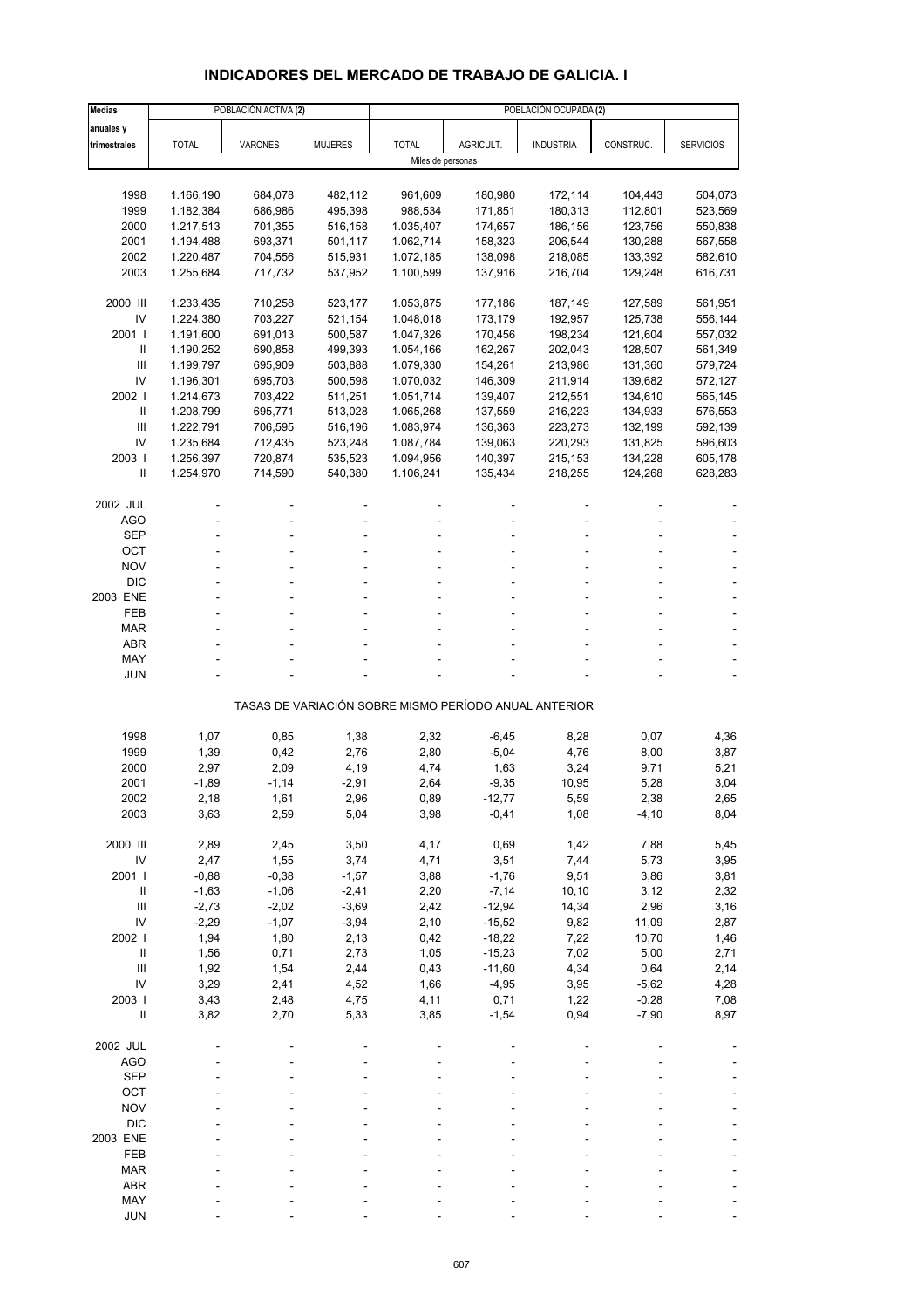## INDICADORES DEL MERCADO DE TRABAJO DE GALICIA. I

| Medias anuales y trimestrales | POBLACIÓN ACTIVA (2) | | | POBLACIÓN OCUPADA (2) | | | | |
|---|---|---|---|---|---|---|---|---|
| | TOTAL | VARONES | MUJERES | TOTAL | AGRICULT. | INDUSTRIA | CONSTRUC. | SERVICIOS |
| | Miles de personas | | | | | | | |
| 1998 | 1.166,190 | 684,078 | 482,112 | 961,609 | 180,980 | 172,114 | 104,443 | 504,073 |
| 1999 | 1.182,384 | 686,986 | 495,398 | 988,534 | 171,851 | 180,313 | 112,801 | 523,569 |
| 2000 | 1.217,513 | 701,355 | 516,158 | 1.035,407 | 174,657 | 186,156 | 123,756 | 550,838 |
| 2001 | 1.194,488 | 693,371 | 501,117 | 1.062,714 | 158,323 | 206,544 | 130,288 | 567,558 |
| 2002 | 1.220,487 | 704,556 | 515,931 | 1.072,185 | 138,098 | 218,085 | 133,392 | 582,610 |
| 2003 | 1.255,684 | 717,732 | 537,952 | 1.100,599 | 137,916 | 216,704 | 129,248 | 616,731 |
| 2000 III | 1.233,435 | 710,258 | 523,177 | 1.053,875 | 177,186 | 187,149 | 127,589 | 561,951 |
| IV | 1.224,380 | 703,227 | 521,154 | 1.048,018 | 173,179 | 192,957 | 125,738 | 556,144 |
| 2001 I | 1.191,600 | 691,013 | 500,587 | 1.047,326 | 170,456 | 198,234 | 121,604 | 557,032 |
| II | 1.190,252 | 690,858 | 499,393 | 1.054,166 | 162,267 | 202,043 | 128,507 | 561,349 |
| III | 1.199,797 | 695,909 | 503,888 | 1.079,330 | 154,261 | 213,986 | 131,360 | 579,724 |
| IV | 1.196,301 | 695,703 | 500,598 | 1.070,032 | 146,309 | 211,914 | 139,682 | 572,127 |
| 2002 I | 1.214,673 | 703,422 | 511,251 | 1.051,714 | 139,407 | 212,551 | 134,610 | 565,145 |
| II | 1.208,799 | 695,771 | 513,028 | 1.065,268 | 137,559 | 216,223 | 134,933 | 576,553 |
| III | 1.222,791 | 706,595 | 516,196 | 1.083,974 | 136,363 | 223,273 | 132,199 | 592,139 |
| IV | 1.235,684 | 712,435 | 523,248 | 1.087,784 | 139,063 | 220,293 | 131,825 | 596,603 |
| 2003 I | 1.256,397 | 720,874 | 535,523 | 1.094,956 | 140,397 | 215,153 | 134,228 | 605,178 |
| II | 1.254,970 | 714,590 | 540,380 | 1.106,241 | 135,434 | 218,255 | 124,268 | 628,283 |
| 2002 JUL | - | - | - | - | - | - | - | - |
| AGO | - | - | - | - | - | - | - | - |
| SEP | - | - | - | - | - | - | - | - |
| OCT | - | - | - | - | - | - | - | - |
| NOV | - | - | - | - | - | - | - | - |
| DIC | - | - | - | - | - | - | - | - |
| 2003 ENE | - | - | - | - | - | - | - | - |
| FEB | - | - | - | - | - | - | - | - |
| MAR | - | - | - | - | - | - | - | - |
| ABR | - | - | - | - | - | - | - | - |
| MAY | - | - | - | - | - | - | - | - |
| JUN | - | - | - | - | - | - | - | - |
| | TASAS DE VARIACIÓN SOBRE MISMO PERÍODO ANUAL ANTERIOR | | | | | | | |
| 1998 | 1,07 | 0,85 | 1,38 | 2,32 | -6,45 | 8,28 | 0,07 | 4,36 |
| 1999 | 1,39 | 0,42 | 2,76 | 2,80 | -5,04 | 4,76 | 8,00 | 3,87 |
| 2000 | 2,97 | 2,09 | 4,19 | 4,74 | 1,63 | 3,24 | 9,71 | 5,21 |
| 2001 | -1,89 | -1,14 | -2,91 | 2,64 | -9,35 | 10,95 | 5,28 | 3,04 |
| 2002 | 2,18 | 1,61 | 2,96 | 0,89 | -12,77 | 5,59 | 2,38 | 2,65 |
| 2003 | 3,63 | 2,59 | 5,04 | 3,98 | -0,41 | 1,08 | -4,10 | 8,04 |
| 2000 III | 2,89 | 2,45 | 3,50 | 4,17 | 0,69 | 1,42 | 7,88 | 5,45 |
| IV | 2,47 | 1,55 | 3,74 | 4,71 | 3,51 | 7,44 | 5,73 | 3,95 |
| 2001 I | -0,88 | -0,38 | -1,57 | 3,88 | -1,76 | 9,51 | 3,86 | 3,81 |
| II | -1,63 | -1,06 | -2,41 | 2,20 | -7,14 | 10,10 | 3,12 | 2,32 |
| III | -2,73 | -2,02 | -3,69 | 2,42 | -12,94 | 14,34 | 2,96 | 3,16 |
| IV | -2,29 | -1,07 | -3,94 | 2,10 | -15,52 | 9,82 | 11,09 | 2,87 |
| 2002 I | 1,94 | 1,80 | 2,13 | 0,42 | -18,22 | 7,22 | 10,70 | 1,46 |
| II | 1,56 | 0,71 | 2,73 | 1,05 | -15,23 | 7,02 | 5,00 | 2,71 |
| III | 1,92 | 1,54 | 2,44 | 0,43 | -11,60 | 4,34 | 0,64 | 2,14 |
| IV | 3,29 | 2,41 | 4,52 | 1,66 | -4,95 | 3,95 | -5,62 | 4,28 |
| 2003 I | 3,43 | 2,48 | 4,75 | 4,11 | 0,71 | 1,22 | -0,28 | 7,08 |
| II | 3,82 | 2,70 | 5,33 | 3,85 | -1,54 | 0,94 | -7,90 | 8,97 |
| 2002 JUL | - | - | - | - | - | - | - | - |
| AGO | - | - | - | - | - | - | - | - |
| SEP | - | - | - | - | - | - | - | - |
| OCT | - | - | - | - | - | - | - | - |
| NOV | - | - | - | - | - | - | - | - |
| DIC | - | - | - | - | - | - | - | - |
| 2003 ENE | - | - | - | - | - | - | - | - |
| FEB | - | - | - | - | - | - | - | - |
| MAR | - | - | - | - | - | - | - | - |
| ABR | - | - | - | - | - | - | - | - |
| MAY | - | - | - | - | - | - | - | - |
| JUN | - | - | - | - | - | - | - | - |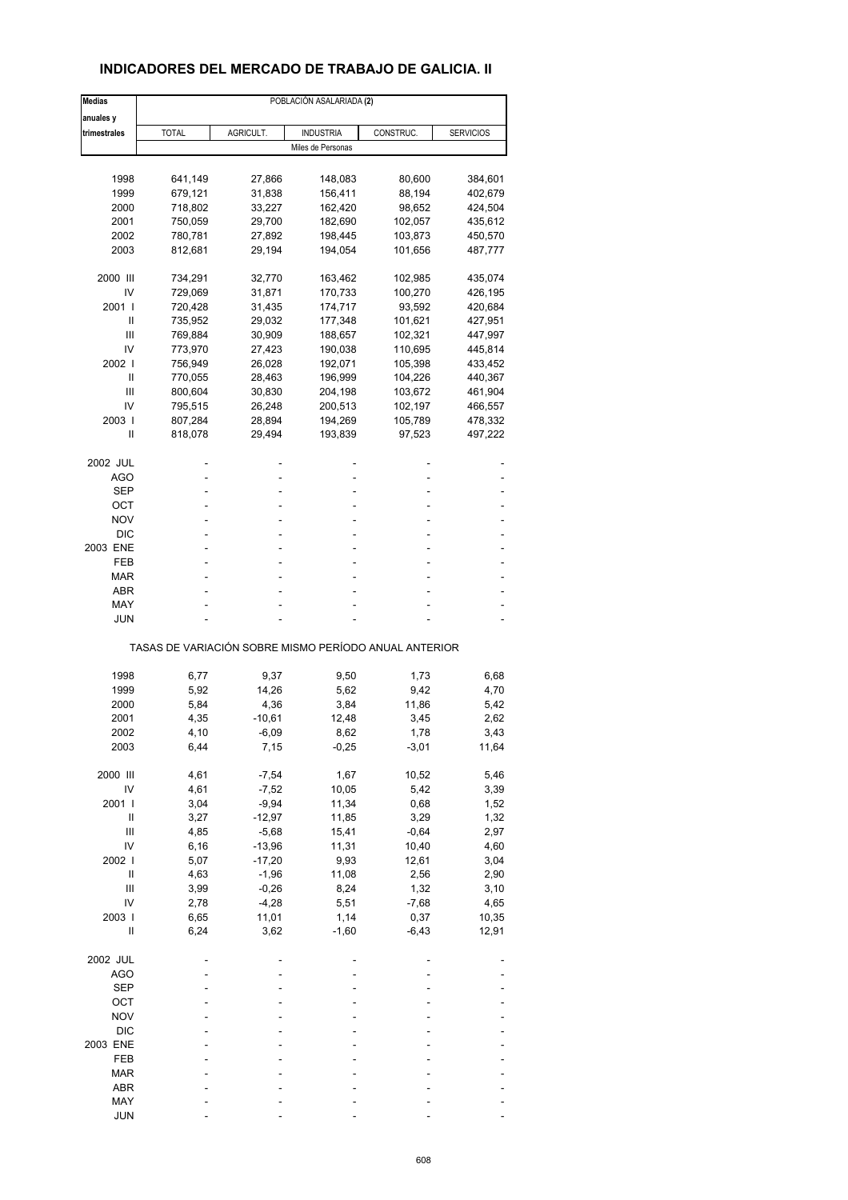# INDICADORES DEL MERCADO DE TRABAJO DE GALICIA. II

| Medias anuales y trimestrales | POBLACIÓN ASALARIADA **(2)** | | | | |
|---|---|---|---|---|---|
| | TOTAL | AGRICULT. | INDUSTRIA | CONSTRUC. | SERVICIOS |
| | Miles de Personas | | | | |
| 1998 | 641,149 | 27,866 | 148,083 | 80,600 | 384,601 |
| 1999 | 679,121 | 31,838 | 156,411 | 88,194 | 402,679 |
| 2000 | 718,802 | 33,227 | 162,420 | 98,652 | 424,504 |
| 2001 | 750,059 | 29,700 | 182,690 | 102,057 | 435,612 |
| 2002 | 780,781 | 27,892 | 198,445 | 103,873 | 450,570 |
| 2003 | 812,681 | 29,194 | 194,054 | 101,656 | 487,777 |
| 2000 III | 734,291 | 32,770 | 163,462 | 102,985 | 435,074 |
| IV | 729,069 | 31,871 | 170,733 | 100,270 | 426,195 |
| 2001 I | 720,428 | 31,435 | 174,717 | 93,592 | 420,684 |
| II | 735,952 | 29,032 | 177,348 | 101,621 | 427,951 |
| III | 769,884 | 30,909 | 188,657 | 102,321 | 447,997 |
| IV | 773,970 | 27,423 | 190,038 | 110,695 | 445,814 |
| 2002 I | 756,949 | 26,028 | 192,071 | 105,398 | 433,452 |
| II | 770,055 | 28,463 | 196,999 | 104,226 | 440,367 |
| III | 800,604 | 30,830 | 204,198 | 103,672 | 461,904 |
| IV | 795,515 | 26,248 | 200,513 | 102,197 | 466,557 |
| 2003 I | 807,284 | 28,894 | 194,269 | 105,789 | 478,332 |
| II | 818,078 | 29,494 | 193,839 | 97,523 | 497,222 |
| 2002 JUL | - | - | - | - | - |
| AGO | - | - | - | - | - |
| SEP | - | - | - | - | - |
| OCT | - | - | - | - | - |
| NOV | - | - | - | - | - |
| DIC | - | - | - | - | - |
| 2003 ENE | - | - | - | - | - |
| FEB | - | - | - | - | - |
| MAR | - | - | - | - | - |
| ABR | - | - | - | - | - |
| MAY | - | - | - | - | - |
| JUN | - | - | - | - | - |
| | TASAS DE VARIACIÓN SOBRE MISMO PERÍODO ANUAL ANTERIOR | | | | |
| 1998 | 6,77 | 9,37 | 9,50 | 1,73 | 6,68 |
| 1999 | 5,92 | 14,26 | 5,62 | 9,42 | 4,70 |
| 2000 | 5,84 | 4,36 | 3,84 | 11,86 | 5,42 |
| 2001 | 4,35 | -10,61 | 12,48 | 3,45 | 2,62 |
| 2002 | 4,10 | -6,09 | 8,62 | 1,78 | 3,43 |
| 2003 | 6,44 | 7,15 | -0,25 | -3,01 | 11,64 |
| 2000 III | 4,61 | -7,54 | 1,67 | 10,52 | 5,46 |
| IV | 4,61 | -7,52 | 10,05 | 5,42 | 3,39 |
| 2001 I | 3,04 | -9,94 | 11,34 | 0,68 | 1,52 |
| II | 3,27 | -12,97 | 11,85 | 3,29 | 1,32 |
| III | 4,85 | -5,68 | 15,41 | -0,64 | 2,97 |
| IV | 6,16 | -13,96 | 11,31 | 10,40 | 4,60 |
| 2002 I | 5,07 | -17,20 | 9,93 | 12,61 | 3,04 |
| II | 4,63 | -1,96 | 11,08 | 2,56 | 2,90 |
| III | 3,99 | -0,26 | 8,24 | 1,32 | 3,10 |
| IV | 2,78 | -4,28 | 5,51 | -7,68 | 4,65 |
| 2003 I | 6,65 | 11,01 | 1,14 | 0,37 | 10,35 |
| II | 6,24 | 3,62 | -1,60 | -6,43 | 12,91 |
| 2002 JUL | - | - | - | - | - |
| AGO | - | - | - | - | - |
| SEP | - | - | - | - | - |
| OCT | - | - | - | - | - |
| NOV | - | - | - | - | - |
| DIC | - | - | - | - | - |
| 2003 ENE | - | - | - | - | - |
| FEB | - | - | - | - | - |
| MAR | - | - | - | - | - |
| ABR | - | - | - | - | - |
| MAY | - | - | - | - | - |
| JUN | - | - | - | - | - |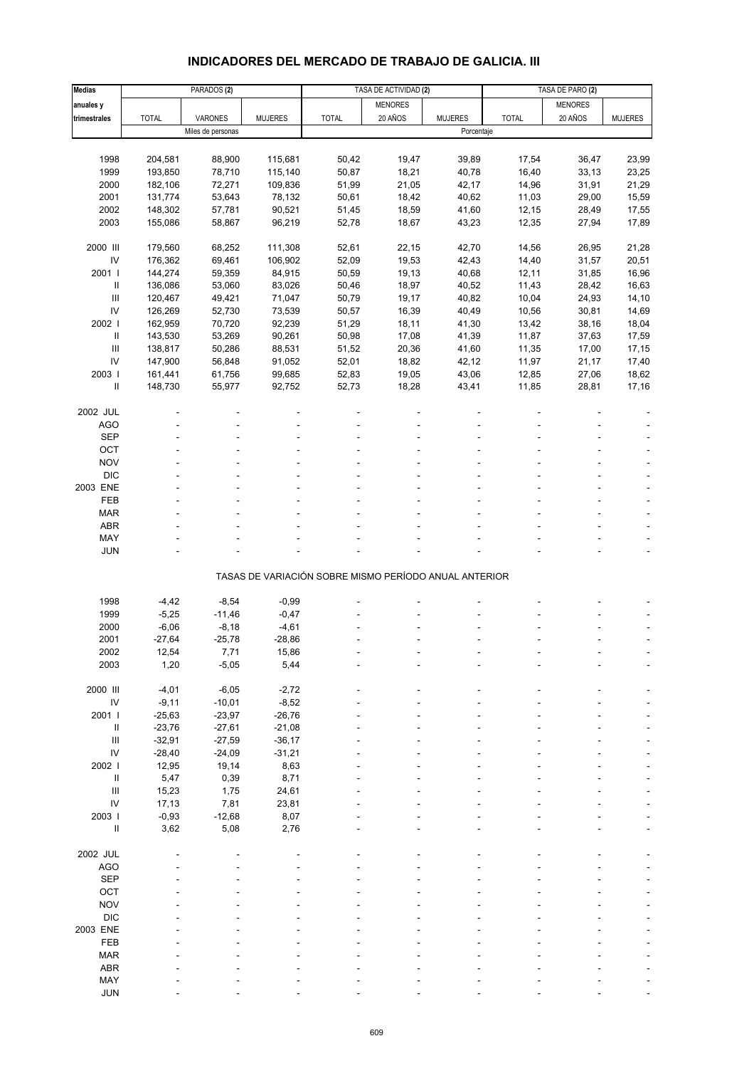## INDICADORES DEL MERCADO DE TRABAJO DE GALICIA. III

| Medias anuales y trimestrales | PARADOS (2) | | | TASA DE ACTIVIDAD (2) | | | TASA DE PARO (2) | | |
|---|---|---|---|---|---|---|---|---|---|
| | TOTAL | VARONES | MUJERES | TOTAL | MENORES 20 AÑOS | MUJERES | TOTAL | MENORES 20 AÑOS | MUJERES |
| | Miles de personas | | | Porcentaje | | | | | |
| 1998 | 204,581 | 88,900 | 115,681 | 50,42 | 19,47 | 39,89 | 17,54 | 36,47 | 23,99 |
| 1999 | 193,850 | 78,710 | 115,140 | 50,87 | 18,21 | 40,78 | 16,40 | 33,13 | 23,25 |
| 2000 | 182,106 | 72,271 | 109,836 | 51,99 | 21,05 | 42,17 | 14,96 | 31,91 | 21,29 |
| 2001 | 131,774 | 53,643 | 78,132 | 50,61 | 18,42 | 40,62 | 11,03 | 29,00 | 15,59 |
| 2002 | 148,302 | 57,781 | 90,521 | 51,45 | 18,59 | 41,60 | 12,15 | 28,49 | 17,55 |
| 2003 | 155,086 | 58,867 | 96,219 | 52,78 | 18,67 | 43,23 | 12,35 | 27,94 | 17,89 |
| 2000 III | 179,560 | 68,252 | 111,308 | 52,61 | 22,15 | 42,70 | 14,56 | 26,95 | 21,28 |
| IV | 176,362 | 69,461 | 106,902 | 52,09 | 19,53 | 42,43 | 14,40 | 31,57 | 20,51 |
| 2001 I | 144,274 | 59,359 | 84,915 | 50,59 | 19,13 | 40,68 | 12,11 | 31,85 | 16,96 |
| II | 136,086 | 53,060 | 83,026 | 50,46 | 18,97 | 40,52 | 11,43 | 28,42 | 16,63 |
| III | 120,467 | 49,421 | 71,047 | 50,79 | 19,17 | 40,82 | 10,04 | 24,93 | 14,10 |
| IV | 126,269 | 52,730 | 73,539 | 50,57 | 16,39 | 40,49 | 10,56 | 30,81 | 14,69 |
| 2002 I | 162,959 | 70,720 | 92,239 | 51,29 | 18,11 | 41,30 | 13,42 | 38,16 | 18,04 |
| II | 143,530 | 53,269 | 90,261 | 50,98 | 17,08 | 41,39 | 11,87 | 37,63 | 17,59 |
| III | 138,817 | 50,286 | 88,531 | 51,52 | 20,36 | 41,60 | 11,35 | 17,00 | 17,15 |
| IV | 147,900 | 56,848 | 91,052 | 52,01 | 18,82 | 42,12 | 11,97 | 21,17 | 17,40 |
| 2003 I | 161,441 | 61,756 | 99,685 | 52,83 | 19,05 | 43,06 | 12,85 | 27,06 | 18,62 |
| II | 148,730 | 55,977 | 92,752 | 52,73 | 18,28 | 43,41 | 11,85 | 28,81 | 17,16 |
| 2002 JUL | - | - | - | - | - | - | - | - | - |
| AGO | - | - | - | - | - | - | - | - | - |
| SEP | - | - | - | - | - | - | - | - | - |
| OCT | - | - | - | - | - | - | - | - | - |
| NOV | - | - | - | - | - | - | - | - | - |
| DIC | - | - | - | - | - | - | - | - | - |
| 2003 ENE | - | - | - | - | - | - | - | - | - |
| FEB | - | - | - | - | - | - | - | - | - |
| MAR | - | - | - | - | - | - | - | - | - |
| ABR | - | - | - | - | - | - | - | - | - |
| MAY | - | - | - | - | - | - | - | - | - |
| JUN | - | - | - | - | - | - | - | - | - |
| | TASAS DE VARIACIÓN SOBRE MISMO PERÍODO ANUAL ANTERIOR | | | | | | | | |
| 1998 | -4,42 | -8,54 | -0,99 | - | - | - | - | - | - |
| 1999 | -5,25 | -11,46 | -0,47 | - | - | - | - | - | - |
| 2000 | -6,06 | -8,18 | -4,61 | - | - | - | - | - | - |
| 2001 | -27,64 | -25,78 | -28,86 | - | - | - | - | - | - |
| 2002 | 12,54 | 7,71 | 15,86 | - | - | - | - | - | - |
| 2003 | 1,20 | -5,05 | 5,44 | - | - | - | - | - | - |
| 2000 III | -4,01 | -6,05 | -2,72 | - | - | - | - | - | - |
| IV | -9,11 | -10,01 | -8,52 | - | - | - | - | - | - |
| 2001 I | -25,63 | -23,97 | -26,76 | - | - | - | - | - | - |
| II | -23,76 | -27,61 | -21,08 | - | - | - | - | - | - |
| III | -32,91 | -27,59 | -36,17 | - | - | - | - | - | - |
| IV | -28,40 | -24,09 | -31,21 | - | - | - | - | - | - |
| 2002 I | 12,95 | 19,14 | 8,63 | - | - | - | - | - | - |
| II | 5,47 | 0,39 | 8,71 | - | - | - | - | - | - |
| III | 15,23 | 1,75 | 24,61 | - | - | - | - | - | - |
| IV | 17,13 | 7,81 | 23,81 | - | - | - | - | - | - |
| 2003 I | -0,93 | -12,68 | 8,07 | - | - | - | - | - | - |
| II | 3,62 | 5,08 | 2,76 | - | - | - | - | - | - |
| 2002 JUL | - | - | - | - | - | - | - | - | - |
| AGO | - | - | - | - | - | - | - | - | - |
| SEP | - | - | - | - | - | - | - | - | - |
| OCT | - | - | - | - | - | - | - | - | - |
| NOV | - | - | - | - | - | - | - | - | - |
| DIC | - | - | - | - | - | - | - | - | - |
| 2003 ENE | - | - | - | - | - | - | - | - | - |
| FEB | - | - | - | - | - | - | - | - | - |
| MAR | - | - | - | - | - | - | - | - | - |
| ABR | - | - | - | - | - | - | - | - | - |
| MAY | - | - | - | - | - | - | - | - | - |
| JUN | - | - | - | - | - | - | - | - | - |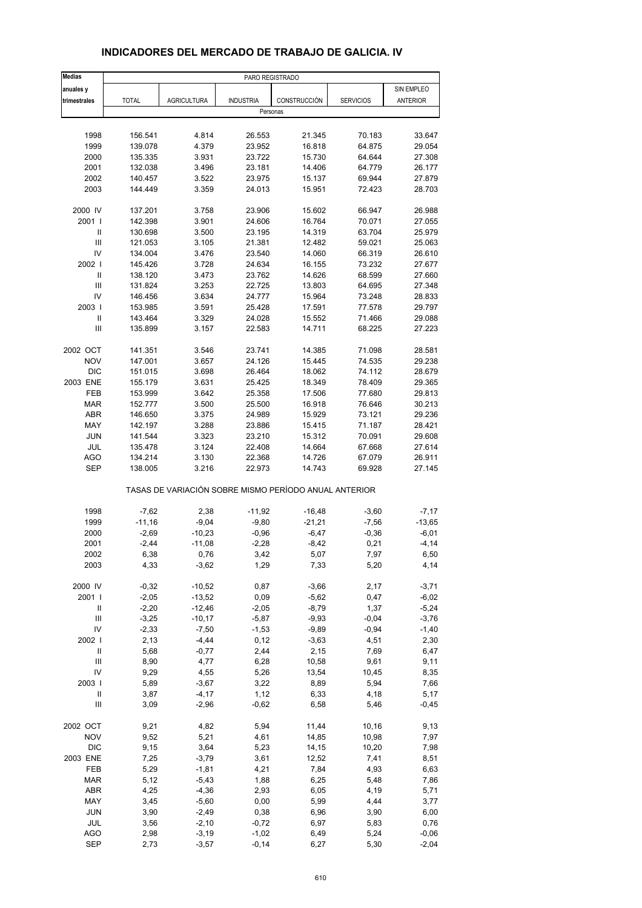# INDICADORES DEL MERCADO DE TRABAJO DE GALICIA. IV

| Medias anuales y trimestrales | PARO REGISTRADO | | | | | |
|---|---|---|---|---|---|---|
| | TOTAL | AGRICULTURA | INDUSTRIA | CONSTRUCCIÓN | SERVICIOS | SIN EMPLEO ANTERIOR |
| | Personas | | | | | |
| 1998 | 156.541 | 4.814 | 26.553 | 21.345 | 70.183 | 33.647 |
| 1999 | 139.078 | 4.379 | 23.952 | 16.818 | 64.875 | 29.054 |
| 2000 | 135.335 | 3.931 | 23.722 | 15.730 | 64.644 | 27.308 |
| 2001 | 132.038 | 3.496 | 23.181 | 14.406 | 64.779 | 26.177 |
| 2002 | 140.457 | 3.522 | 23.975 | 15.137 | 69.944 | 27.879 |
| 2003 | 144.449 | 3.359 | 24.013 | 15.951 | 72.423 | 28.703 |
| 2000 IV | 137.201 | 3.758 | 23.906 | 15.602 | 66.947 | 26.988 |
| 2001 I | 142.398 | 3.901 | 24.606 | 16.764 | 70.071 | 27.055 |
| II | 130.698 | 3.500 | 23.195 | 14.319 | 63.704 | 25.979 |
| III | 121.053 | 3.105 | 21.381 | 12.482 | 59.021 | 25.063 |
| IV | 134.004 | 3.476 | 23.540 | 14.060 | 66.319 | 26.610 |
| 2002 I | 145.426 | 3.728 | 24.634 | 16.155 | 73.232 | 27.677 |
| II | 138.120 | 3.473 | 23.762 | 14.626 | 68.599 | 27.660 |
| III | 131.824 | 3.253 | 22.725 | 13.803 | 64.695 | 27.348 |
| IV | 146.456 | 3.634 | 24.777 | 15.964 | 73.248 | 28.833 |
| 2003 I | 153.985 | 3.591 | 25.428 | 17.591 | 77.578 | 29.797 |
| II | 143.464 | 3.329 | 24.028 | 15.552 | 71.466 | 29.088 |
| III | 135.899 | 3.157 | 22.583 | 14.711 | 68.225 | 27.223 |
| 2002 OCT | 141.351 | 3.546 | 23.741 | 14.385 | 71.098 | 28.581 |
| NOV | 147.001 | 3.657 | 24.126 | 15.445 | 74.535 | 29.238 |
| DIC | 151.015 | 3.698 | 26.464 | 18.062 | 74.112 | 28.679 |
| 2003 ENE | 155.179 | 3.631 | 25.425 | 18.349 | 78.409 | 29.365 |
| FEB | 153.999 | 3.642 | 25.358 | 17.506 | 77.680 | 29.813 |
| MAR | 152.777 | 3.500 | 25.500 | 16.918 | 76.646 | 30.213 |
| ABR | 146.650 | 3.375 | 24.989 | 15.929 | 73.121 | 29.236 |
| MAY | 142.197 | 3.288 | 23.886 | 15.415 | 71.187 | 28.421 |
| JUN | 141.544 | 3.323 | 23.210 | 15.312 | 70.091 | 29.608 |
| JUL | 135.478 | 3.124 | 22.408 | 14.664 | 67.668 | 27.614 |
| AGO | 134.214 | 3.130 | 22.368 | 14.726 | 67.079 | 26.911 |
| SEP | 138.005 | 3.216 | 22.973 | 14.743 | 69.928 | 27.145 |
| | TASAS DE VARIACIÓN SOBRE MISMO PERÍODO ANUAL ANTERIOR | | | | | |
| 1998 | -7,62 | 2,38 | -11,92 | -16,48 | -3,60 | -7,17 |
| 1999 | -11,16 | -9,04 | -9,80 | -21,21 | -7,56 | -13,65 |
| 2000 | -2,69 | -10,23 | -0,96 | -6,47 | -0,36 | -6,01 |
| 2001 | -2,44 | -11,08 | -2,28 | -8,42 | 0,21 | -4,14 |
| 2002 | 6,38 | 0,76 | 3,42 | 5,07 | 7,97 | 6,50 |
| 2003 | 4,33 | -3,62 | 1,29 | 7,33 | 5,20 | 4,14 |
| 2000 IV | -0,32 | -10,52 | 0,87 | -3,66 | 2,17 | -3,71 |
| 2001 I | -2,05 | -13,52 | 0,09 | -5,62 | 0,47 | -6,02 |
| II | -2,20 | -12,46 | -2,05 | -8,79 | 1,37 | -5,24 |
| III | -3,25 | -10,17 | -5,87 | -9,93 | -0,04 | -3,76 |
| IV | -2,33 | -7,50 | -1,53 | -9,89 | -0,94 | -1,40 |
| 2002 I | 2,13 | -4,44 | 0,12 | -3,63 | 4,51 | 2,30 |
| II | 5,68 | -0,77 | 2,44 | 2,15 | 7,69 | 6,47 |
| III | 8,90 | 4,77 | 6,28 | 10,58 | 9,61 | 9,11 |
| IV | 9,29 | 4,55 | 5,26 | 13,54 | 10,45 | 8,35 |
| 2003 I | 5,89 | -3,67 | 3,22 | 8,89 | 5,94 | 7,66 |
| II | 3,87 | -4,17 | 1,12 | 6,33 | 4,18 | 5,17 |
| III | 3,09 | -2,96 | -0,62 | 6,58 | 5,46 | -0,45 |
| 2002 OCT | 9,21 | 4,82 | 5,94 | 11,44 | 10,16 | 9,13 |
| NOV | 9,52 | 5,21 | 4,61 | 14,85 | 10,98 | 7,97 |
| DIC | 9,15 | 3,64 | 5,23 | 14,15 | 10,20 | 7,98 |
| 2003 ENE | 7,25 | -3,79 | 3,61 | 12,52 | 7,41 | 8,51 |
| FEB | 5,29 | -1,81 | 4,21 | 7,84 | 4,93 | 6,63 |
| MAR | 5,12 | -5,43 | 1,88 | 6,25 | 5,48 | 7,86 |
| ABR | 4,25 | -4,36 | 2,93 | 6,05 | 4,19 | 5,71 |
| MAY | 3,45 | -5,60 | 0,00 | 5,99 | 4,44 | 3,77 |
| JUN | 3,90 | -2,49 | 0,38 | 6,96 | 3,90 | 6,00 |
| JUL | 3,56 | -2,10 | -0,72 | 6,97 | 5,83 | 0,76 |
| AGO | 2,98 | -3,19 | -1,02 | 6,49 | 5,24 | -0,06 |
| SEP | 2,73 | -3,57 | -0,14 | 6,27 | 5,30 | -2,04 |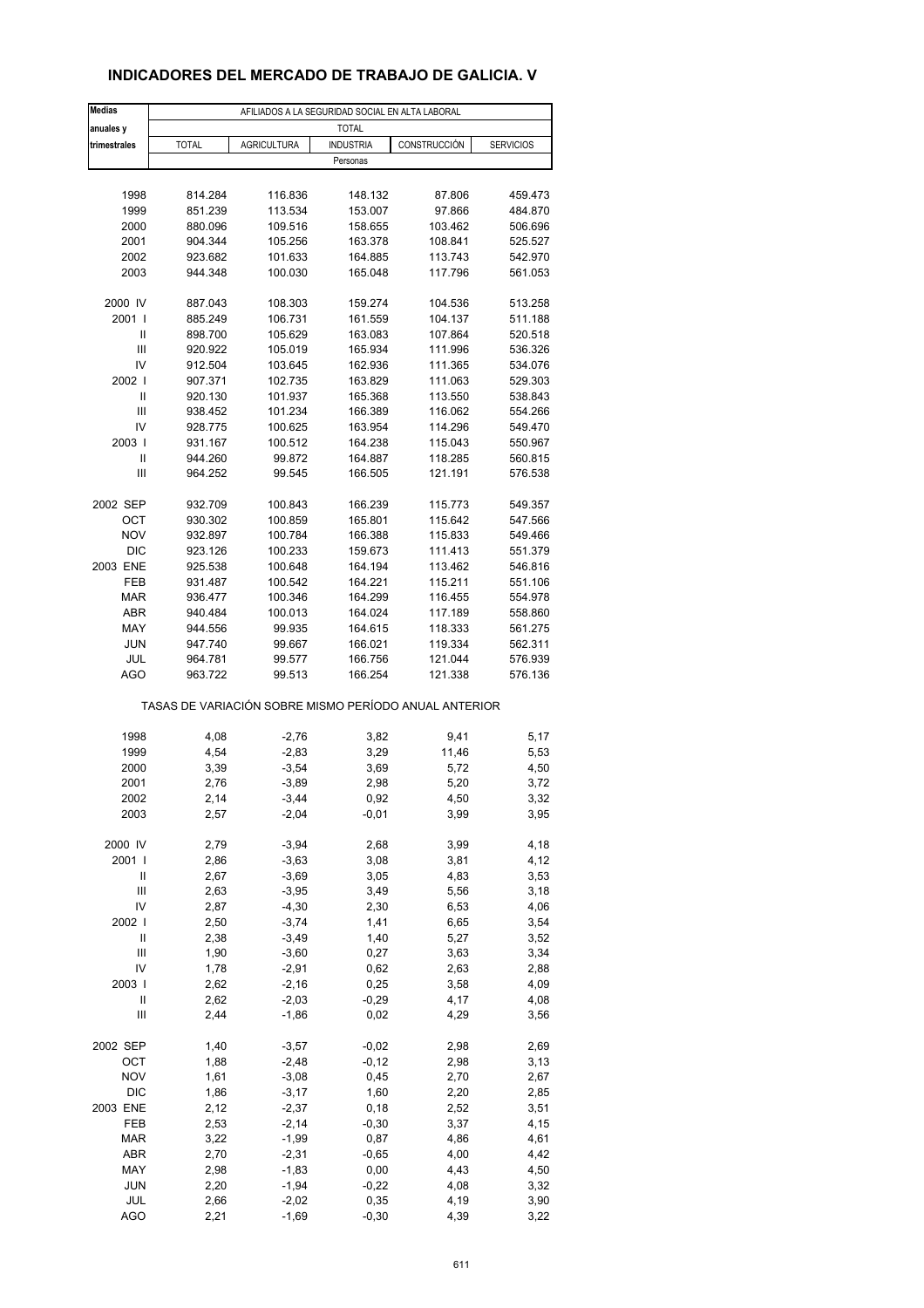# INDICADORES DEL MERCADO DE TRABAJO DE GALICIA. V

| Medias anuales y trimestrales | AFILIADOS A LA SEGURIDAD SOCIAL EN ALTA LABORAL | | | | |
|---|---|---|---|---|---|
| | TOTAL | | | | |
| | TOTAL | AGRICULTURA | INDUSTRIA | CONSTRUCCIÓN | SERVICIOS |
| | Personas | | | | |
| 1998 | 814.284 | 116.836 | 148.132 | 87.806 | 459.473 |
| 1999 | 851.239 | 113.534 | 153.007 | 97.866 | 484.870 |
| 2000 | 880.096 | 109.516 | 158.655 | 103.462 | 506.696 |
| 2001 | 904.344 | 105.256 | 163.378 | 108.841 | 525.527 |
| 2002 | 923.682 | 101.633 | 164.885 | 113.743 | 542.970 |
| 2003 | 944.348 | 100.030 | 165.048 | 117.796 | 561.053 |
| 2000 IV | 887.043 | 108.303 | 159.274 | 104.536 | 513.258 |
| 2001 I | 885.249 | 106.731 | 161.559 | 104.137 | 511.188 |
| II | 898.700 | 105.629 | 163.083 | 107.864 | 520.518 |
| III | 920.922 | 105.019 | 165.934 | 111.996 | 536.326 |
| IV | 912.504 | 103.645 | 162.936 | 111.365 | 534.076 |
| 2002 I | 907.371 | 102.735 | 163.829 | 111.063 | 529.303 |
| II | 920.130 | 101.937 | 165.368 | 113.550 | 538.843 |
| III | 938.452 | 101.234 | 166.389 | 116.062 | 554.266 |
| IV | 928.775 | 100.625 | 163.954 | 114.296 | 549.470 |
| 2003 I | 931.167 | 100.512 | 164.238 | 115.043 | 550.967 |
| II | 944.260 | 99.872 | 164.887 | 118.285 | 560.815 |
| III | 964.252 | 99.545 | 166.505 | 121.191 | 576.538 |
| 2002 SEP | 932.709 | 100.843 | 166.239 | 115.773 | 549.357 |
| OCT | 930.302 | 100.859 | 165.801 | 115.642 | 547.566 |
| NOV | 932.897 | 100.784 | 166.388 | 115.833 | 549.466 |
| DIC | 923.126 | 100.233 | 159.673 | 111.413 | 551.379 |
| 2003 ENE | 925.538 | 100.648 | 164.194 | 113.462 | 546.816 |
| FEB | 931.487 | 100.542 | 164.221 | 115.211 | 551.106 |
| MAR | 936.477 | 100.346 | 164.299 | 116.455 | 554.978 |
| ABR | 940.484 | 100.013 | 164.024 | 117.189 | 558.860 |
| MAY | 944.556 | 99.935 | 164.615 | 118.333 | 561.275 |
| JUN | 947.740 | 99.667 | 166.021 | 119.334 | 562.311 |
| JUL | 964.781 | 99.577 | 166.756 | 121.044 | 576.939 |
| AGO | 963.722 | 99.513 | 166.254 | 121.338 | 576.136 |
| | TASAS DE VARIACIÓN SOBRE MISMO PERÍODO ANUAL ANTERIOR | | | | |
| 1998 | 4,08 | -2,76 | 3,82 | 9,41 | 5,17 |
| 1999 | 4,54 | -2,83 | 3,29 | 11,46 | 5,53 |
| 2000 | 3,39 | -3,54 | 3,69 | 5,72 | 4,50 |
| 2001 | 2,76 | -3,89 | 2,98 | 5,20 | 3,72 |
| 2002 | 2,14 | -3,44 | 0,92 | 4,50 | 3,32 |
| 2003 | 2,57 | -2,04 | -0,01 | 3,99 | 3,95 |
| 2000 IV | 2,79 | -3,94 | 2,68 | 3,99 | 4,18 |
| 2001 I | 2,86 | -3,63 | 3,08 | 3,81 | 4,12 |
| II | 2,67 | -3,69 | 3,05 | 4,83 | 3,53 |
| III | 2,63 | -3,95 | 3,49 | 5,56 | 3,18 |
| IV | 2,87 | -4,30 | 2,30 | 6,53 | 4,06 |
| 2002 I | 2,50 | -3,74 | 1,41 | 6,65 | 3,54 |
| II | 2,38 | -3,49 | 1,40 | 5,27 | 3,52 |
| III | 1,90 | -3,60 | 0,27 | 3,63 | 3,34 |
| IV | 1,78 | -2,91 | 0,62 | 2,63 | 2,88 |
| 2003 I | 2,62 | -2,16 | 0,25 | 3,58 | 4,09 |
| II | 2,62 | -2,03 | -0,29 | 4,17 | 4,08 |
| III | 2,44 | -1,86 | 0,02 | 4,29 | 3,56 |
| 2002 SEP | 1,40 | -3,57 | -0,02 | 2,98 | 2,69 |
| OCT | 1,88 | -2,48 | -0,12 | 2,98 | 3,13 |
| NOV | 1,61 | -3,08 | 0,45 | 2,70 | 2,67 |
| DIC | 1,86 | -3,17 | 1,60 | 2,20 | 2,85 |
| 2003 ENE | 2,12 | -2,37 | 0,18 | 2,52 | 3,51 |
| FEB | 2,53 | -2,14 | -0,30 | 3,37 | 4,15 |
| MAR | 3,22 | -1,99 | 0,87 | 4,86 | 4,61 |
| ABR | 2,70 | -2,31 | -0,65 | 4,00 | 4,42 |
| MAY | 2,98 | -1,83 | 0,00 | 4,43 | 4,50 |
| JUN | 2,20 | -1,94 | -0,22 | 4,08 | 3,32 |
| JUL | 2,66 | -2,02 | 0,35 | 4,19 | 3,90 |
| AGO | 2,21 | -1,69 | -0,30 | 4,39 | 3,22 |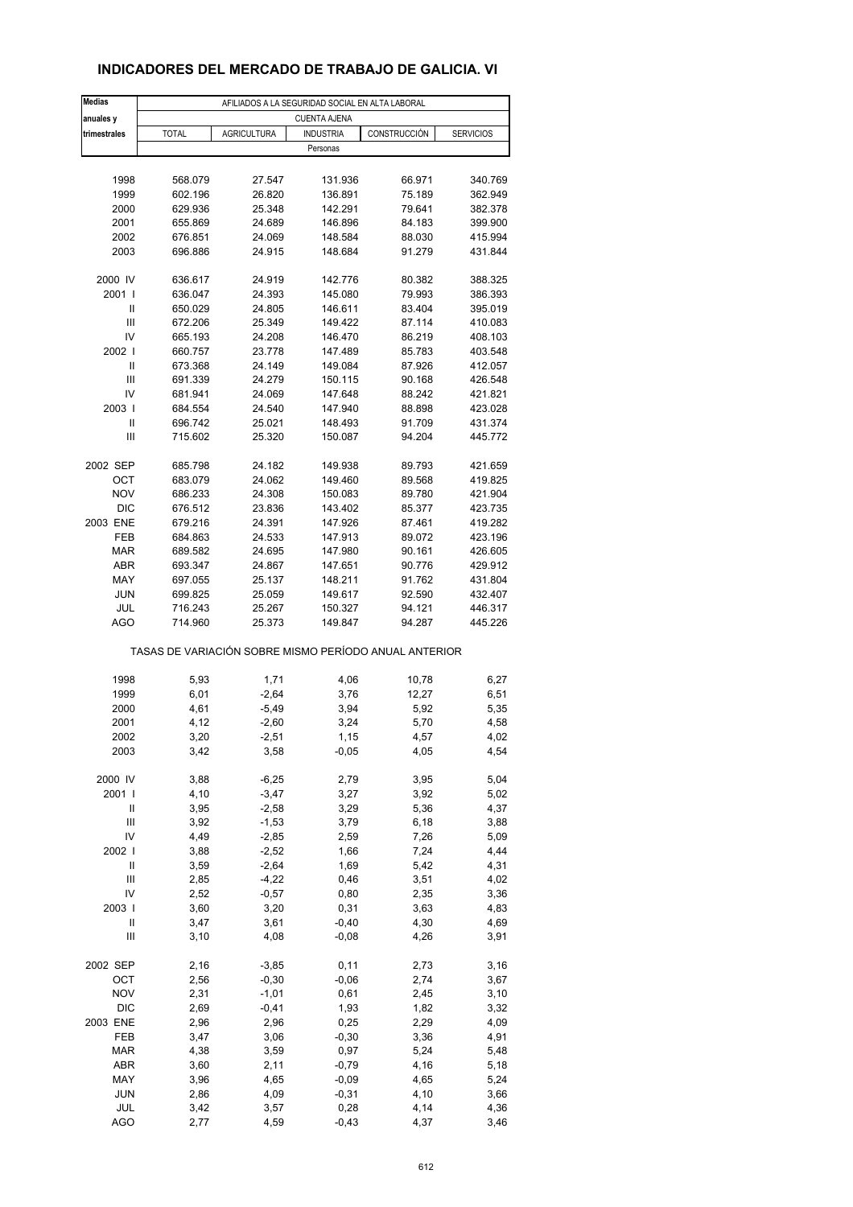# INDICADORES DEL MERCADO DE TRABAJO DE GALICIA. VI

| Medias anuales y trimestrales | AFILIADOS A LA SEGURIDAD SOCIAL EN ALTA LABORAL | | | | |
|---|---|---|---|---|---|
| | CUENTA AJENA | | | | |
| | TOTAL | AGRICULTURA | INDUSTRIA | CONSTRUCCIÓN | SERVICIOS |
| | Personas | | | | |
| 1998 | 568.079 | 27.547 | 131.936 | 66.971 | 340.769 |
| 1999 | 602.196 | 26.820 | 136.891 | 75.189 | 362.949 |
| 2000 | 629.936 | 25.348 | 142.291 | 79.641 | 382.378 |
| 2001 | 655.869 | 24.689 | 146.896 | 84.183 | 399.900 |
| 2002 | 676.851 | 24.069 | 148.584 | 88.030 | 415.994 |
| 2003 | 696.886 | 24.915 | 148.684 | 91.279 | 431.844 |
| 2000 IV | 636.617 | 24.919 | 142.776 | 80.382 | 388.325 |
| 2001 I | 636.047 | 24.393 | 145.080 | 79.993 | 386.393 |
| II | 650.029 | 24.805 | 146.611 | 83.404 | 395.019 |
| III | 672.206 | 25.349 | 149.422 | 87.114 | 410.083 |
| IV | 665.193 | 24.208 | 146.470 | 86.219 | 408.103 |
| 2002 I | 660.757 | 23.778 | 147.489 | 85.783 | 403.548 |
| II | 673.368 | 24.149 | 149.084 | 87.926 | 412.057 |
| III | 691.339 | 24.279 | 150.115 | 90.168 | 426.548 |
| IV | 681.941 | 24.069 | 147.648 | 88.242 | 421.821 |
| 2003 I | 684.554 | 24.540 | 147.940 | 88.898 | 423.028 |
| II | 696.742 | 25.021 | 148.493 | 91.709 | 431.374 |
| III | 715.602 | 25.320 | 150.087 | 94.204 | 445.772 |
| 2002 SEP | 685.798 | 24.182 | 149.938 | 89.793 | 421.659 |
| OCT | 683.079 | 24.062 | 149.460 | 89.568 | 419.825 |
| NOV | 686.233 | 24.308 | 150.083 | 89.780 | 421.904 |
| DIC | 676.512 | 23.836 | 143.402 | 85.377 | 423.735 |
| 2003 ENE | 679.216 | 24.391 | 147.926 | 87.461 | 419.282 |
| FEB | 684.863 | 24.533 | 147.913 | 89.072 | 423.196 |
| MAR | 689.582 | 24.695 | 147.980 | 90.161 | 426.605 |
| ABR | 693.347 | 24.867 | 147.651 | 90.776 | 429.912 |
| MAY | 697.055 | 25.137 | 148.211 | 91.762 | 431.804 |
| JUN | 699.825 | 25.059 | 149.617 | 92.590 | 432.407 |
| JUL | 716.243 | 25.267 | 150.327 | 94.121 | 446.317 |
| AGO | 714.960 | 25.373 | 149.847 | 94.287 | 445.226 |
| | TASAS DE VARIACIÓN SOBRE MISMO PERÍODO ANUAL ANTERIOR | | | | |
| 1998 | 5,93 | 1,71 | 4,06 | 10,78 | 6,27 |
| 1999 | 6,01 | -2,64 | 3,76 | 12,27 | 6,51 |
| 2000 | 4,61 | -5,49 | 3,94 | 5,92 | 5,35 |
| 2001 | 4,12 | -2,60 | 3,24 | 5,70 | 4,58 |
| 2002 | 3,20 | -2,51 | 1,15 | 4,57 | 4,02 |
| 2003 | 3,42 | 3,58 | -0,05 | 4,05 | 4,54 |
| 2000 IV | 3,88 | -6,25 | 2,79 | 3,95 | 5,04 |
| 2001 I | 4,10 | -3,47 | 3,27 | 3,92 | 5,02 |
| II | 3,95 | -2,58 | 3,29 | 5,36 | 4,37 |
| III | 3,92 | -1,53 | 3,79 | 6,18 | 3,88 |
| IV | 4,49 | -2,85 | 2,59 | 7,26 | 5,09 |
| 2002 I | 3,88 | -2,52 | 1,66 | 7,24 | 4,44 |
| II | 3,59 | -2,64 | 1,69 | 5,42 | 4,31 |
| III | 2,85 | -4,22 | 0,46 | 3,51 | 4,02 |
| IV | 2,52 | -0,57 | 0,80 | 2,35 | 3,36 |
| 2003 I | 3,60 | 3,20 | 0,31 | 3,63 | 4,83 |
| II | 3,47 | 3,61 | -0,40 | 4,30 | 4,69 |
| III | 3,10 | 4,08 | -0,08 | 4,26 | 3,91 |
| 2002 SEP | 2,16 | -3,85 | 0,11 | 2,73 | 3,16 |
| OCT | 2,56 | -0,30 | -0,06 | 2,74 | 3,67 |
| NOV | 2,31 | -1,01 | 0,61 | 2,45 | 3,10 |
| DIC | 2,69 | -0,41 | 1,93 | 1,82 | 3,32 |
| 2003 ENE | 2,96 | 2,96 | 0,25 | 2,29 | 4,09 |
| FEB | 3,47 | 3,06 | -0,30 | 3,36 | 4,91 |
| MAR | 4,38 | 3,59 | 0,97 | 5,24 | 5,48 |
| ABR | 3,60 | 2,11 | -0,79 | 4,16 | 5,18 |
| MAY | 3,96 | 4,65 | -0,09 | 4,65 | 5,24 |
| JUN | 2,86 | 4,09 | -0,31 | 4,10 | 3,66 |
| JUL | 3,42 | 3,57 | 0,28 | 4,14 | 4,36 |
| AGO | 2,77 | 4,59 | -0,43 | 4,37 | 3,46 |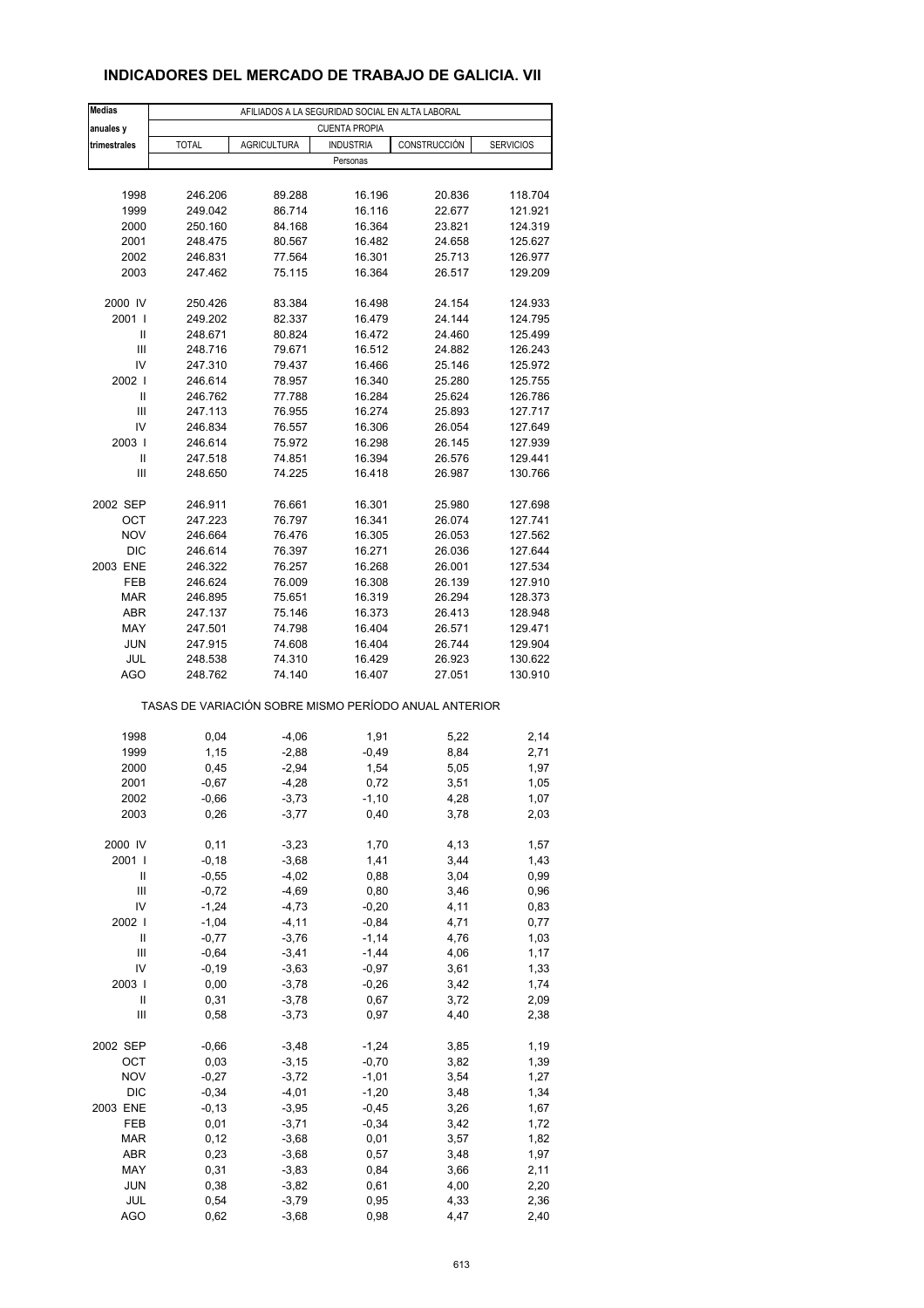## INDICADORES DEL MERCADO DE TRABAJO DE GALICIA. VII

| Medias anuales y trimestrales | AFILIADOS A LA SEGURIDAD SOCIAL EN ALTA LABORAL | | | | |
|---|---|---|---|---|---|
| | CUENTA PROPIA | | | | |
| | TOTAL | AGRICULTURA | INDUSTRIA | CONSTRUCCIÓN | SERVICIOS |
| | Personas | | | | |
| 1998 | 246.206 | 89.288 | 16.196 | 20.836 | 118.704 |
| 1999 | 249.042 | 86.714 | 16.116 | 22.677 | 121.921 |
| 2000 | 250.160 | 84.168 | 16.364 | 23.821 | 124.319 |
| 2001 | 248.475 | 80.567 | 16.482 | 24.658 | 125.627 |
| 2002 | 246.831 | 77.564 | 16.301 | 25.713 | 126.977 |
| 2003 | 247.462 | 75.115 | 16.364 | 26.517 | 129.209 |
| 2000 IV | 250.426 | 83.384 | 16.498 | 24.154 | 124.933 |
| 2001 I | 249.202 | 82.337 | 16.479 | 24.144 | 124.795 |
| II | 248.671 | 80.824 | 16.472 | 24.460 | 125.499 |
| III | 248.716 | 79.671 | 16.512 | 24.882 | 126.243 |
| IV | 247.310 | 79.437 | 16.466 | 25.146 | 125.972 |
| 2002 I | 246.614 | 78.957 | 16.340 | 25.280 | 125.755 |
| II | 246.762 | 77.788 | 16.284 | 25.624 | 126.786 |
| III | 247.113 | 76.955 | 16.274 | 25.893 | 127.717 |
| IV | 246.834 | 76.557 | 16.306 | 26.054 | 127.649 |
| 2003 I | 246.614 | 75.972 | 16.298 | 26.145 | 127.939 |
| II | 247.518 | 74.851 | 16.394 | 26.576 | 129.441 |
| III | 248.650 | 74.225 | 16.418 | 26.987 | 130.766 |
| 2002 SEP | 246.911 | 76.661 | 16.301 | 25.980 | 127.698 |
| OCT | 247.223 | 76.797 | 16.341 | 26.074 | 127.741 |
| NOV | 246.664 | 76.476 | 16.305 | 26.053 | 127.562 |
| DIC | 246.614 | 76.397 | 16.271 | 26.036 | 127.644 |
| 2003 ENE | 246.322 | 76.257 | 16.268 | 26.001 | 127.534 |
| FEB | 246.624 | 76.009 | 16.308 | 26.139 | 127.910 |
| MAR | 246.895 | 75.651 | 16.319 | 26.294 | 128.373 |
| ABR | 247.137 | 75.146 | 16.373 | 26.413 | 128.948 |
| MAY | 247.501 | 74.798 | 16.404 | 26.571 | 129.471 |
| JUN | 247.915 | 74.608 | 16.404 | 26.744 | 129.904 |
| JUL | 248.538 | 74.310 | 16.429 | 26.923 | 130.622 |
| AGO | 248.762 | 74.140 | 16.407 | 27.051 | 130.910 |
| | TASAS DE VARIACIÓN SOBRE MISMO PERÍODO ANUAL ANTERIOR | | | | |
| 1998 | 0,04 | -4,06 | 1,91 | 5,22 | 2,14 |
| 1999 | 1,15 | -2,88 | -0,49 | 8,84 | 2,71 |
| 2000 | 0,45 | -2,94 | 1,54 | 5,05 | 1,97 |
| 2001 | -0,67 | -4,28 | 0,72 | 3,51 | 1,05 |
| 2002 | -0,66 | -3,73 | -1,10 | 4,28 | 1,07 |
| 2003 | 0,26 | -3,77 | 0,40 | 3,78 | 2,03 |
| 2000 IV | 0,11 | -3,23 | 1,70 | 4,13 | 1,57 |
| 2001 I | -0,18 | -3,68 | 1,41 | 3,44 | 1,43 |
| II | -0,55 | -4,02 | 0,88 | 3,04 | 0,99 |
| III | -0,72 | -4,69 | 0,80 | 3,46 | 0,96 |
| IV | -1,24 | -4,73 | -0,20 | 4,11 | 0,83 |
| 2002 I | -1,04 | -4,11 | -0,84 | 4,71 | 0,77 |
| II | -0,77 | -3,76 | -1,14 | 4,76 | 1,03 |
| III | -0,64 | -3,41 | -1,44 | 4,06 | 1,17 |
| IV | -0,19 | -3,63 | -0,97 | 3,61 | 1,33 |
| 2003 I | 0,00 | -3,78 | -0,26 | 3,42 | 1,74 |
| II | 0,31 | -3,78 | 0,67 | 3,72 | 2,09 |
| III | 0,58 | -3,73 | 0,97 | 4,40 | 2,38 |
| 2002 SEP | -0,66 | -3,48 | -1,24 | 3,85 | 1,19 |
| OCT | 0,03 | -3,15 | -0,70 | 3,82 | 1,39 |
| NOV | -0,27 | -3,72 | -1,01 | 3,54 | 1,27 |
| DIC | -0,34 | -4,01 | -1,20 | 3,48 | 1,34 |
| 2003 ENE | -0,13 | -3,95 | -0,45 | 3,26 | 1,67 |
| FEB | 0,01 | -3,71 | -0,34 | 3,42 | 1,72 |
| MAR | 0,12 | -3,68 | 0,01 | 3,57 | 1,82 |
| ABR | 0,23 | -3,68 | 0,57 | 3,48 | 1,97 |
| MAY | 0,31 | -3,83 | 0,84 | 3,66 | 2,11 |
| JUN | 0,38 | -3,82 | 0,61 | 4,00 | 2,20 |
| JUL | 0,54 | -3,79 | 0,95 | 4,33 | 2,36 |
| AGO | 0,62 | -3,68 | 0,98 | 4,47 | 2,40 |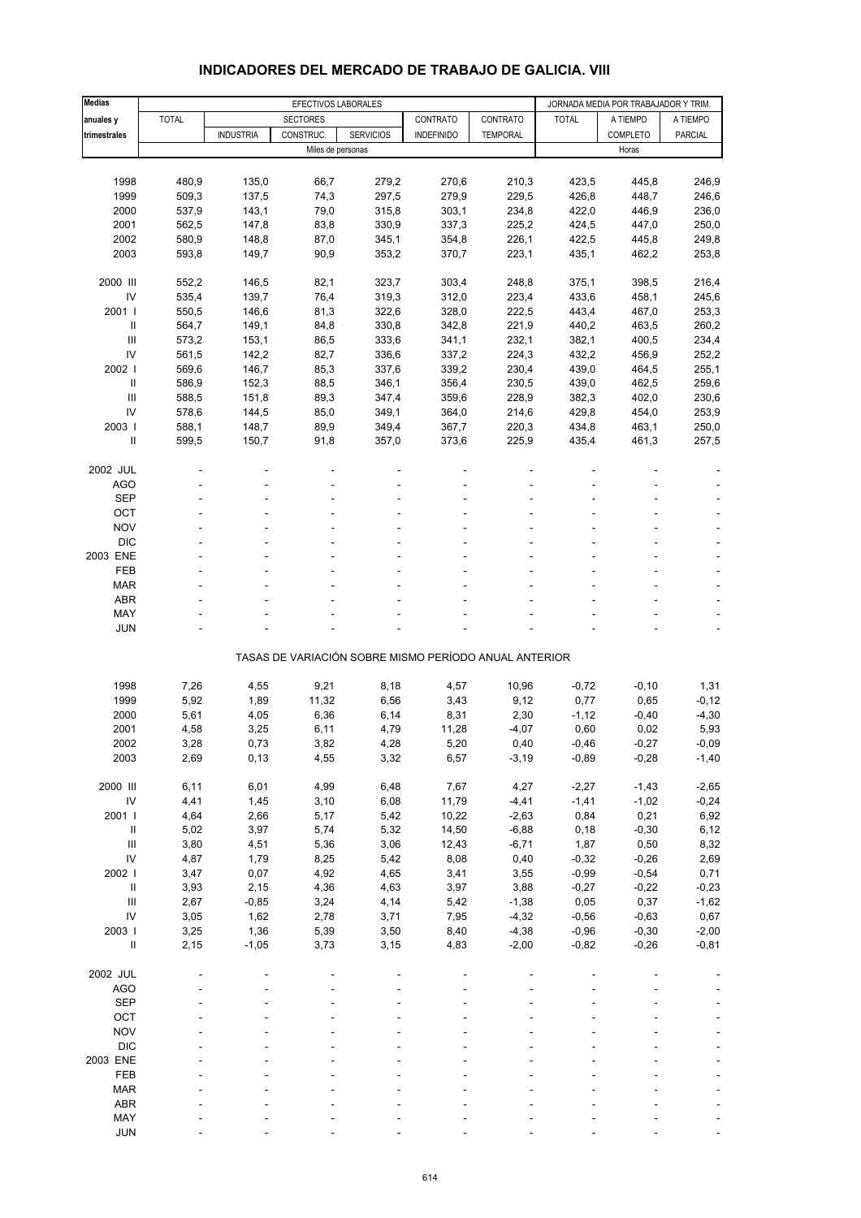# INDICADORES DEL MERCADO DE TRABAJO DE GALICIA. VIII

| Medias anuales y trimestrales | EFECTIVOS LABORALES | | | | | | JORNADA MEDIA POR TRABAJADOR Y TRIM. | | |
|---|---|---|---|---|---|---|---|---|---|
| | TOTAL | SECTORES | | | CONTRATO | CONTRATO | TOTAL | A TIEMPO | A TIEMPO |
| | | INDUSTRIA | CONSTRUC. | SERVICIOS | INDEFINIDO | TEMPORAL | | COMPLETO | PARCIAL |
| | Miles de personas | | | | | | Horas | | |
| 1998 | 480,9 | 135,0 | 66,7 | 279,2 | 270,6 | 210,3 | 423,5 | 445,8 | 246,9 |
| 1999 | 509,3 | 137,5 | 74,3 | 297,5 | 279,9 | 229,5 | 426,8 | 448,7 | 246,6 |
| 2000 | 537,9 | 143,1 | 79,0 | 315,8 | 303,1 | 234,8 | 422,0 | 446,9 | 236,0 |
| 2001 | 562,5 | 147,8 | 83,8 | 330,9 | 337,3 | 225,2 | 424,5 | 447,0 | 250,0 |
| 2002 | 580,9 | 148,8 | 87,0 | 345,1 | 354,8 | 226,1 | 422,5 | 445,8 | 249,8 |
| 2003 | 593,8 | 149,7 | 90,9 | 353,2 | 370,7 | 223,1 | 435,1 | 462,2 | 253,8 |
| 2000 III | 552,2 | 146,5 | 82,1 | 323,7 | 303,4 | 248,8 | 375,1 | 398,5 | 216,4 |
| IV | 535,4 | 139,7 | 76,4 | 319,3 | 312,0 | 223,4 | 433,6 | 458,1 | 245,6 |
| 2001 I | 550,5 | 146,6 | 81,3 | 322,6 | 328,0 | 222,5 | 443,4 | 467,0 | 253,3 |
| II | 564,7 | 149,1 | 84,8 | 330,8 | 342,8 | 221,9 | 440,2 | 463,5 | 260,2 |
| III | 573,2 | 153,1 | 86,5 | 333,6 | 341,1 | 232,1 | 382,1 | 400,5 | 234,4 |
| IV | 561,5 | 142,2 | 82,7 | 336,6 | 337,2 | 224,3 | 432,2 | 456,9 | 252,2 |
| 2002 I | 569,6 | 146,7 | 85,3 | 337,6 | 339,2 | 230,4 | 439,0 | 464,5 | 255,1 |
| II | 586,9 | 152,3 | 88,5 | 346,1 | 356,4 | 230,5 | 439,0 | 462,5 | 259,6 |
| III | 588,5 | 151,8 | 89,3 | 347,4 | 359,6 | 228,9 | 382,3 | 402,0 | 230,6 |
| IV | 578,6 | 144,5 | 85,0 | 349,1 | 364,0 | 214,6 | 429,8 | 454,0 | 253,9 |
| 2003 I | 588,1 | 148,7 | 89,9 | 349,4 | 367,7 | 220,3 | 434,8 | 463,1 | 250,0 |
| II | 599,5 | 150,7 | 91,8 | 357,0 | 373,6 | 225,9 | 435,4 | 461,3 | 257,5 |
| 2002 JUL | - | - | - | - | - | - | - | - | - |
| AGO | - | - | - | - | - | - | - | - | - |
| SEP | - | - | - | - | - | - | - | - | - |
| OCT | - | - | - | - | - | - | - | - | - |
| NOV | - | - | - | - | - | - | - | - | - |
| DIC | - | - | - | - | - | - | - | - | - |
| 2003 ENE | - | - | - | - | - | - | - | - | - |
| FEB | - | - | - | - | - | - | - | - | - |
| MAR | - | - | - | - | - | - | - | - | - |
| ABR | - | - | - | - | - | - | - | - | - |
| MAY | - | - | - | - | - | - | - | - | - |
| JUN | - | - | - | - | - | - | - | - | - |
| | TASAS DE VARIACIÓN SOBRE MISMO PERÍODO ANUAL ANTERIOR | | | | | | | | |
| 1998 | 7,26 | 4,55 | 9,21 | 8,18 | 4,57 | 10,96 | -0,72 | -0,10 | 1,31 |
| 1999 | 5,92 | 1,89 | 11,32 | 6,56 | 3,43 | 9,12 | 0,77 | 0,65 | -0,12 |
| 2000 | 5,61 | 4,05 | 6,36 | 6,14 | 8,31 | 2,30 | -1,12 | -0,40 | -4,30 |
| 2001 | 4,58 | 3,25 | 6,11 | 4,79 | 11,28 | -4,07 | 0,60 | 0,02 | 5,93 |
| 2002 | 3,28 | 0,73 | 3,82 | 4,28 | 5,20 | 0,40 | -0,46 | -0,27 | -0,09 |
| 2003 | 2,69 | 0,13 | 4,55 | 3,32 | 6,57 | -3,19 | -0,89 | -0,28 | -1,40 |
| 2000 III | 6,11 | 6,01 | 4,99 | 6,48 | 7,67 | 4,27 | -2,27 | -1,43 | -2,65 |
| IV | 4,41 | 1,45 | 3,10 | 6,08 | 11,79 | -4,41 | -1,41 | -1,02 | -0,24 |
| 2001 I | 4,64 | 2,66 | 5,17 | 5,42 | 10,22 | -2,63 | 0,84 | 0,21 | 6,92 |
| II | 5,02 | 3,97 | 5,74 | 5,32 | 14,50 | -6,88 | 0,18 | -0,30 | 6,12 |
| III | 3,80 | 4,51 | 5,36 | 3,06 | 12,43 | -6,71 | 1,87 | 0,50 | 8,32 |
| IV | 4,87 | 1,79 | 8,25 | 5,42 | 8,08 | 0,40 | -0,32 | -0,26 | 2,69 |
| 2002 I | 3,47 | 0,07 | 4,92 | 4,65 | 3,41 | 3,55 | -0,99 | -0,54 | 0,71 |
| II | 3,93 | 2,15 | 4,36 | 4,63 | 3,97 | 3,88 | -0,27 | -0,22 | -0,23 |
| III | 2,67 | -0,85 | 3,24 | 4,14 | 5,42 | -1,38 | 0,05 | 0,37 | -1,62 |
| IV | 3,05 | 1,62 | 2,78 | 3,71 | 7,95 | -4,32 | -0,56 | -0,63 | 0,67 |
| 2003 I | 3,25 | 1,36 | 5,39 | 3,50 | 8,40 | -4,38 | -0,96 | -0,30 | -2,00 |
| II | 2,15 | -1,05 | 3,73 | 3,15 | 4,83 | -2,00 | -0,82 | -0,26 | -0,81 |
| 2002 JUL | - | - | - | - | - | - | - | - | - |
| AGO | - | - | - | - | - | - | - | - | - |
| SEP | - | - | - | - | - | - | - | - | - |
| OCT | - | - | - | - | - | - | - | - | - |
| NOV | - | - | - | - | - | - | - | - | - |
| DIC | - | - | - | - | - | - | - | - | - |
| 2003 ENE | - | - | - | - | - | - | - | - | - |
| FEB | - | - | - | - | - | - | - | - | - |
| MAR | - | - | - | - | - | - | - | - | - |
| ABR | - | - | - | - | - | - | - | - | - |
| MAY | - | - | - | - | - | - | - | - | - |
| JUN | - | - | - | - | - | - | - | - | - |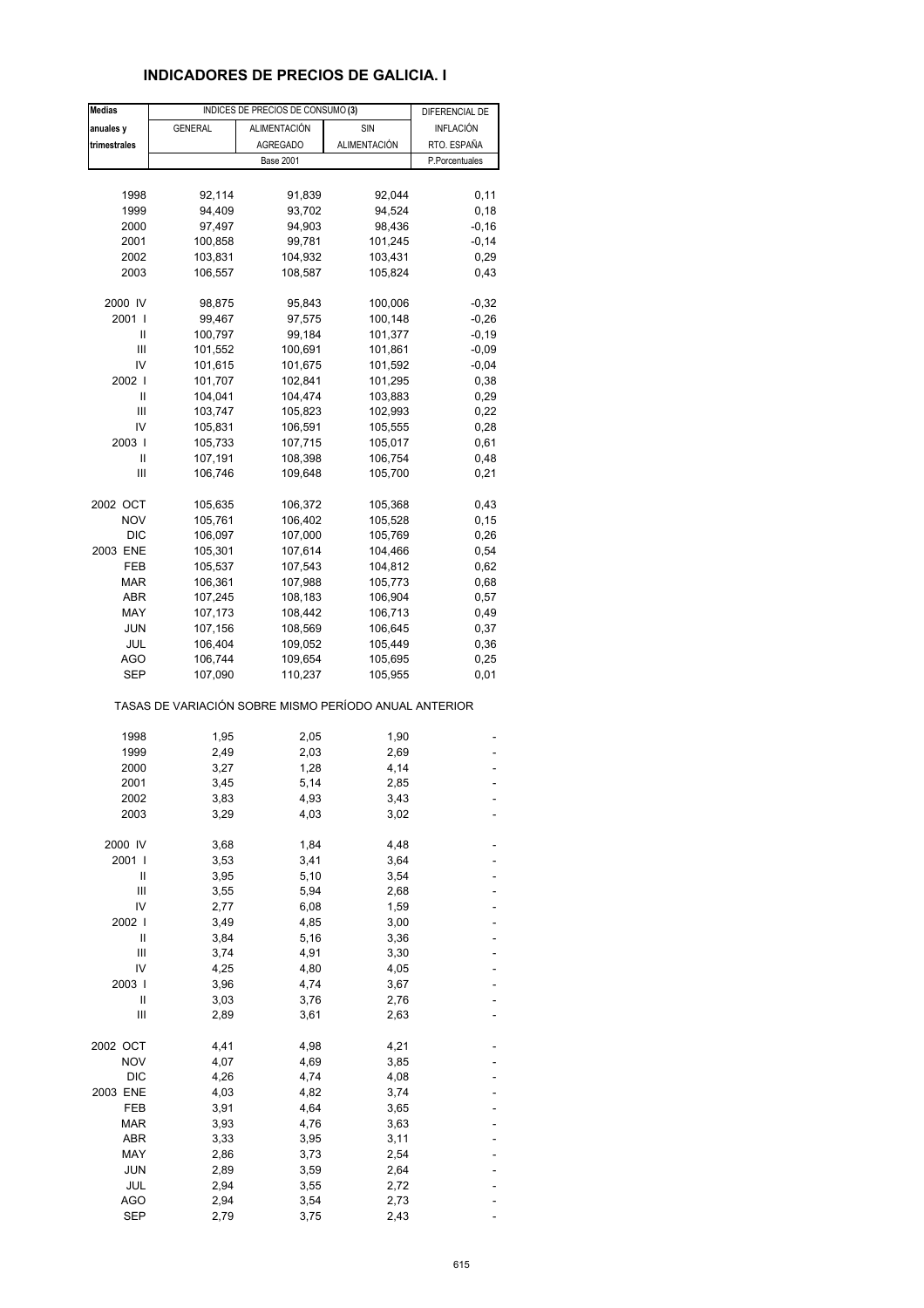## INDICADORES DE PRECIOS DE GALICIA. I

| Medias anuales y trimestrales | INDICES DE PRECIOS DE CONSUMO (3) | | | DIFERENCIAL DE INFLACIÓN RTO. ESPAÑA |
|---|---|---|---|---|
| | GENERAL | ALIMENTACIÓN AGREGADO | SIN ALIMENTACIÓN | |
| | Base 2001 | | | P.Porcentuales |
| 1998 | 92,114 | 91,839 | 92,044 | 0,11 |
| 1999 | 94,409 | 93,702 | 94,524 | 0,18 |
| 2000 | 97,497 | 94,903 | 98,436 | -0,16 |
| 2001 | 100,858 | 99,781 | 101,245 | -0,14 |
| 2002 | 103,831 | 104,932 | 103,431 | 0,29 |
| 2003 | 106,557 | 108,587 | 105,824 | 0,43 |
| 2000 IV | 98,875 | 95,843 | 100,006 | -0,32 |
| 2001 I | 99,467 | 97,575 | 100,148 | -0,26 |
| II | 100,797 | 99,184 | 101,377 | -0,19 |
| III | 101,552 | 100,691 | 101,861 | -0,09 |
| IV | 101,615 | 101,675 | 101,592 | -0,04 |
| 2002 I | 101,707 | 102,841 | 101,295 | 0,38 |
| II | 104,041 | 104,474 | 103,883 | 0,29 |
| III | 103,747 | 105,823 | 102,993 | 0,22 |
| IV | 105,831 | 106,591 | 105,555 | 0,28 |
| 2003 I | 105,733 | 107,715 | 105,017 | 0,61 |
| II | 107,191 | 108,398 | 106,754 | 0,48 |
| III | 106,746 | 109,648 | 105,700 | 0,21 |
| 2002 OCT | 105,635 | 106,372 | 105,368 | 0,43 |
| NOV | 105,761 | 106,402 | 105,528 | 0,15 |
| DIC | 106,097 | 107,000 | 105,769 | 0,26 |
| 2003 ENE | 105,301 | 107,614 | 104,466 | 0,54 |
| FEB | 105,537 | 107,543 | 104,812 | 0,62 |
| MAR | 106,361 | 107,988 | 105,773 | 0,68 |
| ABR | 107,245 | 108,183 | 106,904 | 0,57 |
| MAY | 107,173 | 108,442 | 106,713 | 0,49 |
| JUN | 107,156 | 108,569 | 106,645 | 0,37 |
| JUL | 106,404 | 109,052 | 105,449 | 0,36 |
| AGO | 106,744 | 109,654 | 105,695 | 0,25 |
| SEP | 107,090 | 110,237 | 105,955 | 0,01 |
| TASAS DE VARIACIÓN SOBRE MISMO PERÍODO ANUAL ANTERIOR | | | | |
| 1998 | 1,95 | 2,05 | 1,90 | - |
| 1999 | 2,49 | 2,03 | 2,69 | - |
| 2000 | 3,27 | 1,28 | 4,14 | - |
| 2001 | 3,45 | 5,14 | 2,85 | - |
| 2002 | 3,83 | 4,93 | 3,43 | - |
| 2003 | 3,29 | 4,03 | 3,02 | - |
| 2000 IV | 3,68 | 1,84 | 4,48 | - |
| 2001 I | 3,53 | 3,41 | 3,64 | - |
| II | 3,95 | 5,10 | 3,54 | - |
| III | 3,55 | 5,94 | 2,68 | - |
| IV | 2,77 | 6,08 | 1,59 | - |
| 2002 I | 3,49 | 4,85 | 3,00 | - |
| II | 3,84 | 5,16 | 3,36 | - |
| III | 3,74 | 4,91 | 3,30 | - |
| IV | 4,25 | 4,80 | 4,05 | - |
| 2003 I | 3,96 | 4,74 | 3,67 | - |
| II | 3,03 | 3,76 | 2,76 | - |
| III | 2,89 | 3,61 | 2,63 | - |
| 2002 OCT | 4,41 | 4,98 | 4,21 | - |
| NOV | 4,07 | 4,69 | 3,85 | - |
| DIC | 4,26 | 4,74 | 4,08 | - |
| 2003 ENE | 4,03 | 4,82 | 3,74 | - |
| FEB | 3,91 | 4,64 | 3,65 | - |
| MAR | 3,93 | 4,76 | 3,63 | - |
| ABR | 3,33 | 3,95 | 3,11 | - |
| MAY | 2,86 | 3,73 | 2,54 | - |
| JUN | 2,89 | 3,59 | 2,64 | - |
| JUL | 2,94 | 3,55 | 2,72 | - |
| AGO | 2,94 | 3,54 | 2,73 | - |
| SEP | 2,79 | 3,75 | 2,43 | - |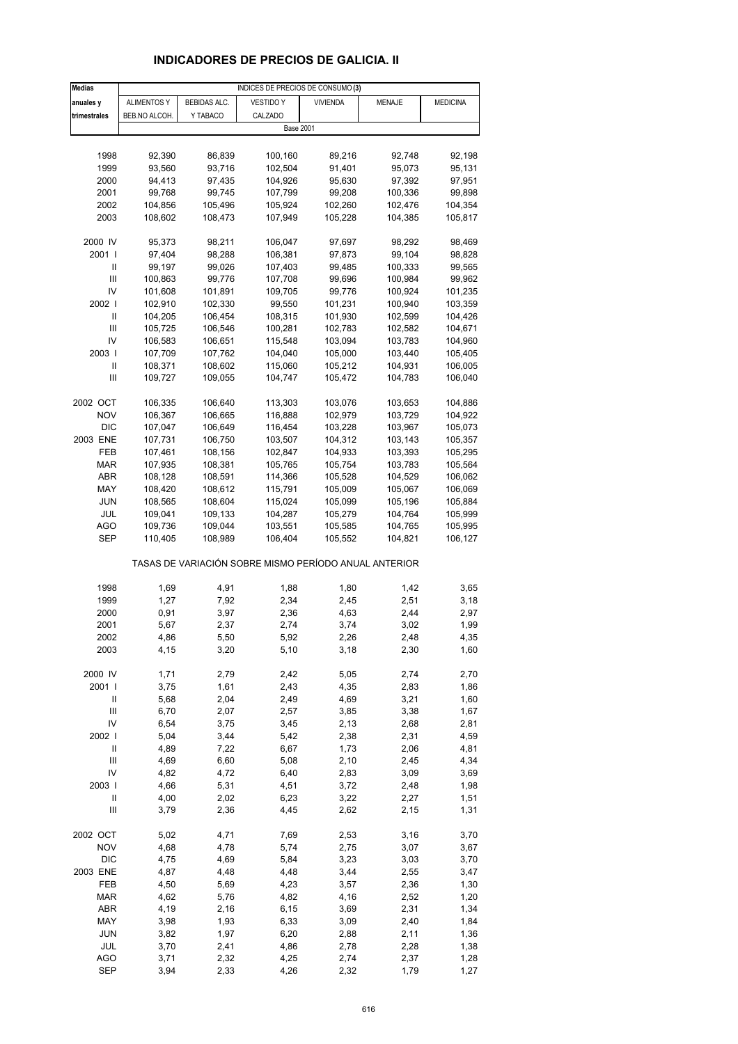# INDICADORES DE PRECIOS DE GALICIA. II

| Medias anuales y trimestrales | INDICES DE PRECIOS DE CONSUMO (3) | | | | | |
|---|---|---|---|---|---|---|
| | ALIMENTOS Y BEB.NO ALCOH. | BEBIDAS ALC. Y TABACO | VESTIDO Y CALZADO | VIVIENDA | MENAJE | MEDICINA |
| | Base 2001 | | | | | |
| 1998 | 92,390 | 86,839 | 100,160 | 89,216 | 92,748 | 92,198 |
| 1999 | 93,560 | 93,716 | 102,504 | 91,401 | 95,073 | 95,131 |
| 2000 | 94,413 | 97,435 | 104,926 | 95,630 | 97,392 | 97,951 |
| 2001 | 99,768 | 99,745 | 107,799 | 99,208 | 100,336 | 99,898 |
| 2002 | 104,856 | 105,496 | 105,924 | 102,260 | 102,476 | 104,354 |
| 2003 | 108,602 | 108,473 | 107,949 | 105,228 | 104,385 | 105,817 |
| 2000 IV | 95,373 | 98,211 | 106,047 | 97,697 | 98,292 | 98,469 |
| 2001 I | 97,404 | 98,288 | 106,381 | 97,873 | 99,104 | 98,828 |
| II | 99,197 | 99,026 | 107,403 | 99,485 | 100,333 | 99,565 |
| III | 100,863 | 99,776 | 107,708 | 99,696 | 100,984 | 99,962 |
| IV | 101,608 | 101,891 | 109,705 | 99,776 | 100,924 | 101,235 |
| 2002 I | 102,910 | 102,330 | 99,550 | 101,231 | 100,940 | 103,359 |
| II | 104,205 | 106,454 | 108,315 | 101,930 | 102,599 | 104,426 |
| III | 105,725 | 106,546 | 100,281 | 102,783 | 102,582 | 104,671 |
| IV | 106,583 | 106,651 | 115,548 | 103,094 | 103,783 | 104,960 |
| 2003 I | 107,709 | 107,762 | 104,040 | 105,000 | 103,440 | 105,405 |
| II | 108,371 | 108,602 | 115,060 | 105,212 | 104,931 | 106,005 |
| III | 109,727 | 109,055 | 104,747 | 105,472 | 104,783 | 106,040 |
| 2002 OCT | 106,335 | 106,640 | 113,303 | 103,076 | 103,653 | 104,886 |
| NOV | 106,367 | 106,665 | 116,888 | 102,979 | 103,729 | 104,922 |
| DIC | 107,047 | 106,649 | 116,454 | 103,228 | 103,967 | 105,073 |
| 2003 ENE | 107,731 | 106,750 | 103,507 | 104,312 | 103,143 | 105,357 |
| FEB | 107,461 | 108,156 | 102,847 | 104,933 | 103,393 | 105,295 |
| MAR | 107,935 | 108,381 | 105,765 | 105,754 | 103,783 | 105,564 |
| ABR | 108,128 | 108,591 | 114,366 | 105,528 | 104,529 | 106,062 |
| MAY | 108,420 | 108,612 | 115,791 | 105,009 | 105,067 | 106,069 |
| JUN | 108,565 | 108,604 | 115,024 | 105,099 | 105,196 | 105,884 |
| JUL | 109,041 | 109,133 | 104,287 | 105,279 | 104,764 | 105,999 |
| AGO | 109,736 | 109,044 | 103,551 | 105,585 | 104,765 | 105,995 |
| SEP | 110,405 | 108,989 | 106,404 | 105,552 | 104,821 | 106,127 |
| | TASAS DE VARIACIÓN SOBRE MISMO PERÍODO ANUAL ANTERIOR | | | | | |
| 1998 | 1,69 | 4,91 | 1,88 | 1,80 | 1,42 | 3,65 |
| 1999 | 1,27 | 7,92 | 2,34 | 2,45 | 2,51 | 3,18 |
| 2000 | 0,91 | 3,97 | 2,36 | 4,63 | 2,44 | 2,97 |
| 2001 | 5,67 | 2,37 | 2,74 | 3,74 | 3,02 | 1,99 |
| 2002 | 4,86 | 5,50 | 5,92 | 2,26 | 2,48 | 4,35 |
| 2003 | 4,15 | 3,20 | 5,10 | 3,18 | 2,30 | 1,60 |
| 2000 IV | 1,71 | 2,79 | 2,42 | 5,05 | 2,74 | 2,70 |
| 2001 I | 3,75 | 1,61 | 2,43 | 4,35 | 2,83 | 1,86 |
| II | 5,68 | 2,04 | 2,49 | 4,69 | 3,21 | 1,60 |
| III | 6,70 | 2,07 | 2,57 | 3,85 | 3,38 | 1,67 |
| IV | 6,54 | 3,75 | 3,45 | 2,13 | 2,68 | 2,81 |
| 2002 I | 5,04 | 3,44 | 5,42 | 2,38 | 2,31 | 4,59 |
| II | 4,89 | 7,22 | 6,67 | 1,73 | 2,06 | 4,81 |
| III | 4,69 | 6,60 | 5,08 | 2,10 | 2,45 | 4,34 |
| IV | 4,82 | 4,72 | 6,40 | 2,83 | 3,09 | 3,69 |
| 2003 I | 4,66 | 5,31 | 4,51 | 3,72 | 2,48 | 1,98 |
| II | 4,00 | 2,02 | 6,23 | 3,22 | 2,27 | 1,51 |
| III | 3,79 | 2,36 | 4,45 | 2,62 | 2,15 | 1,31 |
| 2002 OCT | 5,02 | 4,71 | 7,69 | 2,53 | 3,16 | 3,70 |
| NOV | 4,68 | 4,78 | 5,74 | 2,75 | 3,07 | 3,67 |
| DIC | 4,75 | 4,69 | 5,84 | 3,23 | 3,03 | 3,70 |
| 2003 ENE | 4,87 | 4,48 | 4,48 | 3,44 | 2,55 | 3,47 |
| FEB | 4,50 | 5,69 | 4,23 | 3,57 | 2,36 | 1,30 |
| MAR | 4,62 | 5,76 | 4,82 | 4,16 | 2,52 | 1,20 |
| ABR | 4,19 | 2,16 | 6,15 | 3,69 | 2,31 | 1,34 |
| MAY | 3,98 | 1,93 | 6,33 | 3,09 | 2,40 | 1,84 |
| JUN | 3,82 | 1,97 | 6,20 | 2,88 | 2,11 | 1,36 |
| JUL | 3,70 | 2,41 | 4,86 | 2,78 | 2,28 | 1,38 |
| AGO | 3,71 | 2,32 | 4,25 | 2,74 | 2,37 | 1,28 |
| SEP | 3,94 | 2,33 | 4,26 | 2,32 | 1,79 | 1,27 |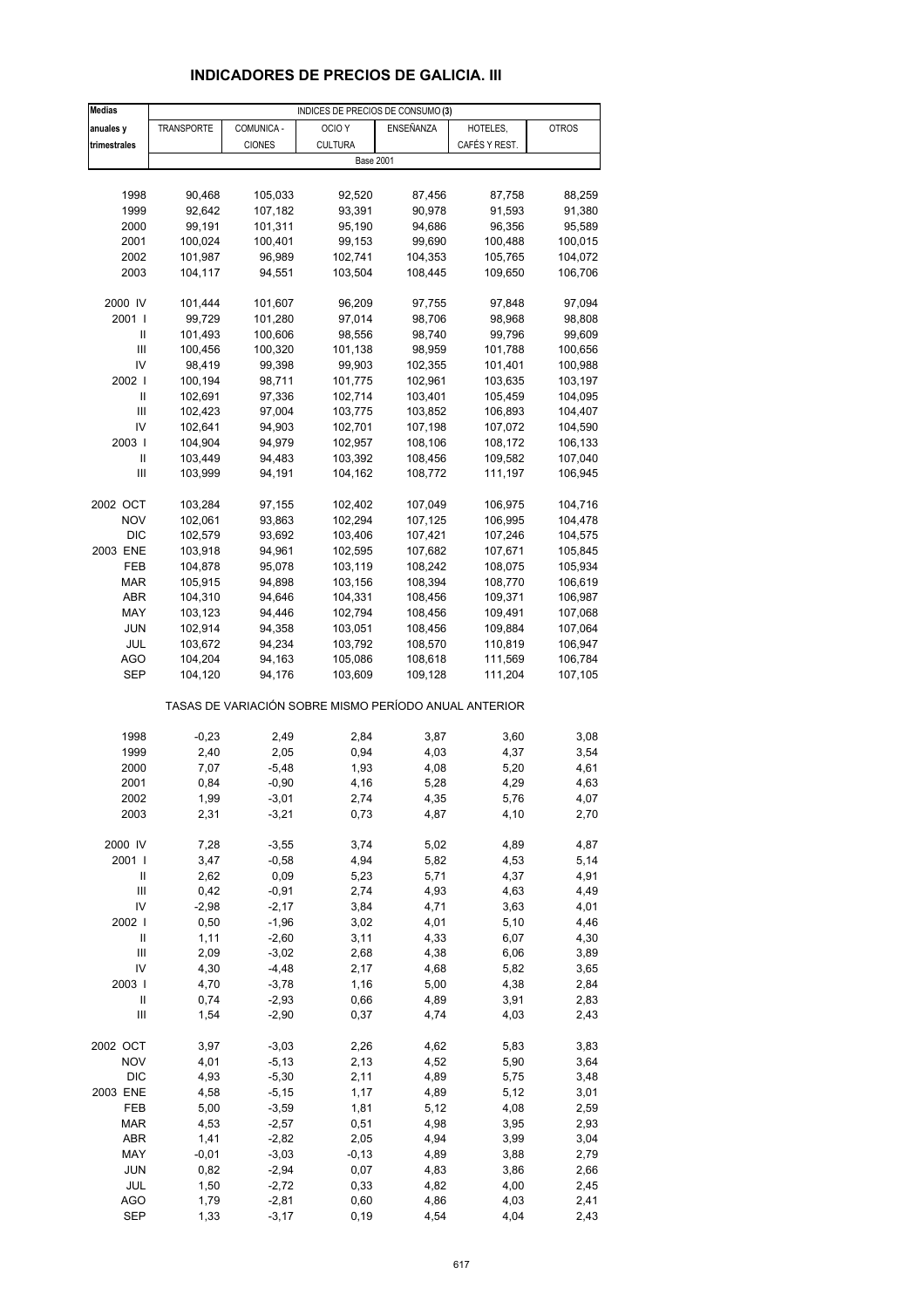## INDICADORES DE PRECIOS DE GALICIA. III

| Medias anuales y trimestrales | INDICES DE PRECIOS DE CONSUMO (3) | | | | | |
|---|---|---|---|---|---|---|
| | TRANSPORTE | COMUNICA - CIONES | OCIO Y CULTURA | ENSEÑANZA | HOTELES, CAFÉS Y REST. | OTROS |
| | Base 2001 | | | | | |
| 1998 | 90,468 | 105,033 | 92,520 | 87,456 | 87,758 | 88,259 |
| 1999 | 92,642 | 107,182 | 93,391 | 90,978 | 91,593 | 91,380 |
| 2000 | 99,191 | 101,311 | 95,190 | 94,686 | 96,356 | 95,589 |
| 2001 | 100,024 | 100,401 | 99,153 | 99,690 | 100,488 | 100,015 |
| 2002 | 101,987 | 96,989 | 102,741 | 104,353 | 105,765 | 104,072 |
| 2003 | 104,117 | 94,551 | 103,504 | 108,445 | 109,650 | 106,706 |
| 2000 IV | 101,444 | 101,607 | 96,209 | 97,755 | 97,848 | 97,094 |
| 2001 I | 99,729 | 101,280 | 97,014 | 98,706 | 98,968 | 98,808 |
| II | 101,493 | 100,606 | 98,556 | 98,740 | 99,796 | 99,609 |
| III | 100,456 | 100,320 | 101,138 | 98,959 | 101,788 | 100,656 |
| IV | 98,419 | 99,398 | 99,903 | 102,355 | 101,401 | 100,988 |
| 2002 I | 100,194 | 98,711 | 101,775 | 102,961 | 103,635 | 103,197 |
| II | 102,691 | 97,336 | 102,714 | 103,401 | 105,459 | 104,095 |
| III | 102,423 | 97,004 | 103,775 | 103,852 | 106,893 | 104,407 |
| IV | 102,641 | 94,903 | 102,701 | 107,198 | 107,072 | 104,590 |
| 2003 I | 104,904 | 94,979 | 102,957 | 108,106 | 108,172 | 106,133 |
| II | 103,449 | 94,483 | 103,392 | 108,456 | 109,582 | 107,040 |
| III | 103,999 | 94,191 | 104,162 | 108,772 | 111,197 | 106,945 |
| 2002 OCT | 103,284 | 97,155 | 102,402 | 107,049 | 106,975 | 104,716 |
| NOV | 102,061 | 93,863 | 102,294 | 107,125 | 106,995 | 104,478 |
| DIC | 102,579 | 93,692 | 103,406 | 107,421 | 107,246 | 104,575 |
| 2003 ENE | 103,918 | 94,961 | 102,595 | 107,682 | 107,671 | 105,845 |
| FEB | 104,878 | 95,078 | 103,119 | 108,242 | 108,075 | 105,934 |
| MAR | 105,915 | 94,898 | 103,156 | 108,394 | 108,770 | 106,619 |
| ABR | 104,310 | 94,646 | 104,331 | 108,456 | 109,371 | 106,987 |
| MAY | 103,123 | 94,446 | 102,794 | 108,456 | 109,491 | 107,068 |
| JUN | 102,914 | 94,358 | 103,051 | 108,456 | 109,884 | 107,064 |
| JUL | 103,672 | 94,234 | 103,792 | 108,570 | 110,819 | 106,947 |
| AGO | 104,204 | 94,163 | 105,086 | 108,618 | 111,569 | 106,784 |
| SEP | 104,120 | 94,176 | 103,609 | 109,128 | 111,204 | 107,105 |
| | TASAS DE VARIACIÓN SOBRE MISMO PERÍODO ANUAL ANTERIOR | | | | | |
| 1998 | -0,23 | 2,49 | 2,84 | 3,87 | 3,60 | 3,08 |
| 1999 | 2,40 | 2,05 | 0,94 | 4,03 | 4,37 | 3,54 |
| 2000 | 7,07 | -5,48 | 1,93 | 4,08 | 5,20 | 4,61 |
| 2001 | 0,84 | -0,90 | 4,16 | 5,28 | 4,29 | 4,63 |
| 2002 | 1,99 | -3,01 | 2,74 | 4,35 | 5,76 | 4,07 |
| 2003 | 2,31 | -3,21 | 0,73 | 4,87 | 4,10 | 2,70 |
| 2000 IV | 7,28 | -3,55 | 3,74 | 5,02 | 4,89 | 4,87 |
| 2001 I | 3,47 | -0,58 | 4,94 | 5,82 | 4,53 | 5,14 |
| II | 2,62 | 0,09 | 5,23 | 5,71 | 4,37 | 4,91 |
| III | 0,42 | -0,91 | 2,74 | 4,93 | 4,63 | 4,49 |
| IV | -2,98 | -2,17 | 3,84 | 4,71 | 3,63 | 4,01 |
| 2002 I | 0,50 | -1,96 | 3,02 | 4,01 | 5,10 | 4,46 |
| II | 1,11 | -2,60 | 3,11 | 4,33 | 6,07 | 4,30 |
| III | 2,09 | -3,02 | 2,68 | 4,38 | 6,06 | 3,89 |
| IV | 4,30 | -4,48 | 2,17 | 4,68 | 5,82 | 3,65 |
| 2003 I | 4,70 | -3,78 | 1,16 | 5,00 | 4,38 | 2,84 |
| II | 0,74 | -2,93 | 0,66 | 4,89 | 3,91 | 2,83 |
| III | 1,54 | -2,90 | 0,37 | 4,74 | 4,03 | 2,43 |
| 2002 OCT | 3,97 | -3,03 | 2,26 | 4,62 | 5,83 | 3,83 |
| NOV | 4,01 | -5,13 | 2,13 | 4,52 | 5,90 | 3,64 |
| DIC | 4,93 | -5,30 | 2,11 | 4,89 | 5,75 | 3,48 |
| 2003 ENE | 4,58 | -5,15 | 1,17 | 4,89 | 5,12 | 3,01 |
| FEB | 5,00 | -3,59 | 1,81 | 5,12 | 4,08 | 2,59 |
| MAR | 4,53 | -2,57 | 0,51 | 4,98 | 3,95 | 2,93 |
| ABR | 1,41 | -2,82 | 2,05 | 4,94 | 3,99 | 3,04 |
| MAY | -0,01 | -3,03 | -0,13 | 4,89 | 3,88 | 2,79 |
| JUN | 0,82 | -2,94 | 0,07 | 4,83 | 3,86 | 2,66 |
| JUL | 1,50 | -2,72 | 0,33 | 4,82 | 4,00 | 2,45 |
| AGO | 1,79 | -2,81 | 0,60 | 4,86 | 4,03 | 2,41 |
| SEP | 1,33 | -3,17 | 0,19 | 4,54 | 4,04 | 2,43 |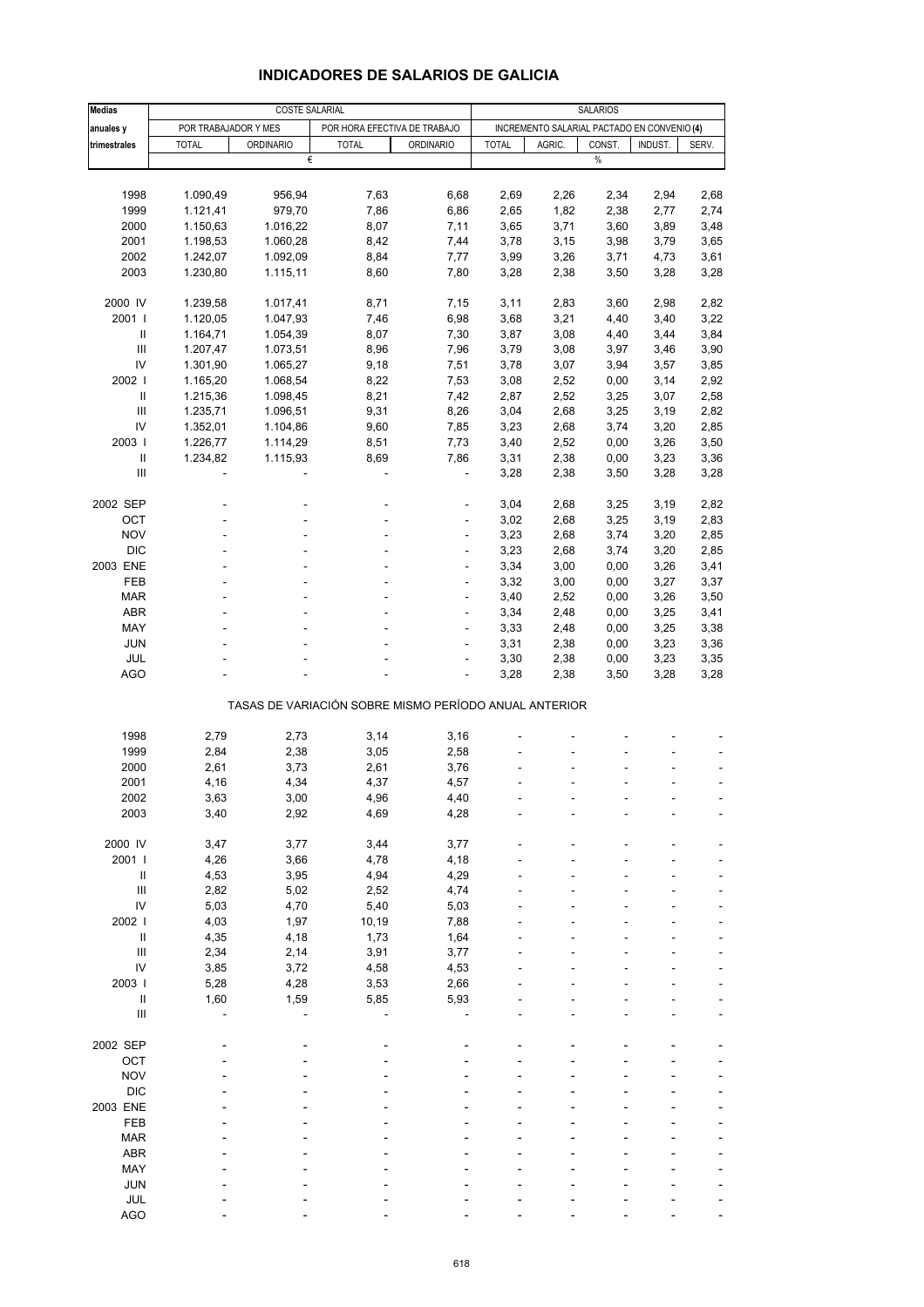# INDICADORES DE SALARIOS DE GALICIA

| Medias anuales y trimestrales | COSTE SALARIAL | | | | SALARIOS | | | | |
|---|---|---|---|---|---|---|---|---|---|
| | POR TRABAJADOR Y MES | | POR HORA EFECTIVA DE TRABAJO | | INCREMENTO SALARIAL PACTADO EN CONVENIO (4) | | | | |
| | TOTAL | ORDINARIO | TOTAL | ORDINARIO | TOTAL | AGRIC. | CONST. | INDUST. | SERV. |
| | € | | | | % | | | | |
| 1998 | 1.090,49 | 956,94 | 7,63 | 6,68 | 2,69 | 2,26 | 2,34 | 2,94 | 2,68 |
| 1999 | 1.121,41 | 979,70 | 7,86 | 6,86 | 2,65 | 1,82 | 2,38 | 2,77 | 2,74 |
| 2000 | 1.150,63 | 1.016,22 | 8,07 | 7,11 | 3,65 | 3,71 | 3,60 | 3,89 | 3,48 |
| 2001 | 1.198,53 | 1.060,28 | 8,42 | 7,44 | 3,78 | 3,15 | 3,98 | 3,79 | 3,65 |
| 2002 | 1.242,07 | 1.092,09 | 8,84 | 7,77 | 3,99 | 3,26 | 3,71 | 4,73 | 3,61 |
| 2003 | 1.230,80 | 1.115,11 | 8,60 | 7,80 | 3,28 | 2,38 | 3,50 | 3,28 | 3,28 |
| 2000 IV | 1.239,58 | 1.017,41 | 8,71 | 7,15 | 3,11 | 2,83 | 3,60 | 2,98 | 2,82 |
| 2001 I | 1.120,05 | 1.047,93 | 7,46 | 6,98 | 3,68 | 3,21 | 4,40 | 3,40 | 3,22 |
| II | 1.164,71 | 1.054,39 | 8,07 | 7,30 | 3,87 | 3,08 | 4,40 | 3,44 | 3,84 |
| III | 1.207,47 | 1.073,51 | 8,96 | 7,96 | 3,79 | 3,08 | 3,97 | 3,46 | 3,90 |
| IV | 1.301,90 | 1.065,27 | 9,18 | 7,51 | 3,78 | 3,07 | 3,94 | 3,57 | 3,85 |
| 2002 I | 1.165,20 | 1.068,54 | 8,22 | 7,53 | 3,08 | 2,52 | 0,00 | 3,14 | 2,92 |
| II | 1.215,36 | 1.098,45 | 8,21 | 7,42 | 2,87 | 2,52 | 3,25 | 3,07 | 2,58 |
| III | 1.235,71 | 1.096,51 | 9,31 | 8,26 | 3,04 | 2,68 | 3,25 | 3,19 | 2,82 |
| IV | 1.352,01 | 1.104,86 | 9,60 | 7,85 | 3,23 | 2,68 | 3,74 | 3,20 | 2,85 |
| 2003 I | 1.226,77 | 1.114,29 | 8,51 | 7,73 | 3,40 | 2,52 | 0,00 | 3,26 | 3,50 |
| II | 1.234,82 | 1.115,93 | 8,69 | 7,86 | 3,31 | 2,38 | 0,00 | 3,23 | 3,36 |
| III | - | - | - | - | 3,28 | 2,38 | 3,50 | 3,28 | 3,28 |
| 2002 SEP | - | - | - | - | 3,04 | 2,68 | 3,25 | 3,19 | 2,82 |
| OCT | - | - | - | - | 3,02 | 2,68 | 3,25 | 3,19 | 2,83 |
| NOV | - | - | - | - | 3,23 | 2,68 | 3,74 | 3,20 | 2,85 |
| DIC | - | - | - | - | 3,23 | 2,68 | 3,74 | 3,20 | 2,85 |
| 2003 ENE | - | - | - | - | 3,34 | 3,00 | 0,00 | 3,26 | 3,41 |
| FEB | - | - | - | - | 3,32 | 3,00 | 0,00 | 3,27 | 3,37 |
| MAR | - | - | - | - | 3,40 | 2,52 | 0,00 | 3,26 | 3,50 |
| ABR | - | - | - | - | 3,34 | 2,48 | 0,00 | 3,25 | 3,41 |
| MAY | - | - | - | - | 3,33 | 2,48 | 0,00 | 3,25 | 3,38 |
| JUN | - | - | - | - | 3,31 | 2,38 | 0,00 | 3,23 | 3,36 |
| JUL | - | - | - | - | 3,30 | 2,38 | 0,00 | 3,23 | 3,35 |
| AGO | - | - | - | - | 3,28 | 2,38 | 3,50 | 3,28 | 3,28 |
| | TASAS DE VARIACIÓN SOBRE MISMO PERÍODO ANUAL ANTERIOR | | | | | | | | |
| 1998 | 2,79 | 2,73 | 3,14 | 3,16 | - | - | - | - | - |
| 1999 | 2,84 | 2,38 | 3,05 | 2,58 | - | - | - | - | - |
| 2000 | 2,61 | 3,73 | 2,61 | 3,76 | - | - | - | - | - |
| 2001 | 4,16 | 4,34 | 4,37 | 4,57 | - | - | - | - | - |
| 2002 | 3,63 | 3,00 | 4,96 | 4,40 | - | - | - | - | - |
| 2003 | 3,40 | 2,92 | 4,69 | 4,28 | - | - | - | - | - |
| 2000 IV | 3,47 | 3,77 | 3,44 | 3,77 | - | - | - | - | - |
| 2001 I | 4,26 | 3,66 | 4,78 | 4,18 | - | - | - | - | - |
| II | 4,53 | 3,95 | 4,94 | 4,29 | - | - | - | - | - |
| III | 2,82 | 5,02 | 2,52 | 4,74 | - | - | - | - | - |
| IV | 5,03 | 4,70 | 5,40 | 5,03 | - | - | - | - | - |
| 2002 I | 4,03 | 1,97 | 10,19 | 7,88 | - | - | - | - | - |
| II | 4,35 | 4,18 | 1,73 | 1,64 | - | - | - | - | - |
| III | 2,34 | 2,14 | 3,91 | 3,77 | - | - | - | - | - |
| IV | 3,85 | 3,72 | 4,58 | 4,53 | - | - | - | - | - |
| 2003 I | 5,28 | 4,28 | 3,53 | 2,66 | - | - | - | - | - |
| II | 1,60 | 1,59 | 5,85 | 5,93 | - | - | - | - | - |
| III | - | - | - | - | - | - | - | - | - |
| 2002 SEP | - | - | - | - | - | - | - | - | - |
| OCT | - | - | - | - | - | - | - | - | - |
| NOV | - | - | - | - | - | - | - | - | - |
| DIC | - | - | - | - | - | - | - | - | - |
| 2003 ENE | - | - | - | - | - | - | - | - | - |
| FEB | - | - | - | - | - | - | - | - | - |
| MAR | - | - | - | - | - | - | - | - | - |
| ABR | - | - | - | - | - | - | - | - | - |
| MAY | - | - | - | - | - | - | - | - | - |
| JUN | - | - | - | - | - | - | - | - | - |
| JUL | - | - | - | - | - | - | - | - | - |
| AGO | - | - | - | - | - | - | - | - | - |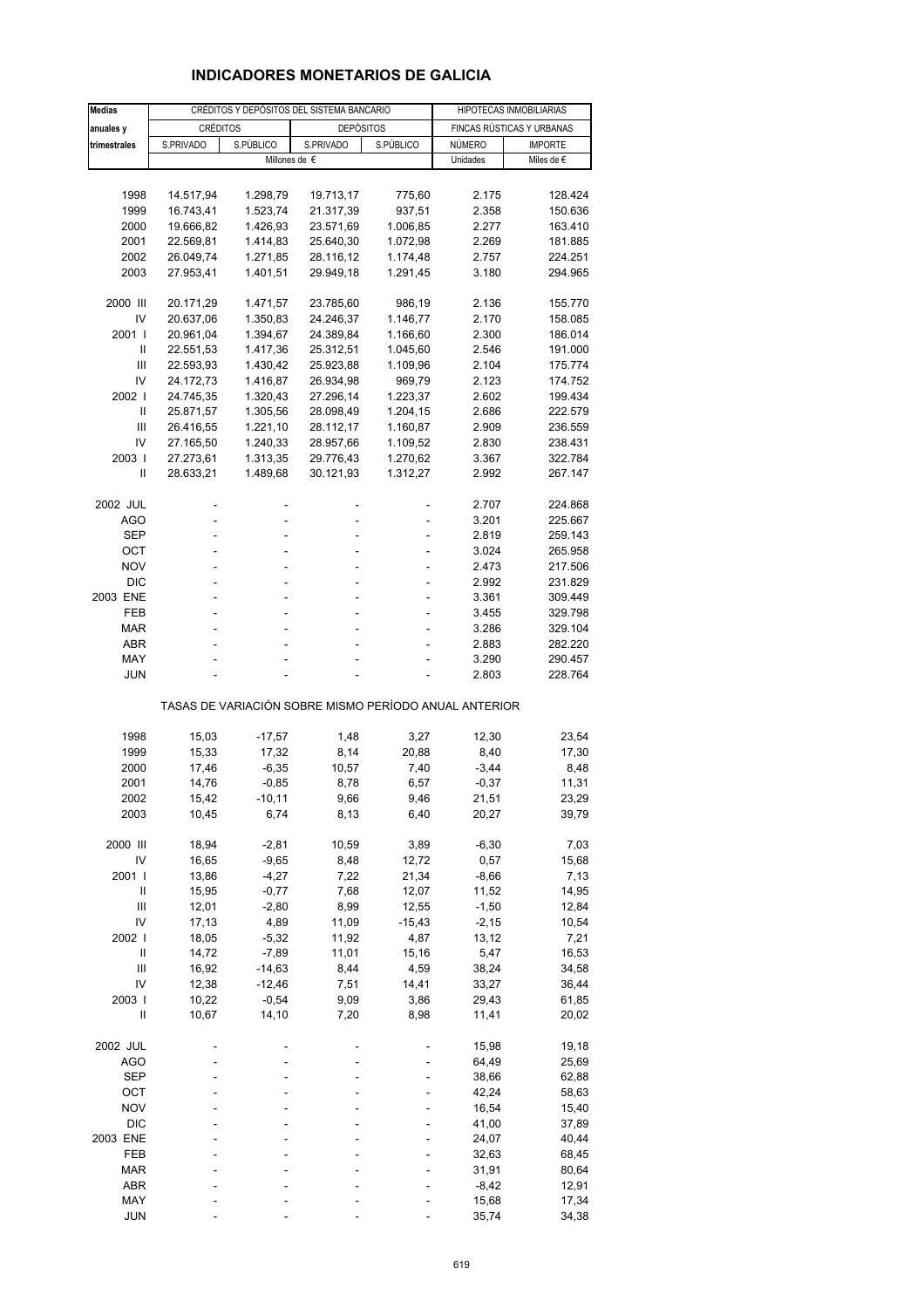# INDICADORES MONETARIOS DE GALICIA

| Medias anuales y trimestrales | CRÉDITOS Y DEPÓSITOS DEL SISTEMA BANCARIO | | | | HIPOTECAS INMOBILIARIAS | |
|---|---|---|---|---|---|---|
| | CRÉDITOS | | DEPÓSITOS | | FINCAS RÚSTICAS Y URBANAS | |
| | S.PRIVADO | S.PÚBLICO | S.PRIVADO | S.PÚBLICO | NÚMERO | IMPORTE |
| | Millones de € | | | | Unidades | Miles de € |
| 1998 | 14.517,94 | 1.298,79 | 19.713,17 | 775,60 | 2.175 | 128.424 |
| 1999 | 16.743,41 | 1.523,74 | 21.317,39 | 937,51 | 2.358 | 150.636 |
| 2000 | 19.666,82 | 1.426,93 | 23.571,69 | 1.006,85 | 2.277 | 163.410 |
| 2001 | 22.569,81 | 1.414,83 | 25.640,30 | 1.072,98 | 2.269 | 181.885 |
| 2002 | 26.049,74 | 1.271,85 | 28.116,12 | 1.174,48 | 2.757 | 224.251 |
| 2003 | 27.953,41 | 1.401,51 | 29.949,18 | 1.291,45 | 3.180 | 294.965 |
| 2000 III | 20.171,29 | 1.471,57 | 23.785,60 | 986,19 | 2.136 | 155.770 |
| IV | 20.637,06 | 1.350,83 | 24.246,37 | 1.146,77 | 2.170 | 158.085 |
| 2001 I | 20.961,04 | 1.394,67 | 24.389,84 | 1.166,60 | 2.300 | 186.014 |
| II | 22.551,53 | 1.417,36 | 25.312,51 | 1.045,60 | 2.546 | 191.000 |
| III | 22.593,93 | 1.430,42 | 25.923,88 | 1.109,96 | 2.104 | 175.774 |
| IV | 24.172,73 | 1.416,87 | 26.934,98 | 969,79 | 2.123 | 174.752 |
| 2002 I | 24.745,35 | 1.320,43 | 27.296,14 | 1.223,37 | 2.602 | 199.434 |
| II | 25.871,57 | 1.305,56 | 28.098,49 | 1.204,15 | 2.686 | 222.579 |
| III | 26.416,55 | 1.221,10 | 28.112,17 | 1.160,87 | 2.909 | 236.559 |
| IV | 27.165,50 | 1.240,33 | 28.957,66 | 1.109,52 | 2.830 | 238.431 |
| 2003 I | 27.273,61 | 1.313,35 | 29.776,43 | 1.270,62 | 3.367 | 322.784 |
| II | 28.633,21 | 1.489,68 | 30.121,93 | 1.312,27 | 2.992 | 267.147 |
| 2002 JUL | - | - | - | - | 2.707 | 224.868 |
| AGO | - | - | - | - | 3.201 | 225.667 |
| SEP | - | - | - | - | 2.819 | 259.143 |
| OCT | - | - | - | - | 3.024 | 265.958 |
| NOV | - | - | - | - | 2.473 | 217.506 |
| DIC | - | - | - | - | 2.992 | 231.829 |
| 2003 ENE | - | - | - | - | 3.361 | 309.449 |
| FEB | - | - | - | - | 3.455 | 329.798 |
| MAR | - | - | - | - | 3.286 | 329.104 |
| ABR | - | - | - | - | 2.883 | 282.220 |
| MAY | - | - | - | - | 3.290 | 290.457 |
| JUN | - | - | - | - | 2.803 | 228.764 |
| TASAS DE VARIACIÓN SOBRE MISMO PERÍODO ANUAL ANTERIOR | | | | | | |
| 1998 | 15,03 | -17,57 | 1,48 | 3,27 | 12,30 | 23,54 |
| 1999 | 15,33 | 17,32 | 8,14 | 20,88 | 8,40 | 17,30 |
| 2000 | 17,46 | -6,35 | 10,57 | 7,40 | -3,44 | 8,48 |
| 2001 | 14,76 | -0,85 | 8,78 | 6,57 | -0,37 | 11,31 |
| 2002 | 15,42 | -10,11 | 9,66 | 9,46 | 21,51 | 23,29 |
| 2003 | 10,45 | 6,74 | 8,13 | 6,40 | 20,27 | 39,79 |
| 2000 III | 18,94 | -2,81 | 10,59 | 3,89 | -6,30 | 7,03 |
| IV | 16,65 | -9,65 | 8,48 | 12,72 | 0,57 | 15,68 |
| 2001 I | 13,86 | -4,27 | 7,22 | 21,34 | -8,66 | 7,13 |
| II | 15,95 | -0,77 | 7,68 | 12,07 | 11,52 | 14,95 |
| III | 12,01 | -2,80 | 8,99 | 12,55 | -1,50 | 12,84 |
| IV | 17,13 | 4,89 | 11,09 | -15,43 | -2,15 | 10,54 |
| 2002 I | 18,05 | -5,32 | 11,92 | 4,87 | 13,12 | 7,21 |
| II | 14,72 | -7,89 | 11,01 | 15,16 | 5,47 | 16,53 |
| III | 16,92 | -14,63 | 8,44 | 4,59 | 38,24 | 34,58 |
| IV | 12,38 | -12,46 | 7,51 | 14,41 | 33,27 | 36,44 |
| 2003 I | 10,22 | -0,54 | 9,09 | 3,86 | 29,43 | 61,85 |
| II | 10,67 | 14,10 | 7,20 | 8,98 | 11,41 | 20,02 |
| 2002 JUL | - | - | - | - | 15,98 | 19,18 |
| AGO | - | - | - | - | 64,49 | 25,69 |
| SEP | - | - | - | - | 38,66 | 62,88 |
| OCT | - | - | - | - | 42,24 | 58,63 |
| NOV | - | - | - | - | 16,54 | 15,40 |
| DIC | - | - | - | - | 41,00 | 37,89 |
| 2003 ENE | - | - | - | - | 24,07 | 40,44 |
| FEB | - | - | - | - | 32,63 | 68,45 |
| MAR | - | - | - | - | 31,91 | 80,64 |
| ABR | - | - | - | - | -8,42 | 12,91 |
| MAY | - | - | - | - | 15,68 | 17,34 |
| JUN | - | - | - | - | 35,74 | 34,38 |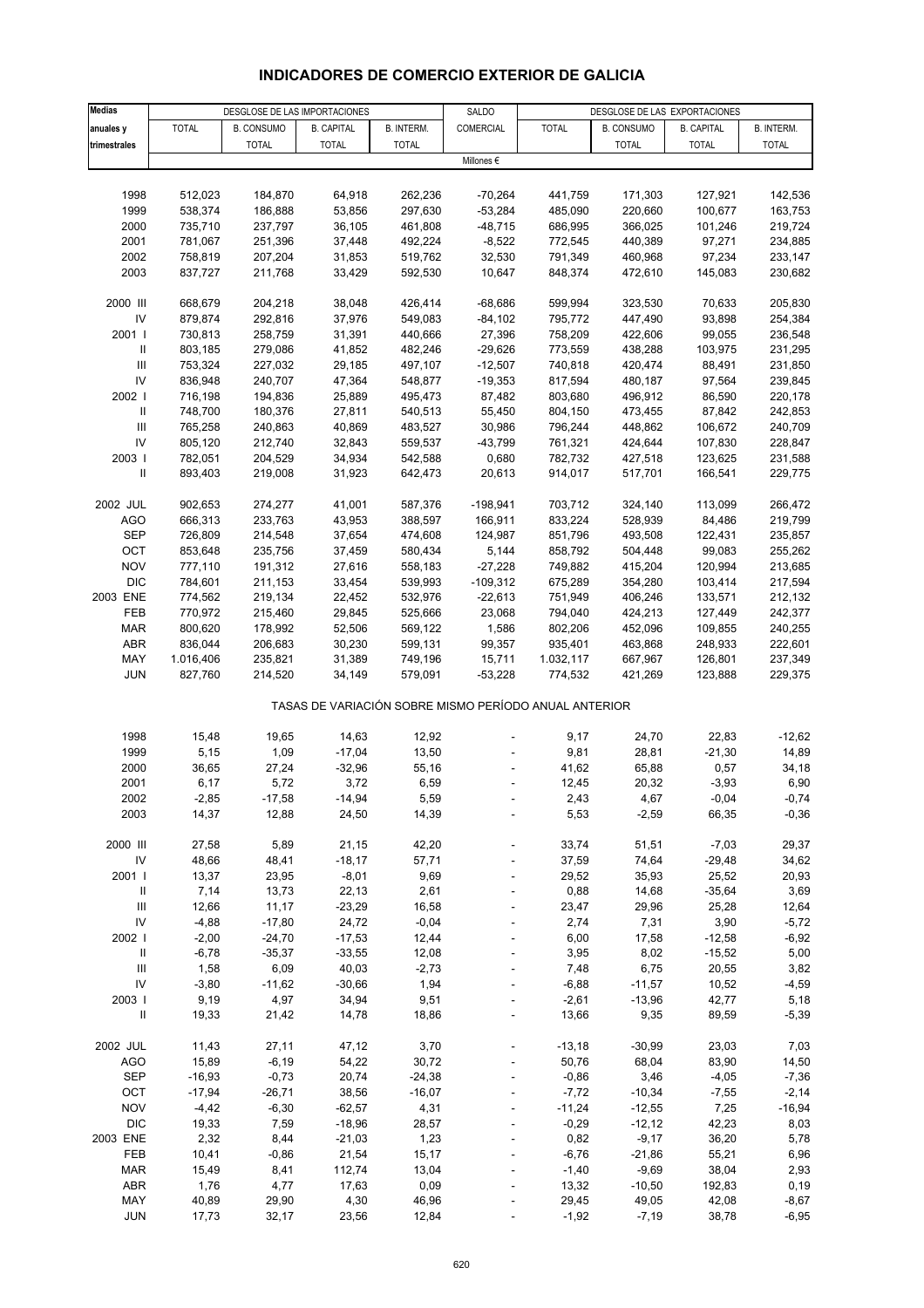# INDICADORES DE COMERCIO EXTERIOR DE GALICIA

| Medias anuales y trimestrales | DESGLOSE DE LAS IMPORTACIONES | | | | SALDO | DESGLOSE DE LAS EXPORTACIONES | | | |
|---|---|---|---|---|---|---|---|---|---|
| | TOTAL | B. CONSUMO TOTAL | B. CAPITAL TOTAL | B. INTERM. TOTAL | COMERCIAL | TOTAL | B. CONSUMO TOTAL | B. CAPITAL TOTAL | B. INTERM. TOTAL |
| | | | | | Millones € | | | | |
| 1998 | 512,023 | 184,870 | 64,918 | 262,236 | -70,264 | 441,759 | 171,303 | 127,921 | 142,536 |
| 1999 | 538,374 | 186,888 | 53,856 | 297,630 | -53,284 | 485,090 | 220,660 | 100,677 | 163,753 |
| 2000 | 735,710 | 237,797 | 36,105 | 461,808 | -48,715 | 686,995 | 366,025 | 101,246 | 219,724 |
| 2001 | 781,067 | 251,396 | 37,448 | 492,224 | -8,522 | 772,545 | 440,389 | 97,271 | 234,885 |
| 2002 | 758,819 | 207,204 | 31,853 | 519,762 | 32,530 | 791,349 | 460,968 | 97,234 | 233,147 |
| 2003 | 837,727 | 211,768 | 33,429 | 592,530 | 10,647 | 848,374 | 472,610 | 145,083 | 230,682 |
| 2000 III | 668,679 | 204,218 | 38,048 | 426,414 | -68,686 | 599,994 | 323,530 | 70,633 | 205,830 |
| IV | 879,874 | 292,816 | 37,976 | 549,083 | -84,102 | 795,772 | 447,490 | 93,898 | 254,384 |
| 2001 I | 730,813 | 258,759 | 31,391 | 440,666 | 27,396 | 758,209 | 422,606 | 99,055 | 236,548 |
| II | 803,185 | 279,086 | 41,852 | 482,246 | -29,626 | 773,559 | 438,288 | 103,975 | 231,295 |
| III | 753,324 | 227,032 | 29,185 | 497,107 | -12,507 | 740,818 | 420,474 | 88,491 | 231,850 |
| IV | 836,948 | 240,707 | 47,364 | 548,877 | -19,353 | 817,594 | 480,187 | 97,564 | 239,845 |
| 2002 I | 716,198 | 194,836 | 25,889 | 495,473 | 87,482 | 803,680 | 496,912 | 86,590 | 220,178 |
| II | 748,700 | 180,376 | 27,811 | 540,513 | 55,450 | 804,150 | 473,455 | 87,842 | 242,853 |
| III | 765,258 | 240,863 | 40,869 | 483,527 | 30,986 | 796,244 | 448,862 | 106,672 | 240,709 |
| IV | 805,120 | 212,740 | 32,843 | 559,537 | -43,799 | 761,321 | 424,644 | 107,830 | 228,847 |
| 2003 I | 782,051 | 204,529 | 34,934 | 542,588 | 0,680 | 782,732 | 427,518 | 123,625 | 231,588 |
| II | 893,403 | 219,008 | 31,923 | 642,473 | 20,613 | 914,017 | 517,701 | 166,541 | 229,775 |
| 2002 JUL | 902,653 | 274,277 | 41,001 | 587,376 | -198,941 | 703,712 | 324,140 | 113,099 | 266,472 |
| AGO | 666,313 | 233,763 | 43,953 | 388,597 | 166,911 | 833,224 | 528,939 | 84,486 | 219,799 |
| SEP | 726,809 | 214,548 | 37,654 | 474,608 | 124,987 | 851,796 | 493,508 | 122,431 | 235,857 |
| OCT | 853,648 | 235,756 | 37,459 | 580,434 | 5,144 | 858,792 | 504,448 | 99,083 | 255,262 |
| NOV | 777,110 | 191,312 | 27,616 | 558,183 | -27,228 | 749,882 | 415,204 | 120,994 | 213,685 |
| DIC | 784,601 | 211,153 | 33,454 | 539,993 | -109,312 | 675,289 | 354,280 | 103,414 | 217,594 |
| 2003 ENE | 774,562 | 219,134 | 22,452 | 532,976 | -22,613 | 751,949 | 406,246 | 133,571 | 212,132 |
| FEB | 770,972 | 215,460 | 29,845 | 525,666 | 23,068 | 794,040 | 424,213 | 127,449 | 242,377 |
| MAR | 800,620 | 178,992 | 52,506 | 569,122 | 1,586 | 802,206 | 452,096 | 109,855 | 240,255 |
| ABR | 836,044 | 206,683 | 30,230 | 599,131 | 99,357 | 935,401 | 463,868 | 248,933 | 222,601 |
| MAY | 1.016,406 | 235,821 | 31,389 | 749,196 | 15,711 | 1.032,117 | 667,967 | 126,801 | 237,349 |
| JUN | 827,760 | 214,520 | 34,149 | 579,091 | -53,228 | 774,532 | 421,269 | 123,888 | 229,375 |
| | | | | | TASAS DE VARIACIÓN SOBRE MISMO PERÍODO ANUAL ANTERIOR | | | | |
| 1998 | 15,48 | 19,65 | 14,63 | 12,92 | - | 9,17 | 24,70 | 22,83 | -12,62 |
| 1999 | 5,15 | 1,09 | -17,04 | 13,50 | - | 9,81 | 28,81 | -21,30 | 14,89 |
| 2000 | 36,65 | 27,24 | -32,96 | 55,16 | - | 41,62 | 65,88 | 0,57 | 34,18 |
| 2001 | 6,17 | 5,72 | 3,72 | 6,59 | - | 12,45 | 20,32 | -3,93 | 6,90 |
| 2002 | -2,85 | -17,58 | -14,94 | 5,59 | - | 2,43 | 4,67 | -0,04 | -0,74 |
| 2003 | 14,37 | 12,88 | 24,50 | 14,39 | - | 5,53 | -2,59 | 66,35 | -0,36 |
| 2000 III | 27,58 | 5,89 | 21,15 | 42,20 | - | 33,74 | 51,51 | -7,03 | 29,37 |
| IV | 48,66 | 48,41 | -18,17 | 57,71 | - | 37,59 | 74,64 | -29,48 | 34,62 |
| 2001 I | 13,37 | 23,95 | -8,01 | 9,69 | - | 29,52 | 35,93 | 25,52 | 20,93 |
| II | 7,14 | 13,73 | 22,13 | 2,61 | - | 0,88 | 14,68 | -35,64 | 3,69 |
| III | 12,66 | 11,17 | -23,29 | 16,58 | - | 23,47 | 29,96 | 25,28 | 12,64 |
| IV | -4,88 | -17,80 | 24,72 | -0,04 | - | 2,74 | 7,31 | 3,90 | -5,72 |
| 2002 I | -2,00 | -24,70 | -17,53 | 12,44 | - | 6,00 | 17,58 | -12,58 | -6,92 |
| II | -6,78 | -35,37 | -33,55 | 12,08 | - | 3,95 | 8,02 | -15,52 | 5,00 |
| III | 1,58 | 6,09 | 40,03 | -2,73 | - | 7,48 | 6,75 | 20,55 | 3,82 |
| IV | -3,80 | -11,62 | -30,66 | 1,94 | - | -6,88 | -11,57 | 10,52 | -4,59 |
| 2003 I | 9,19 | 4,97 | 34,94 | 9,51 | - | -2,61 | -13,96 | 42,77 | 5,18 |
| II | 19,33 | 21,42 | 14,78 | 18,86 | - | 13,66 | 9,35 | 89,59 | -5,39 |
| 2002 JUL | 11,43 | 27,11 | 47,12 | 3,70 | - | -13,18 | -30,99 | 23,03 | 7,03 |
| AGO | 15,89 | -6,19 | 54,22 | 30,72 | - | 50,76 | 68,04 | 83,90 | 14,50 |
| SEP | -16,93 | -0,73 | 20,74 | -24,38 | - | -0,86 | 3,46 | -4,05 | -7,36 |
| OCT | -17,94 | -26,71 | 38,56 | -16,07 | - | -7,72 | -10,34 | -7,55 | -2,14 |
| NOV | -4,42 | -6,30 | -62,57 | 4,31 | - | -11,24 | -12,55 | 7,25 | -16,94 |
| DIC | 19,33 | 7,59 | -18,96 | 28,57 | - | -0,29 | -12,12 | 42,23 | 8,03 |
| 2003 ENE | 2,32 | 8,44 | -21,03 | 1,23 | - | 0,82 | -9,17 | 36,20 | 5,78 |
| FEB | 10,41 | -0,86 | 21,54 | 15,17 | - | -6,76 | -21,86 | 55,21 | 6,96 |
| MAR | 15,49 | 8,41 | 112,74 | 13,04 | - | -1,40 | -9,69 | 38,04 | 2,93 |
| ABR | 1,76 | 4,77 | 17,63 | 0,09 | - | 13,32 | -10,50 | 192,83 | 0,19 |
| MAY | 40,89 | 29,90 | 4,30 | 46,96 | - | 29,45 | 49,05 | 42,08 | -8,67 |
| JUN | 17,73 | 32,17 | 23,56 | 12,84 | - | -1,92 | -7,19 | 38,78 | -6,95 |